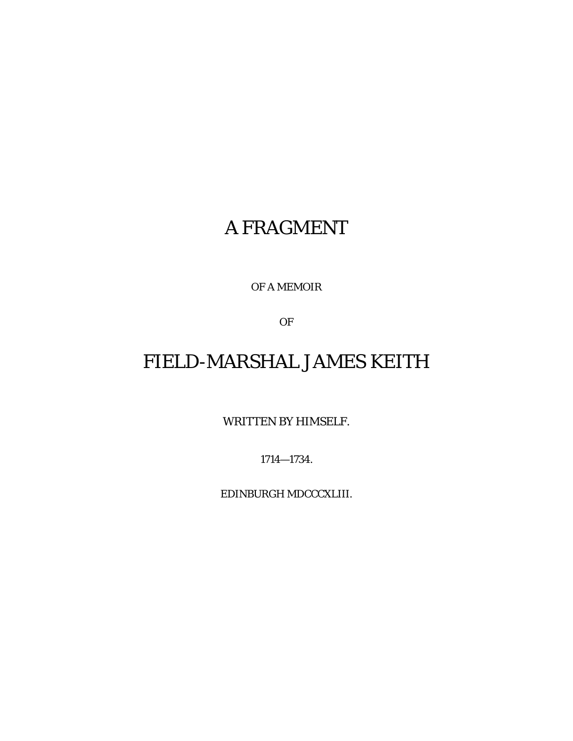# A FRAGMENT

OF A MEMOIR

OF

# FIELD-MARSHAL JAMES KEITH

WRITTEN BY HIMSELF.

1714—1734.

EDINBURGH MDCCCXLIII.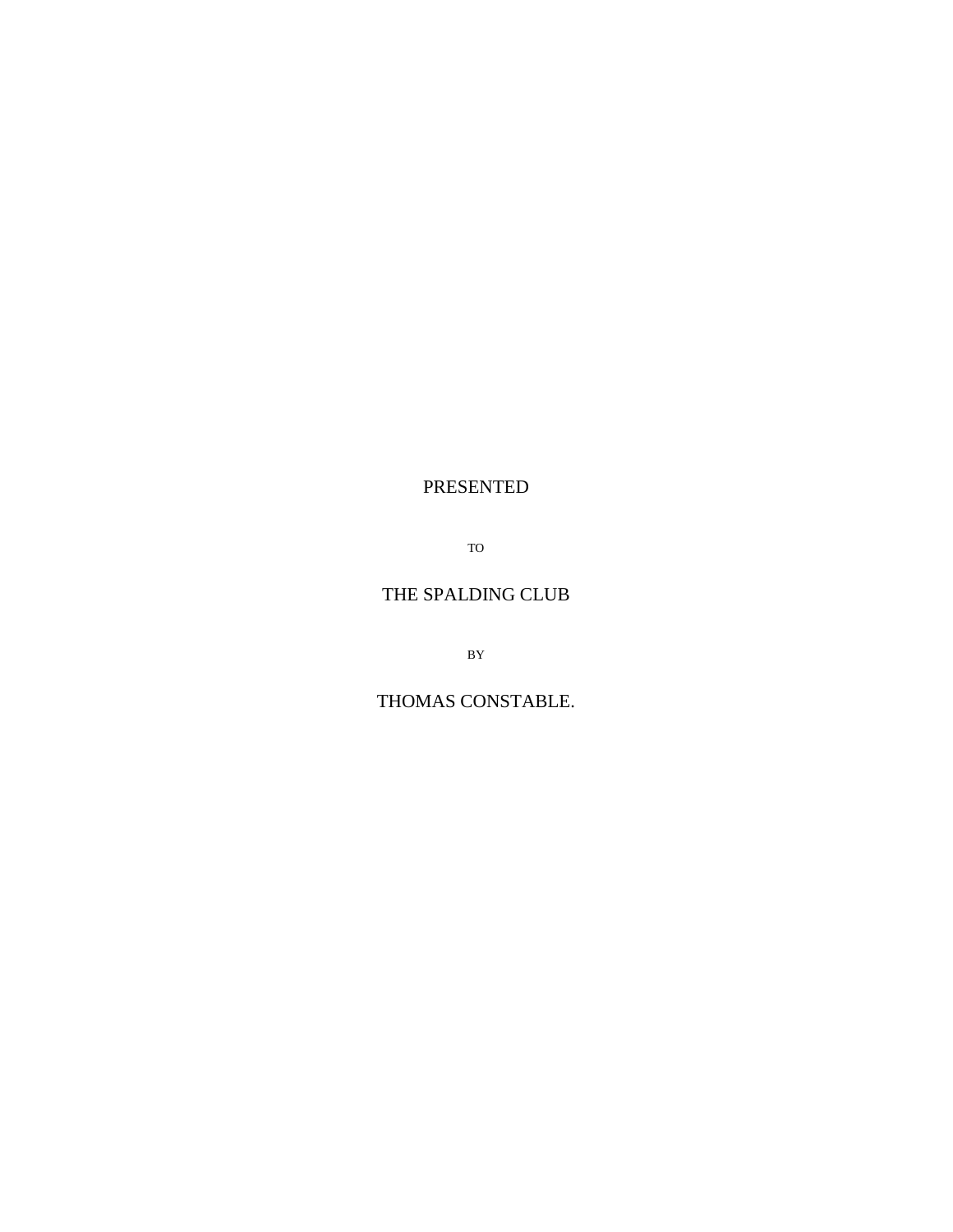PRESENTED

TO

THE SPALDING CLUB

BY

THOMAS CONSTABLE.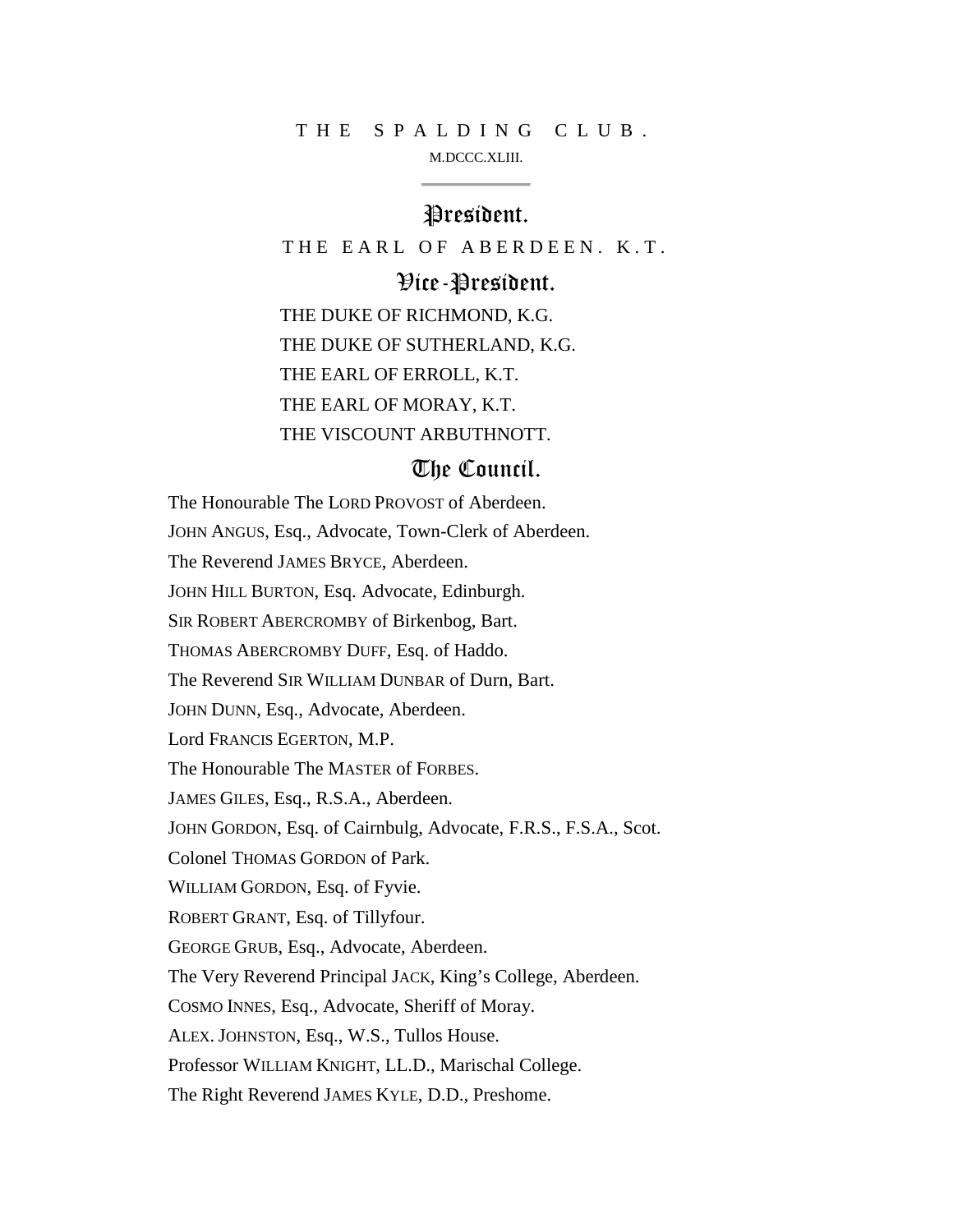# THE SPALDING CLUB.

M.DCCC.XLIII.

## President.

THE EARL OF ABERDEEN. K.T.

## Vice-President.

THE DUKE OF RICHMOND, K.G.
THE DUKE OF SUTHERLAND, K.G.
THE EARL OF ERROLL, K.T.
THE EARL OF MORAY, K.T.
THE VISCOUNT ARBUTHNOTT.

## The Council.

The Honourable The LORD PROVOST of Aberdeen.
JOHN ANGUS, Esq., Advocate, Town-Clerk of Aberdeen.
The Reverend JAMES BRYCE, Aberdeen.
JOHN HILL BURTON, Esq. Advocate, Edinburgh.
SIR ROBERT ABERCROMBY of Birkenbog, Bart.
THOMAS ABERCROMBY DUFF, Esq. of Haddo.
The Reverend SIR WILLIAM DUNBAR of Durn, Bart.
JOHN DUNN, Esq., Advocate, Aberdeen.
Lord FRANCIS EGERTON, M.P.
The Honourable The MASTER of FORBES.
JAMES GILES, Esq., R.S.A., Aberdeen.
JOHN GORDON, Esq. of Cairnbulg, Advocate, F.R.S., F.S.A., Scot.
Colonel THOMAS GORDON of Park.
WILLIAM GORDON, Esq. of Fyvie.
ROBERT GRANT, Esq. of Tillyfour.
GEORGE GRUB, Esq., Advocate, Aberdeen.
The Very Reverend Principal JACK, King's College, Aberdeen.
COSMO INNES, Esq., Advocate, Sheriff of Moray.
ALEX. JOHNSTON, Esq., W.S., Tullos House.
Professor WILLIAM KNIGHT, LL.D., Marischal College.
The Right Reverend JAMES KYLE, D.D., Preshome.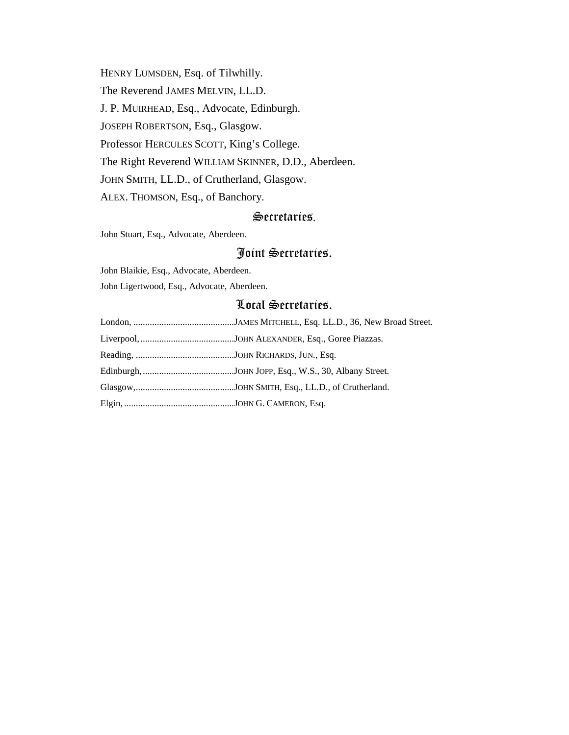HENRY LUMSDEN, Esq. of Tilwhilly.

The Reverend JAMES MELVIN, LL.D.

J. P. MUIRHEAD, Esq., Advocate, Edinburgh.

JOSEPH ROBERTSON, Esq., Glasgow.

Professor HERCULES SCOTT, King's College.

The Right Reverend WILLIAM SKINNER, D.D., Aberdeen.

JOHN SMITH, LL.D., of Crutherland, Glasgow.

ALEX. THOMSON, Esq., of Banchory.

## Secretaries.

John Stuart, Esq., Advocate, Aberdeen.

## Joint Secretaries.

John Blaikie, Esq., Advocate, Aberdeen.

John Ligertwood, Esq., Advocate, Aberdeen.

## Local Secretaries.

London, ..........................................JAMES MITCHELL, Esq. LL.D., 36, New Broad Street.

Liverpool, ........................................JOHN ALEXANDER, Esq., Goree Piazzas.

Reading, ..........................................JOHN RICHARDS, JUN., Esq.

Edinburgh, .......................................JOHN JOPP, Esq., W.S., 30, Albany Street.

Glasgow,..........................................JOHN SMITH, Esq., LL.D., of Crutherland.

Elgin, ...............................................JOHN G. CAMERON, Esq.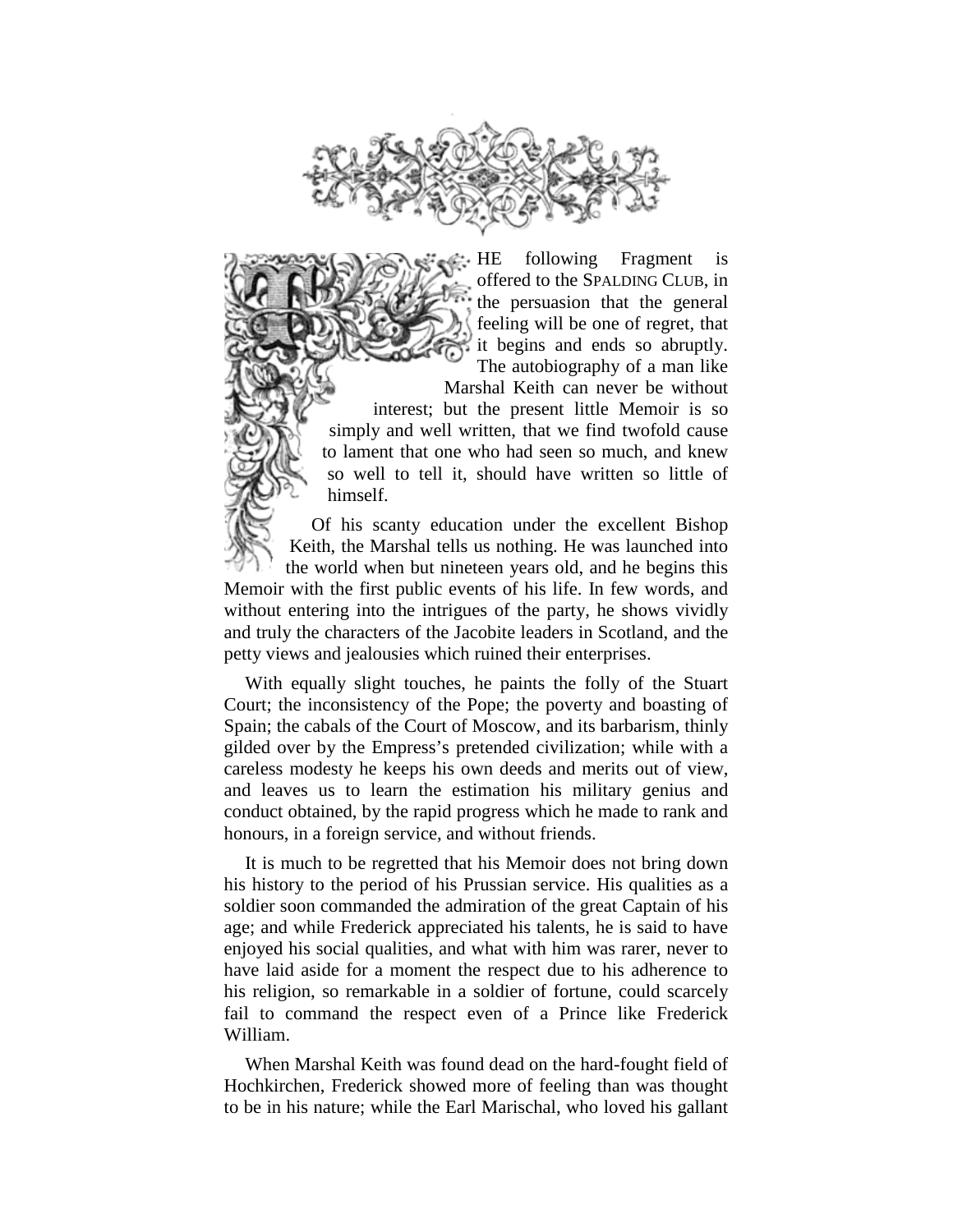THE following Fragment is offered to the SPALDING CLUB, in the persuasion that the general feeling will be one of regret, that it begins and ends so abruptly. The autobiography of a man like Marshal Keith can never be without interest; but the present little Memoir is so simply and well written, that we find twofold cause to lament that one who had seen so much, and knew so well to tell it, should have written so little of himself.

Of his scanty education under the excellent Bishop Keith, the Marshal tells us nothing. He was launched into the world when but nineteen years old, and he begins this Memoir with the first public events of his life. In few words, and without entering into the intrigues of the party, he shows vividly and truly the characters of the Jacobite leaders in Scotland, and the petty views and jealousies which ruined their enterprises.

With equally slight touches, he paints the folly of the Stuart Court; the inconsistency of the Pope; the poverty and boasting of Spain; the cabals of the Court of Moscow, and its barbarism, thinly gilded over by the Empress's pretended civilization; while with a careless modesty he keeps his own deeds and merits out of view, and leaves us to learn the estimation his military genius and conduct obtained, by the rapid progress which he made to rank and honours, in a foreign service, and without friends.

It is much to be regretted that his Memoir does not bring down his history to the period of his Prussian service. His qualities as a soldier soon commanded the admiration of the great Captain of his age; and while Frederick appreciated his talents, he is said to have enjoyed his social qualities, and what with him was rarer, never to have laid aside for a moment the respect due to his adherence to his religion, so remarkable in a soldier of fortune, could scarcely fail to command the respect even of a Prince like Frederick William.

When Marshal Keith was found dead on the hard-fought field of Hochkirchen, Frederick showed more of feeling than was thought to be in his nature; while the Earl Marischal, who loved his gallant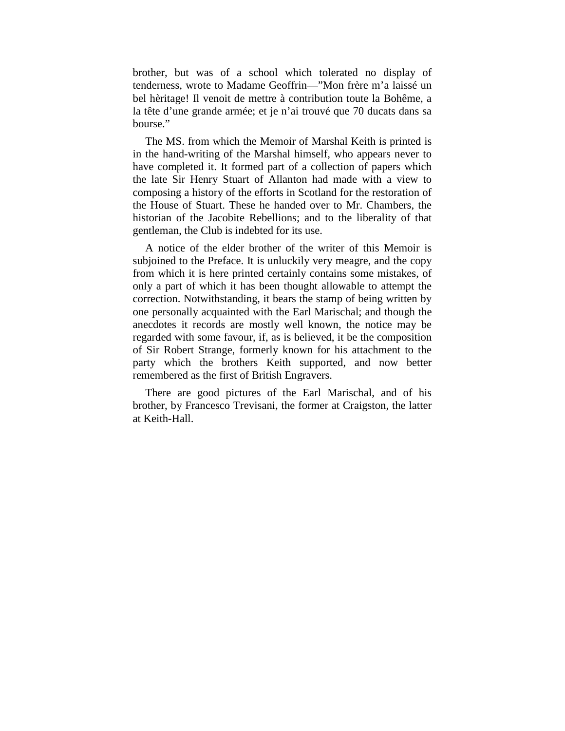brother, but was of a school which tolerated no display of tenderness, wrote to Madame Geoffrin—"Mon frère m'a laissé un bel hèritage! Il venoit de mettre à contribution toute la Bohême, a la tête d'une grande armée; et je n'ai trouvé que 70 ducats dans sa bourse."

The MS. from which the Memoir of Marshal Keith is printed is in the hand-writing of the Marshal himself, who appears never to have completed it. It formed part of a collection of papers which the late Sir Henry Stuart of Allanton had made with a view to composing a history of the efforts in Scotland for the restoration of the House of Stuart. These he handed over to Mr. Chambers, the historian of the Jacobite Rebellions; and to the liberality of that gentleman, the Club is indebted for its use.

A notice of the elder brother of the writer of this Memoir is subjoined to the Preface. It is unluckily very meagre, and the copy from which it is here printed certainly contains some mistakes, of only a part of which it has been thought allowable to attempt the correction. Notwithstanding, it bears the stamp of being written by one personally acquainted with the Earl Marischal; and though the anecdotes it records are mostly well known, the notice may be regarded with some favour, if, as is believed, it be the composition of Sir Robert Strange, formerly known for his attachment to the party which the brothers Keith supported, and now better remembered as the first of British Engravers.

There are good pictures of the Earl Marischal, and of his brother, by Francesco Trevisani, the former at Craigston, the latter at Keith-Hall.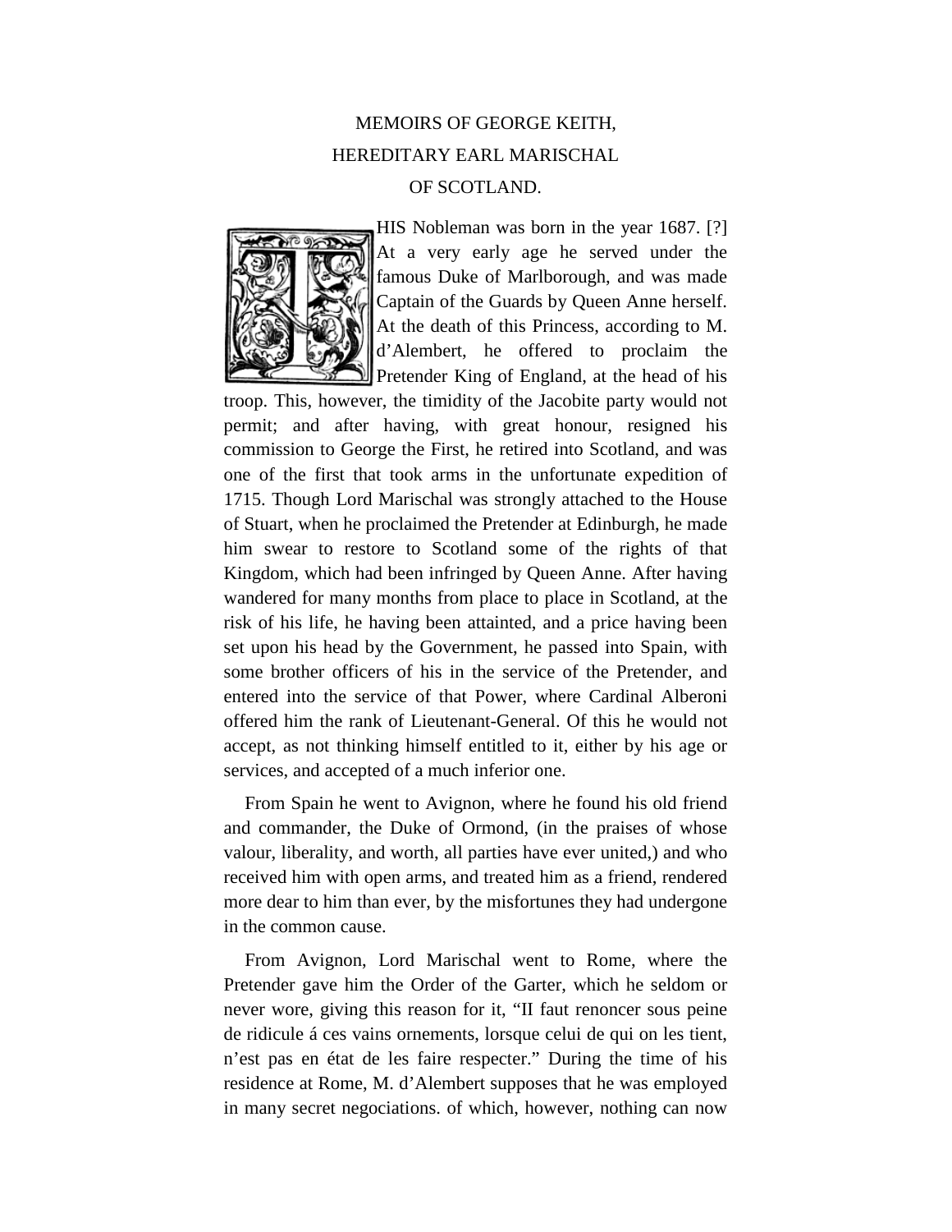# MEMOIRS OF GEORGE KEITH, HEREDITARY EARL MARISCHAL OF SCOTLAND.

THIS Nobleman was born in the year 1687. [?] At a very early age he served under the famous Duke of Marlborough, and was made Captain of the Guards by Queen Anne herself. At the death of this Princess, according to M. d'Alembert, he offered to proclaim the Pretender King of England, at the head of his troop. This, however, the timidity of the Jacobite party would not permit; and after having, with great honour, resigned his commission to George the First, he retired into Scotland, and was one of the first that took arms in the unfortunate expedition of 1715. Though Lord Marischal was strongly attached to the House of Stuart, when he proclaimed the Pretender at Edinburgh, he made him swear to restore to Scotland some of the rights of that Kingdom, which had been infringed by Queen Anne. After having wandered for many months from place to place in Scotland, at the risk of his life, he having been attainted, and a price having been set upon his head by the Government, he passed into Spain, with some brother officers of his in the service of the Pretender, and entered into the service of that Power, where Cardinal Alberoni offered him the rank of Lieutenant-General. Of this he would not accept, as not thinking himself entitled to it, either by his age or services, and accepted of a much inferior one.

From Spain he went to Avignon, where he found his old friend and commander, the Duke of Ormond, (in the praises of whose valour, liberality, and worth, all parties have ever united,) and who received him with open arms, and treated him as a friend, rendered more dear to him than ever, by the misfortunes they had undergone in the common cause.

From Avignon, Lord Marischal went to Rome, where the Pretender gave him the Order of the Garter, which he seldom or never wore, giving this reason for it, "Il faut renoncer sous peine de ridicule á ces vains ornements, lorsque celui de qui on les tient, n'est pas en état de les faire respecter." During the time of his residence at Rome, M. d'Alembert supposes that he was employed in many secret negociations. of which, however, nothing can now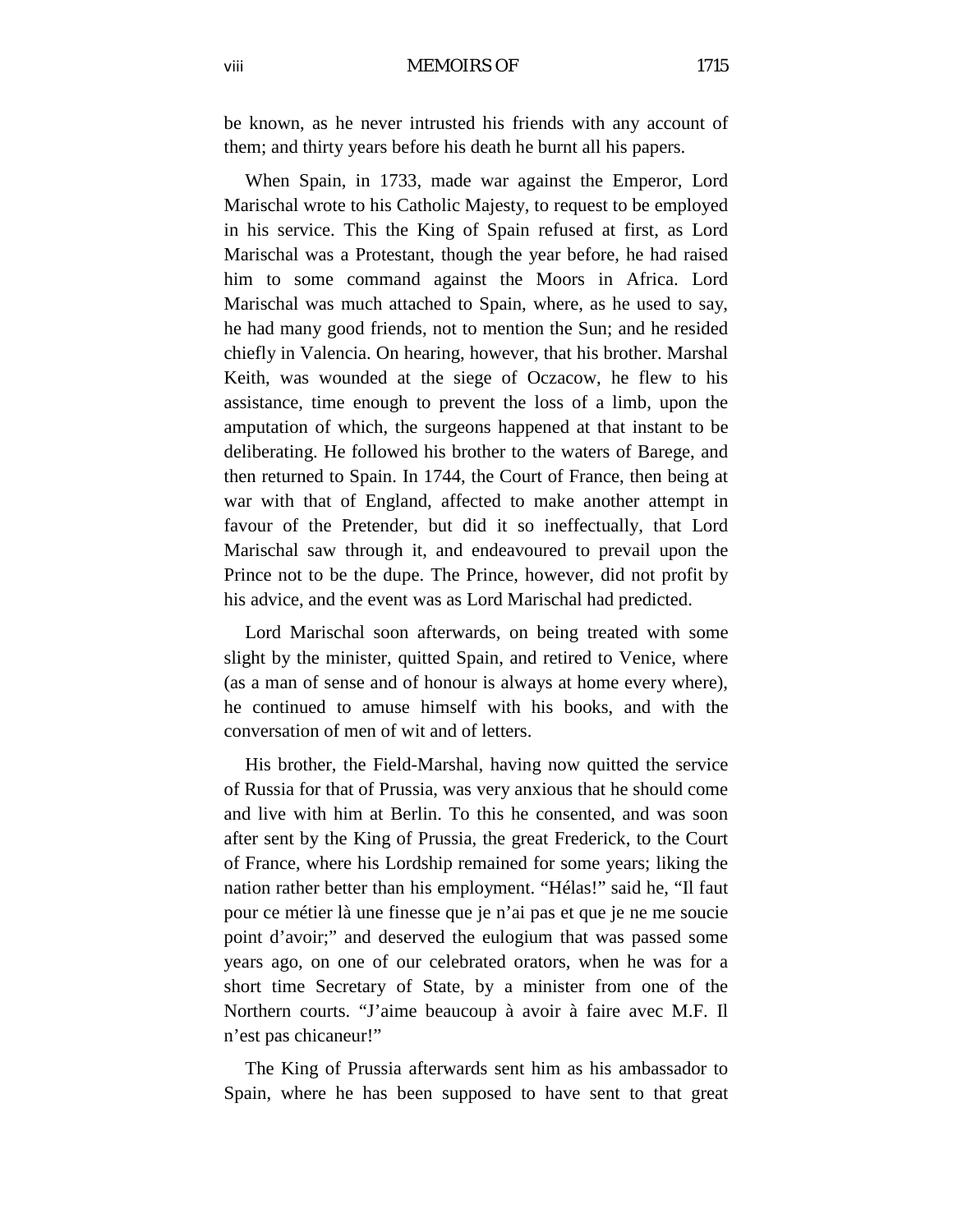be known, as he never intrusted his friends with any account of them; and thirty years before his death he burnt all his papers.

When Spain, in 1733, made war against the Emperor, Lord Marischal wrote to his Catholic Majesty, to request to be employed in his service. This the King of Spain refused at first, as Lord Marischal was a Protestant, though the year before, he had raised him to some command against the Moors in Africa. Lord Marischal was much attached to Spain, where, as he used to say, he had many good friends, not to mention the Sun; and he resided chiefly in Valencia. On hearing, however, that his brother. Marshal Keith, was wounded at the siege of Oczacow, he flew to his assistance, time enough to prevent the loss of a limb, upon the amputation of which, the surgeons happened at that instant to be deliberating. He followed his brother to the waters of Barege, and then returned to Spain. In 1744, the Court of France, then being at war with that of England, affected to make another attempt in favour of the Pretender, but did it so ineffectually, that Lord Marischal saw through it, and endeavoured to prevail upon the Prince not to be the dupe. The Prince, however, did not profit by his advice, and the event was as Lord Marischal had predicted.

Lord Marischal soon afterwards, on being treated with some slight by the minister, quitted Spain, and retired to Venice, where (as a man of sense and of honour is always at home every where), he continued to amuse himself with his books, and with the conversation of men of wit and of letters.

His brother, the Field-Marshal, having now quitted the service of Russia for that of Prussia, was very anxious that he should come and live with him at Berlin. To this he consented, and was soon after sent by the King of Prussia, the great Frederick, to the Court of France, where his Lordship remained for some years; liking the nation rather better than his employment. "Hélas!" said he, "Il faut pour ce métier là une finesse que je n'ai pas et que je ne me soucie point d'avoir;" and deserved the eulogium that was passed some years ago, on one of our celebrated orators, when he was for a short time Secretary of State, by a minister from one of the Northern courts. "J'aime beaucoup à avoir à faire avec M.F. Il n'est pas chicaneur!"

The King of Prussia afterwards sent him as his ambassador to Spain, where he has been supposed to have sent to that great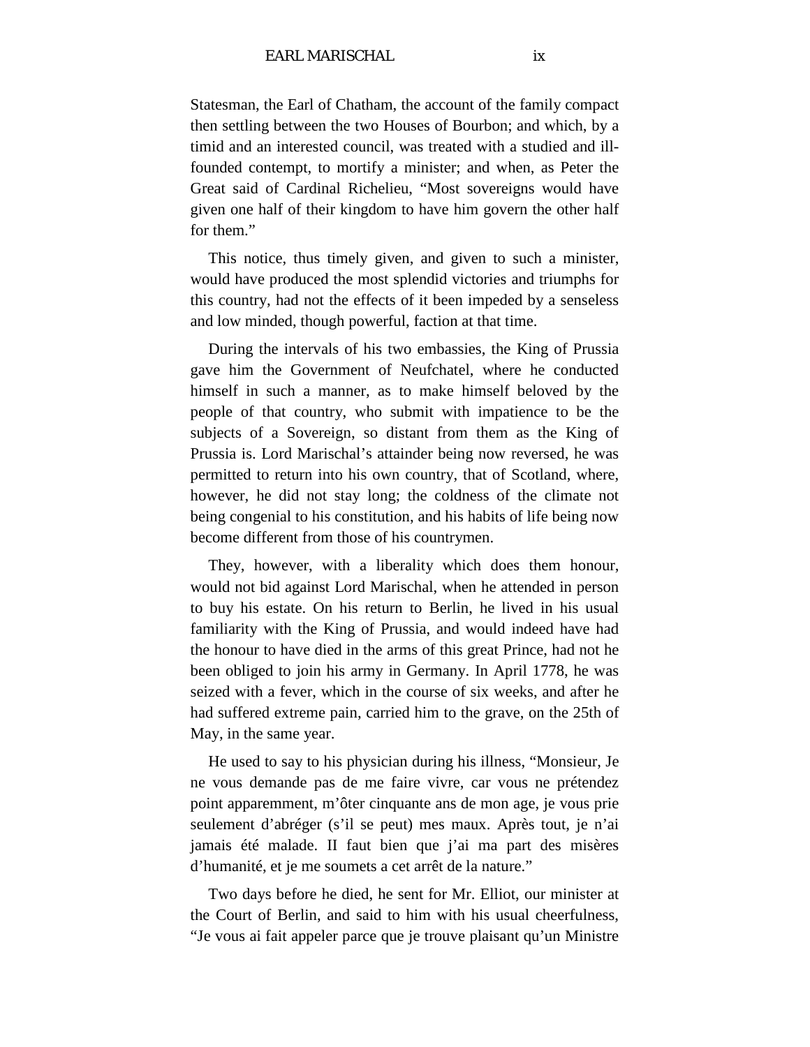Statesman, the Earl of Chatham, the account of the family compact then settling between the two Houses of Bourbon; and which, by a timid and an interested council, was treated with a studied and ill-founded contempt, to mortify a minister; and when, as Peter the Great said of Cardinal Richelieu, "Most sovereigns would have given one half of their kingdom to have him govern the other half for them."

This notice, thus timely given, and given to such a minister, would have produced the most splendid victories and triumphs for this country, had not the effects of it been impeded by a senseless and low minded, though powerful, faction at that time.

During the intervals of his two embassies, the King of Prussia gave him the Government of Neufchatel, where he conducted himself in such a manner, as to make himself beloved by the people of that country, who submit with impatience to be the subjects of a Sovereign, so distant from them as the King of Prussia is. Lord Marischal's attainder being now reversed, he was permitted to return into his own country, that of Scotland, where, however, he did not stay long; the coldness of the climate not being congenial to his constitution, and his habits of life being now become different from those of his countrymen.

They, however, with a liberality which does them honour, would not bid against Lord Marischal, when he attended in person to buy his estate. On his return to Berlin, he lived in his usual familiarity with the King of Prussia, and would indeed have had the honour to have died in the arms of this great Prince, had not he been obliged to join his army in Germany. In April 1778, he was seized with a fever, which in the course of six weeks, and after he had suffered extreme pain, carried him to the grave, on the 25th of May, in the same year.

He used to say to his physician during his illness, "Monsieur, Je ne vous demande pas de me faire vivre, car vous ne prétendez point apparemment, m'ôter cinquante ans de mon age, je vous prie seulement d'abréger (s'il se peut) mes maux. Après tout, je n'ai jamais été malade. II faut bien que j'ai ma part des misères d'humanité, et je me soumets a cet arrêt de la nature."

Two days before he died, he sent for Mr. Elliot, our minister at the Court of Berlin, and said to him with his usual cheerfulness, "Je vous ai fait appeler parce que je trouve plaisant qu'un Ministre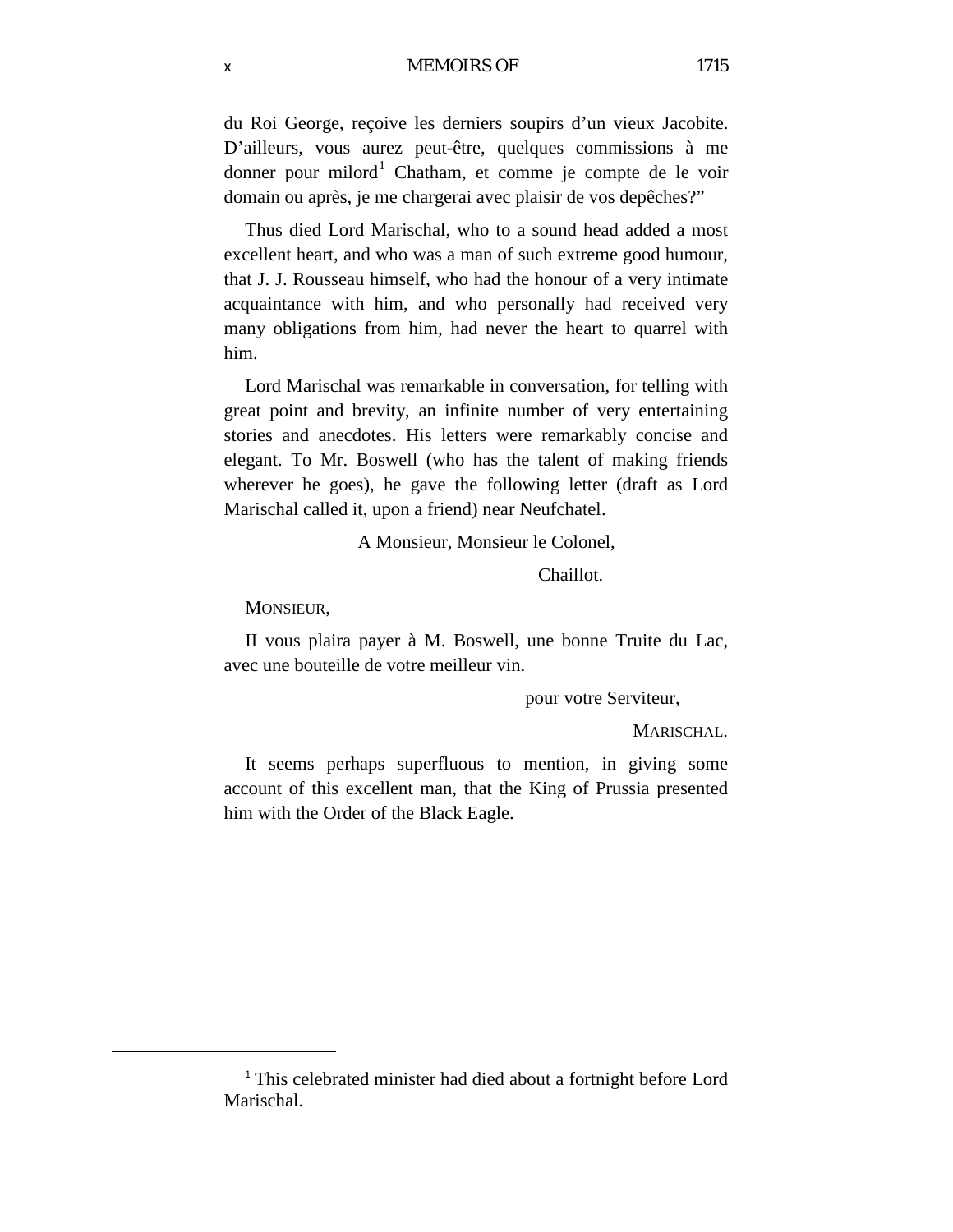du Roi George, reçoive les derniers soupirs d'un vieux Jacobite. D'ailleurs, vous aurez peut-être, quelques commissions à me donner pour milord[1] Chatham, et comme je compte de le voir domain ou après, je me chargerai avec plaisir de vos depêches?"

Thus died Lord Marischal, who to a sound head added a most excellent heart, and who was a man of such extreme good humour, that J. J. Rousseau himself, who had the honour of a very intimate acquaintance with him, and who personally had received very many obligations from him, had never the heart to quarrel with him.

Lord Marischal was remarkable in conversation, for telling with great point and brevity, an infinite number of very entertaining stories and anecdotes. His letters were remarkably concise and elegant. To Mr. Boswell (who has the talent of making friends wherever he goes), he gave the following letter (draft as Lord Marischal called it, upon a friend) near Neufchatel.

A Monsieur, Monsieur le Colonel,

Chaillot.

MONSIEUR,

II vous plaira payer à M. Boswell, une bonne Truite du Lac, avec une bouteille de votre meilleur vin.

pour votre Serviteur,

MARISCHAL.

It seems perhaps superfluous to mention, in giving some account of this excellent man, that the King of Prussia presented him with the Order of the Black Eagle.

---

[1] This celebrated minister had died about a fortnight before Lord Marischal.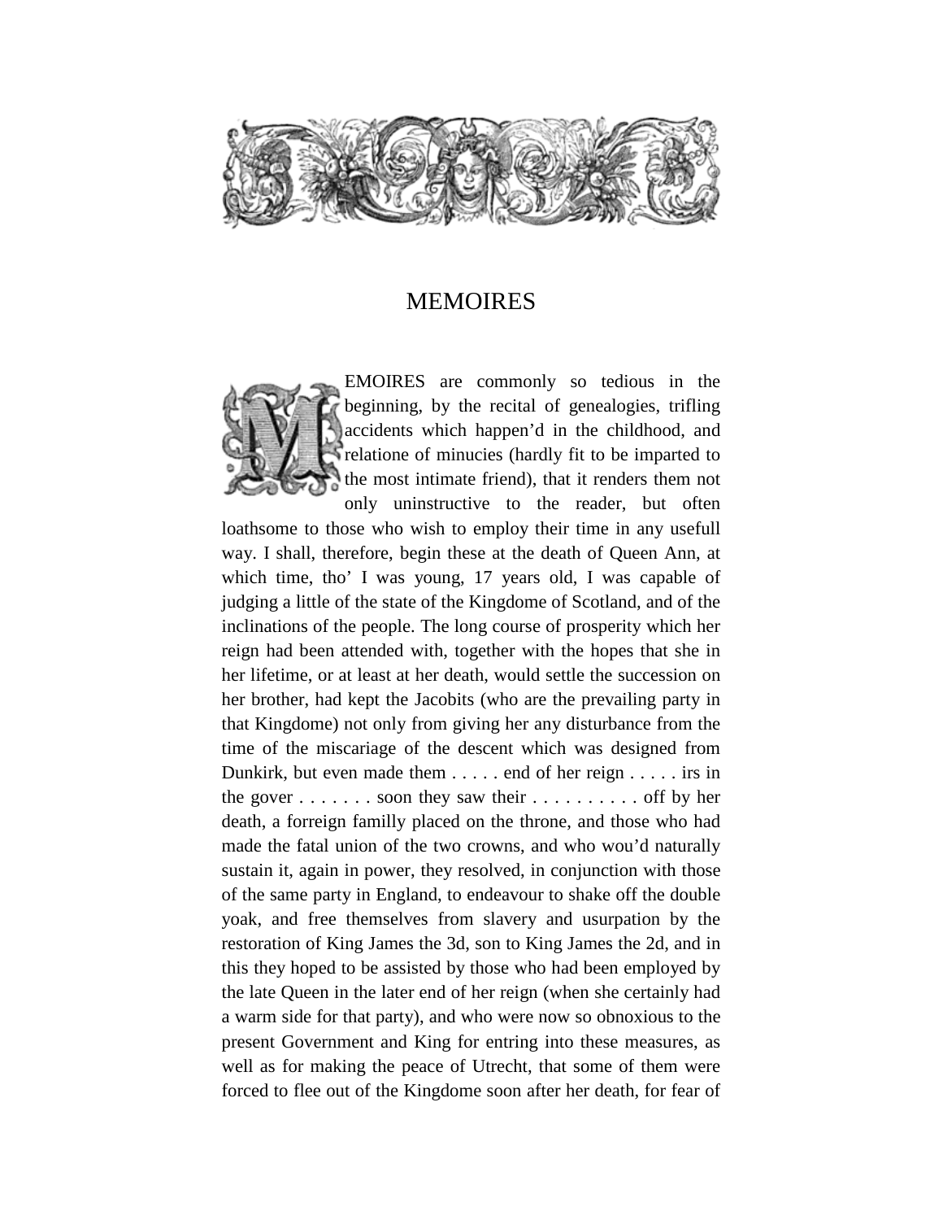# MEMOIRES

MEMOIRES are commonly so tedious in the beginning, by the recital of genealogies, trifling accidents which happen'd in the childhood, and relatione of minucies (hardly fit to be imparted to the most intimate friend), that it renders them not only uninstructive to the reader, but often loathsome to those who wish to employ their time in any usefull way. I shall, therefore, begin these at the death of Queen Ann, at which time, tho' I was young, 17 years old, I was capable of judging a little of the state of the Kingdome of Scotland, and of the inclinations of the people. The long course of prosperity which her reign had been attended with, together with the hopes that she in her lifetime, or at least at her death, would settle the succession on her brother, had kept the Jacobits (who are the prevailing party in that Kingdome) not only from giving her any disturbance from the time of the miscariage of the descent which was designed from Dunkirk, but even made them . . . . . end of her reign . . . . . irs in the gover . . . . . . . soon they saw their . . . . . . . . . . off by her death, a forreign familly placed on the throne, and those who had made the fatal union of the two crowns, and who wou'd naturally sustain it, again in power, they resolved, in conjunction with those of the same party in England, to endeavour to shake off the double yoak, and free themselves from slavery and usurpation by the restoration of King James the 3d, son to King James the 2d, and in this they hoped to be assisted by those who had been employed by the late Queen in the later end of her reign (when she certainly had a warm side for that party), and who were now so obnoxious to the present Government and King for entring into these measures, as well as for making the peace of Utrecht, that some of them were forced to flee out of the Kingdome soon after her death, for fear of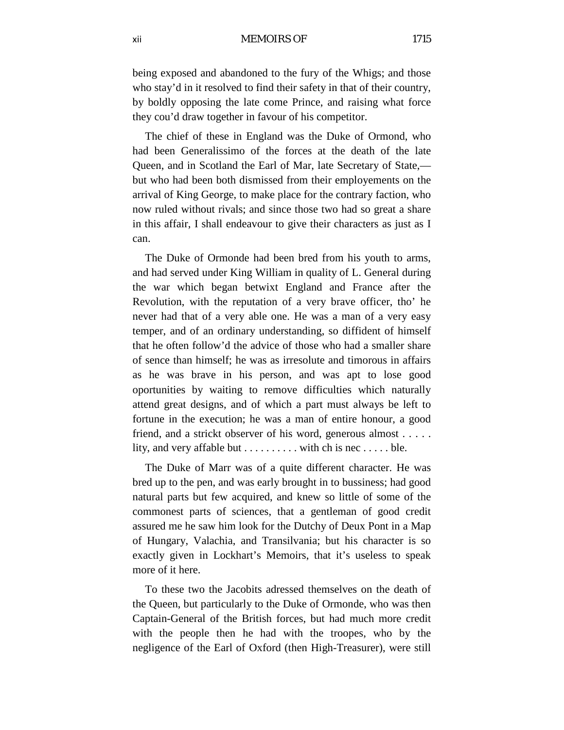being exposed and abandoned to the fury of the Whigs; and those who stay'd in it resolved to find their safety in that of their country, by boldly opposing the late come Prince, and raising what force they cou'd draw together in favour of his competitor.

The chief of these in England was the Duke of Ormond, who had been Generalissimo of the forces at the death of the late Queen, and in Scotland the Earl of Mar, late Secretary of State,—but who had been both dismissed from their employements on the arrival of King George, to make place for the contrary faction, who now ruled without rivals; and since those two had so great a share in this affair, I shall endeavour to give their characters as just as I can.

The Duke of Ormonde had been bred from his youth to arms, and had served under King William in quality of L. General during the war which began betwixt England and France after the Revolution, with the reputation of a very brave officer, tho' he never had that of a very able one. He was a man of a very easy temper, and of an ordinary understanding, so diffident of himself that he often follow'd the advice of those who had a smaller share of sence than himself; he was as irresolute and timorous in affairs as he was brave in his person, and was apt to lose good oportunities by waiting to remove difficulties which naturally attend great designs, and of which a part must always be left to fortune in the execution; he was a man of entire honour, a good friend, and a strickt observer of his word, generous almost . . . . . lity, and very affable but . . . . . . . . . . with ch is nec . . . . . ble.

The Duke of Marr was of a quite different character. He was bred up to the pen, and was early brought in to bussiness; had good natural parts but few acquired, and knew so little of some of the commonest parts of sciences, that a gentleman of good credit assured me he saw him look for the Dutchy of Deux Pont in a Map of Hungary, Valachia, and Transilvania; but his character is so exactly given in Lockhart's Memoirs, that it's useless to speak more of it here.

To these two the Jacobits adressed themselves on the death of the Queen, but particularly to the Duke of Ormonde, who was then Captain-General of the British forces, but had much more credit with the people then he had with the troopes, who by the negligence of the Earl of Oxford (then High-Treasurer), were still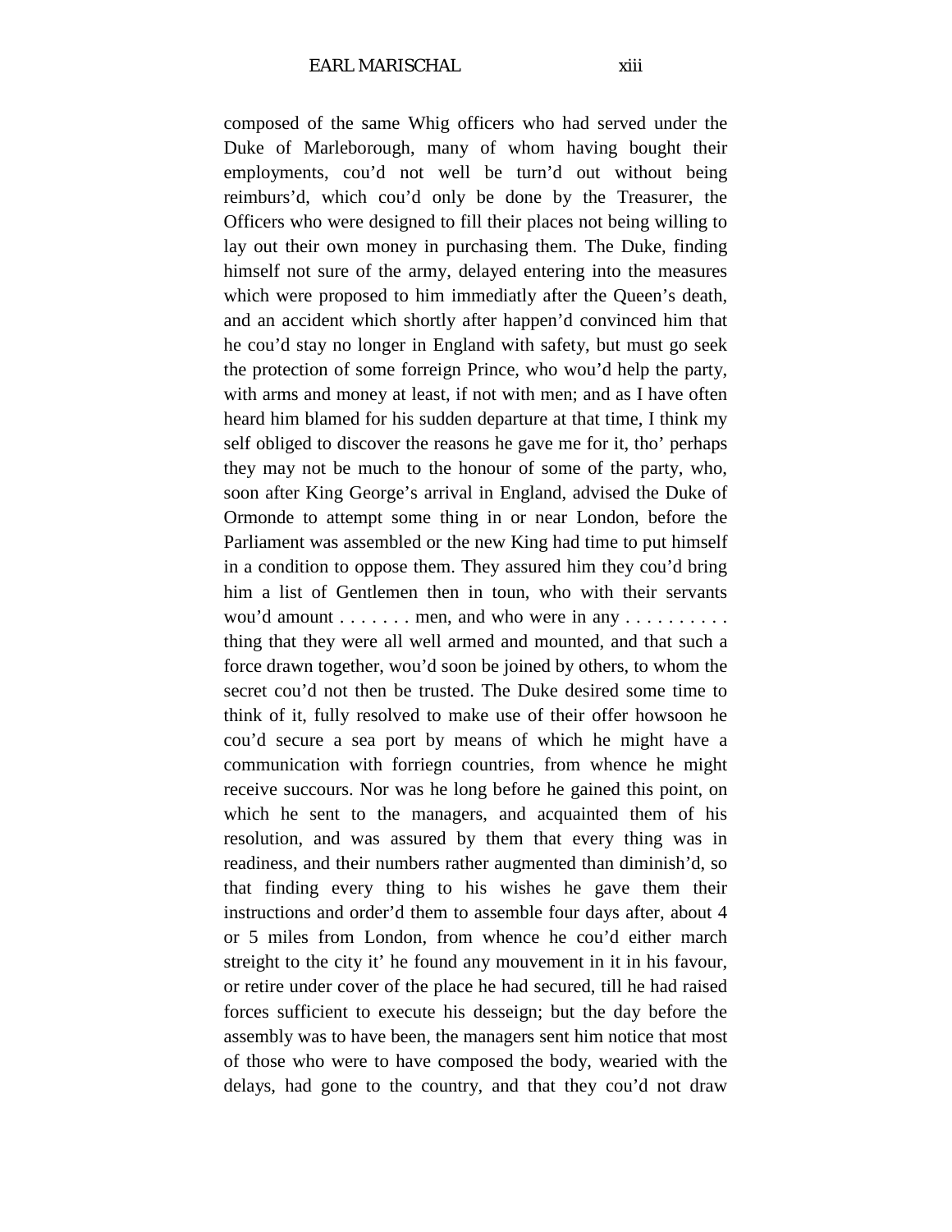composed of the same Whig officers who had served under the Duke of Marleborough, many of whom having bought their employments, cou'd not well be turn'd out without being reimburs'd, which cou'd only be done by the Treasurer, the Officers who were designed to fill their places not being willing to lay out their own money in purchasing them. The Duke, finding himself not sure of the army, delayed entering into the measures which were proposed to him immediatly after the Queen's death, and an accident which shortly after happen'd convinced him that he cou'd stay no longer in England with safety, but must go seek the protection of some forreign Prince, who wou'd help the party, with arms and money at least, if not with men; and as I have often heard him blamed for his sudden departure at that time, I think my self obliged to discover the reasons he gave me for it, tho' perhaps they may not be much to the honour of some of the party, who, soon after King George's arrival in England, advised the Duke of Ormonde to attempt some thing in or near London, before the Parliament was assembled or the new King had time to put himself in a condition to oppose them. They assured him they cou'd bring him a list of Gentlemen then in toun, who with their servants wou'd amount . . . . . . . men, and who were in any . . . . . . . . . . thing that they were all well armed and mounted, and that such a force drawn together, wou'd soon be joined by others, to whom the secret cou'd not then be trusted. The Duke desired some time to think of it, fully resolved to make use of their offer howsoon he cou'd secure a sea port by means of which he might have a communication with forriegn countries, from whence he might receive succours. Nor was he long before he gained this point, on which he sent to the managers, and acquainted them of his resolution, and was assured by them that every thing was in readiness, and their numbers rather augmented than diminish'd, so that finding every thing to his wishes he gave them their instructions and order'd them to assemble four days after, about 4 or 5 miles from London, from whence he cou'd either march streight to the city it' he found any mouvement in it in his favour, or retire under cover of the place he had secured, till he had raised forces sufficient to execute his desseign; but the day before the assembly was to have been, the managers sent him notice that most of those who were to have composed the body, wearied with the delays, had gone to the country, and that they cou'd not draw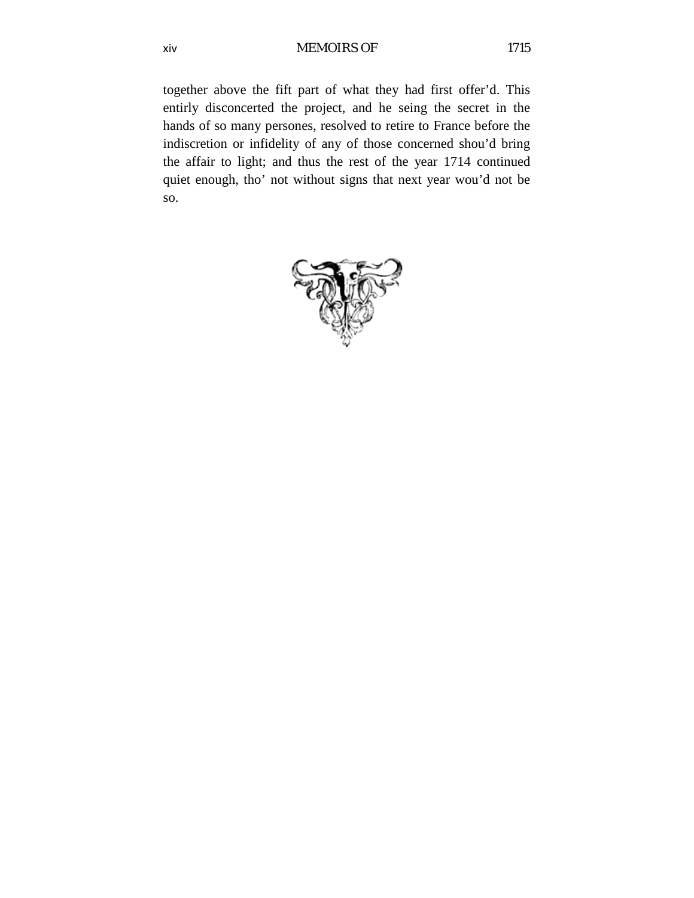together above the fift part of what they had first offer'd. This entirly disconcerted the project, and he seing the secret in the hands of so many persones, resolved to retire to France before the indiscretion or infidelity of any of those concerned shou'd bring the affair to light; and thus the rest of the year 1714 continued quiet enough, tho' not without signs that next year wou'd not be so.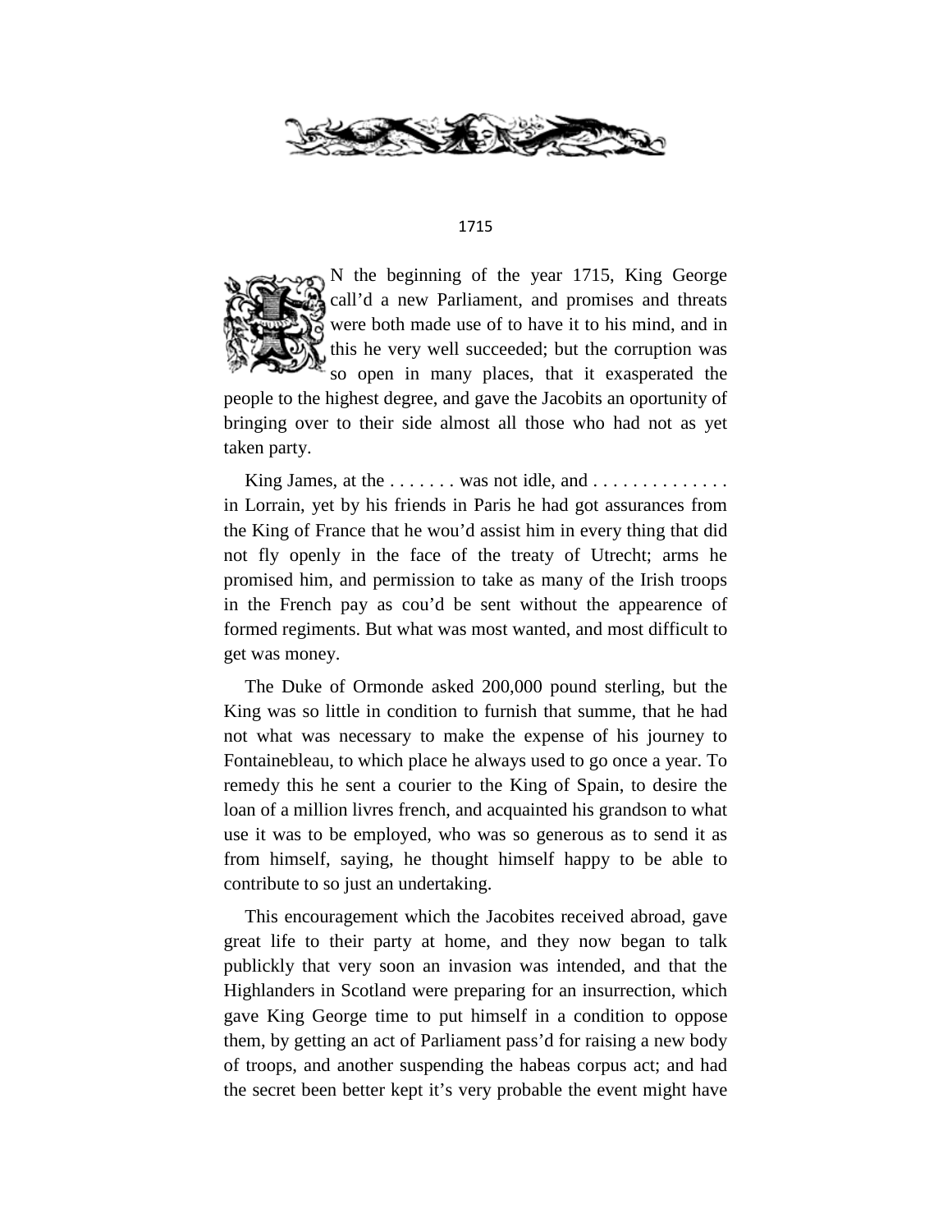# 1715

IN the beginning of the year 1715, King George call'd a new Parliament, and promises and threats were both made use of to have it to his mind, and in this he very well succeeded; but the corruption was so open in many places, that it exasperated the people to the highest degree, and gave the Jacobits an oportunity of bringing over to their side almost all those who had not as yet taken party.

King James, at the . . . . . . . was not idle, and . . . . . . . . . . . . . . in Lorrain, yet by his friends in Paris he had got assurances from the King of France that he wou'd assist him in every thing that did not fly openly in the face of the treaty of Utrecht; arms he promised him, and permission to take as many of the Irish troops in the French pay as cou'd be sent without the appearence of formed regiments. But what was most wanted, and most difficult to get was money.

The Duke of Ormonde asked 200,000 pound sterling, but the King was so little in condition to furnish that summe, that he had not what was necessary to make the expense of his journey to Fontainebleau, to which place he always used to go once a year. To remedy this he sent a courier to the King of Spain, to desire the loan of a million livres french, and acquainted his grandson to what use it was to be employed, who was so generous as to send it as from himself, saying, he thought himself happy to be able to contribute to so just an undertaking.

This encouragement which the Jacobites received abroad, gave great life to their party at home, and they now began to talk publickly that very soon an invasion was intended, and that the Highlanders in Scotland were preparing for an insurrection, which gave King George time to put himself in a condition to oppose them, by getting an act of Parliament pass'd for raising a new body of troops, and another suspending the habeas corpus act; and had the secret been better kept it's very probable the event might have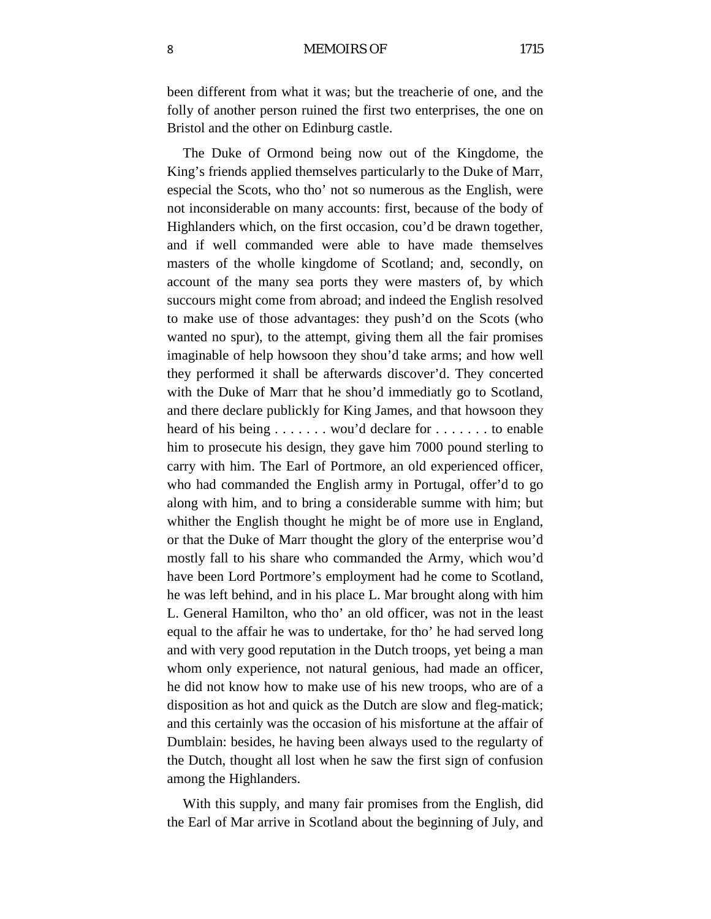been different from what it was; but the treacherie of one, and the folly of another person ruined the first two enterprises, the one on Bristol and the other on Edinburg castle.

The Duke of Ormond being now out of the Kingdome, the King's friends applied themselves particularly to the Duke of Marr, especial the Scots, who tho' not so numerous as the English, were not inconsiderable on many accounts: first, because of the body of Highlanders which, on the first occasion, cou'd be drawn together, and if well commanded were able to have made themselves masters of the wholle kingdome of Scotland; and, secondly, on account of the many sea ports they were masters of, by which succours might come from abroad; and indeed the English resolved to make use of those advantages: they push'd on the Scots (who wanted no spur), to the attempt, giving them all the fair promises imaginable of help howsoon they shou'd take arms; and how well they performed it shall be afterwards discover'd. They concerted with the Duke of Marr that he shou'd immediatly go to Scotland, and there declare publickly for King James, and that howsoon they heard of his being . . . . . . . wou'd declare for . . . . . . . to enable him to prosecute his design, they gave him 7000 pound sterling to carry with him. The Earl of Portmore, an old experienced officer, who had commanded the English army in Portugal, offer'd to go along with him, and to bring a considerable summe with him; but whither the English thought he might be of more use in England, or that the Duke of Marr thought the glory of the enterprise wou'd mostly fall to his share who commanded the Army, which wou'd have been Lord Portmore's employment had he come to Scotland, he was left behind, and in his place L. Mar brought along with him L. General Hamilton, who tho' an old officer, was not in the least equal to the affair he was to undertake, for tho' he had served long and with very good reputation in the Dutch troops, yet being a man whom only experience, not natural genious, had made an officer, he did not know how to make use of his new troops, who are of a disposition as hot and quick as the Dutch are slow and fleg-matick; and this certainly was the occasion of his misfortune at the affair of Dumblain: besides, he having been always used to the regularty of the Dutch, thought all lost when he saw the first sign of confusion among the Highlanders.

With this supply, and many fair promises from the English, did the Earl of Mar arrive in Scotland about the beginning of July, and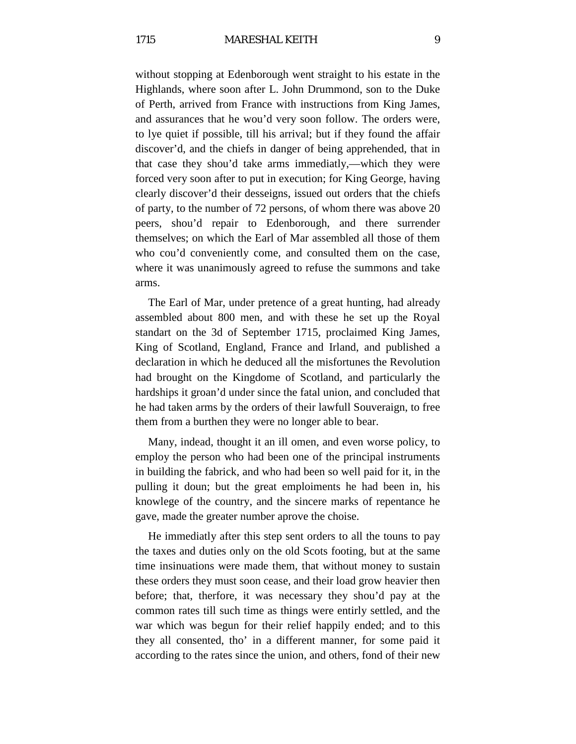without stopping at Edenborough went straight to his estate in the Highlands, where soon after L. John Drummond, son to the Duke of Perth, arrived from France with instructions from King James, and assurances that he wou'd very soon follow. The orders were, to lye quiet if possible, till his arrival; but if they found the affair discover'd, and the chiefs in danger of being apprehended, that in that case they shou'd take arms immediatly,—which they were forced very soon after to put in execution; for King George, having clearly discover'd their desseigns, issued out orders that the chiefs of party, to the number of 72 persons, of whom there was above 20 peers, shou'd repair to Edenborough, and there surrender themselves; on which the Earl of Mar assembled all those of them who cou'd conveniently come, and consulted them on the case, where it was unanimously agreed to refuse the summons and take arms.

The Earl of Mar, under pretence of a great hunting, had already assembled about 800 men, and with these he set up the Royal standart on the 3d of September 1715, proclaimed King James, King of Scotland, England, France and Irland, and published a declaration in which he deduced all the misfortunes the Revolution had brought on the Kingdome of Scotland, and particularly the hardships it groan'd under since the fatal union, and concluded that he had taken arms by the orders of their lawfull Souveraign, to free them from a burthen they were no longer able to bear.

Many, indeed, thought it an ill omen, and even worse policy, to employ the person who had been one of the principal instruments in building the fabrick, and who had been so well paid for it, in the pulling it doun; but the great emploiments he had been in, his knowlege of the country, and the sincere marks of repentance he gave, made the greater number aprove the choise.

He immediatly after this step sent orders to all the touns to pay the taxes and duties only on the old Scots footing, but at the same time insinuations were made them, that without money to sustain these orders they must soon cease, and their load grow heavier then before; that, therfore, it was necessary they shou'd pay at the common rates till such time as things were entirly settled, and the war which was begun for their relief happily ended; and to this they all consented, tho' in a different manner, for some paid it according to the rates since the union, and others, fond of their new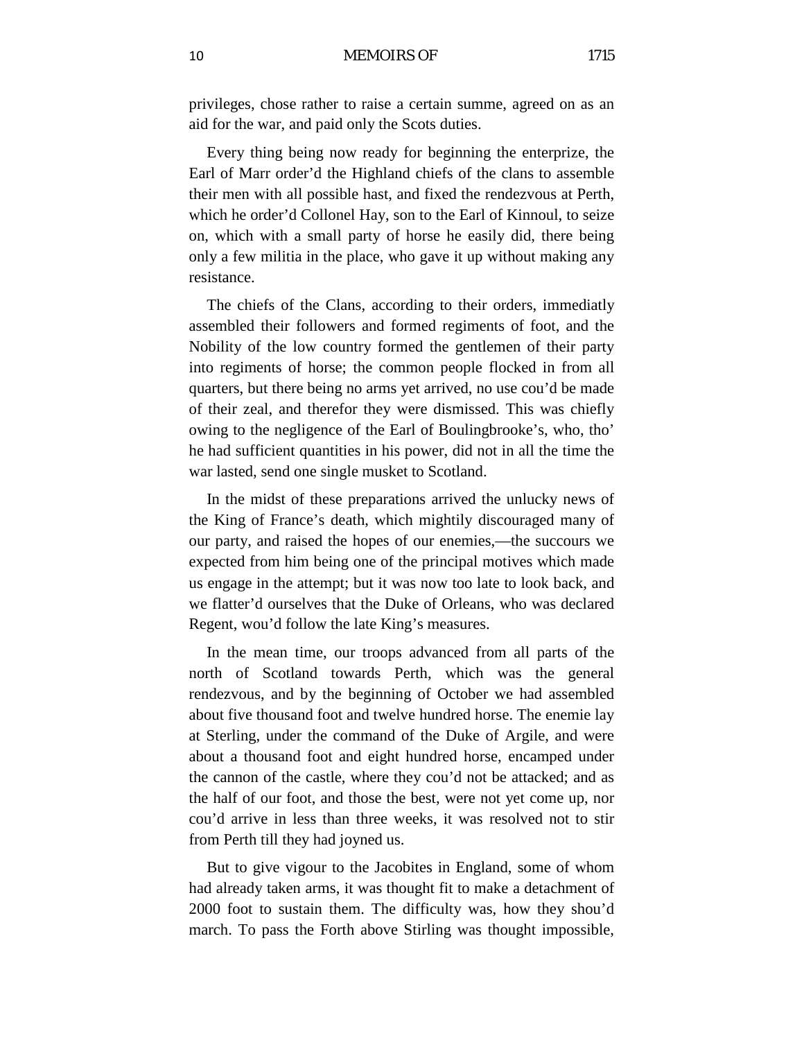privileges, chose rather to raise a certain summe, agreed on as an aid for the war, and paid only the Scots duties.

Every thing being now ready for beginning the enterprize, the Earl of Marr order'd the Highland chiefs of the clans to assemble their men with all possible hast, and fixed the rendezvous at Perth, which he order'd Collonel Hay, son to the Earl of Kinnoul, to seize on, which with a small party of horse he easily did, there being only a few militia in the place, who gave it up without making any resistance.

The chiefs of the Clans, according to their orders, immediatly assembled their followers and formed regiments of foot, and the Nobility of the low country formed the gentlemen of their party into regiments of horse; the common people flocked in from all quarters, but there being no arms yet arrived, no use cou'd be made of their zeal, and therefor they were dismissed. This was chiefly owing to the negligence of the Earl of Boulingbrooke's, who, tho' he had sufficient quantities in his power, did not in all the time the war lasted, send one single musket to Scotland.

In the midst of these preparations arrived the unlucky news of the King of France's death, which mightily discouraged many of our party, and raised the hopes of our enemies,—the succours we expected from him being one of the principal motives which made us engage in the attempt; but it was now too late to look back, and we flatter'd ourselves that the Duke of Orleans, who was declared Regent, wou'd follow the late King's measures.

In the mean time, our troops advanced from all parts of the north of Scotland towards Perth, which was the general rendezvous, and by the beginning of October we had assembled about five thousand foot and twelve hundred horse. The enemie lay at Sterling, under the command of the Duke of Argile, and were about a thousand foot and eight hundred horse, encamped under the cannon of the castle, where they cou'd not be attacked; and as the half of our foot, and those the best, were not yet come up, nor cou'd arrive in less than three weeks, it was resolved not to stir from Perth till they had joyned us.

But to give vigour to the Jacobites in England, some of whom had already taken arms, it was thought fit to make a detachment of 2000 foot to sustain them. The difficulty was, how they shou'd march. To pass the Forth above Stirling was thought impossible,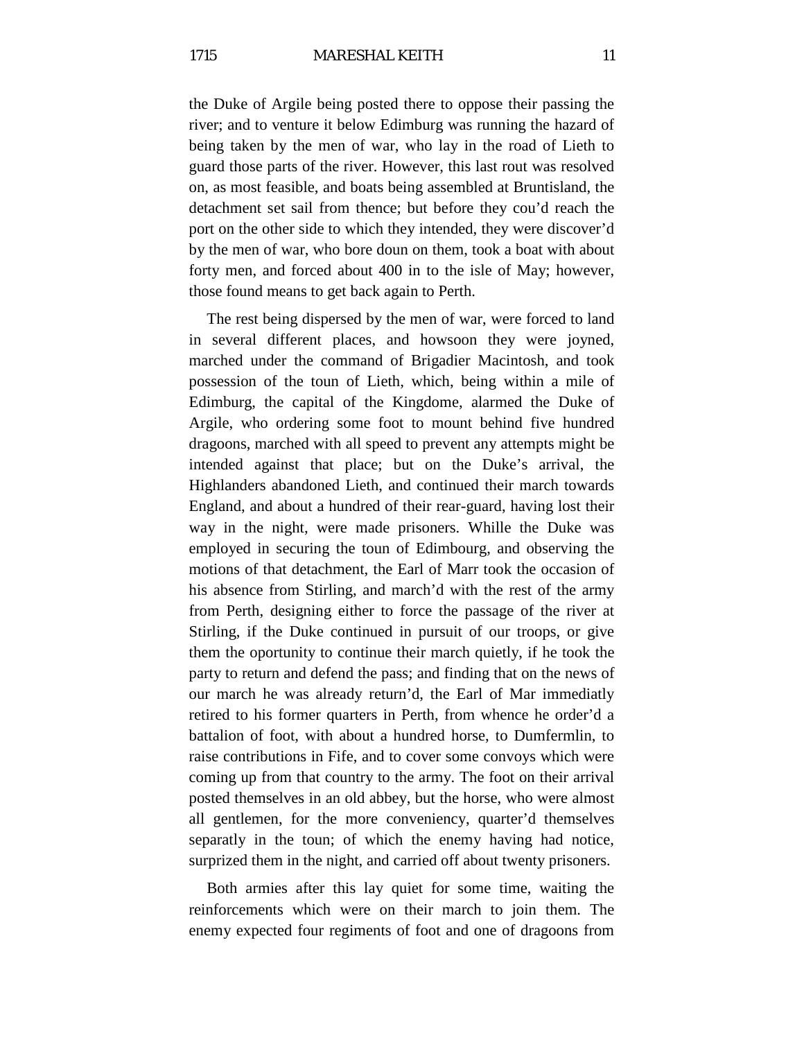the Duke of Argile being posted there to oppose their passing the river; and to venture it below Edimburg was running the hazard of being taken by the men of war, who lay in the road of Lieth to guard those parts of the river. However, this last rout was resolved on, as most feasible, and boats being assembled at Bruntisland, the detachment set sail from thence; but before they cou'd reach the port on the other side to which they intended, they were discover'd by the men of war, who bore doun on them, took a boat with about forty men, and forced about 400 in to the isle of May; however, those found means to get back again to Perth.

The rest being dispersed by the men of war, were forced to land in several different places, and howsoon they were joyned, marched under the command of Brigadier Macintosh, and took possession of the toun of Lieth, which, being within a mile of Edimburg, the capital of the Kingdome, alarmed the Duke of Argile, who ordering some foot to mount behind five hundred dragoons, marched with all speed to prevent any attempts might be intended against that place; but on the Duke's arrival, the Highlanders abandoned Lieth, and continued their march towards England, and about a hundred of their rear-guard, having lost their way in the night, were made prisoners. Whille the Duke was employed in securing the toun of Edimbourg, and observing the motions of that detachment, the Earl of Marr took the occasion of his absence from Stirling, and march'd with the rest of the army from Perth, designing either to force the passage of the river at Stirling, if the Duke continued in pursuit of our troops, or give them the oportunity to continue their march quietly, if he took the party to return and defend the pass; and finding that on the news of our march he was already return'd, the Earl of Mar immediatly retired to his former quarters in Perth, from whence he order'd a battalion of foot, with about a hundred horse, to Dumfermlin, to raise contributions in Fife, and to cover some convoys which were coming up from that country to the army. The foot on their arrival posted themselves in an old abbey, but the horse, who were almost all gentlemen, for the more conveniency, quarter'd themselves separatly in the toun; of which the enemy having had notice, surprized them in the night, and carried off about twenty prisoners.

Both armies after this lay quiet for some time, waiting the reinforcements which were on their march to join them. The enemy expected four regiments of foot and one of dragoons from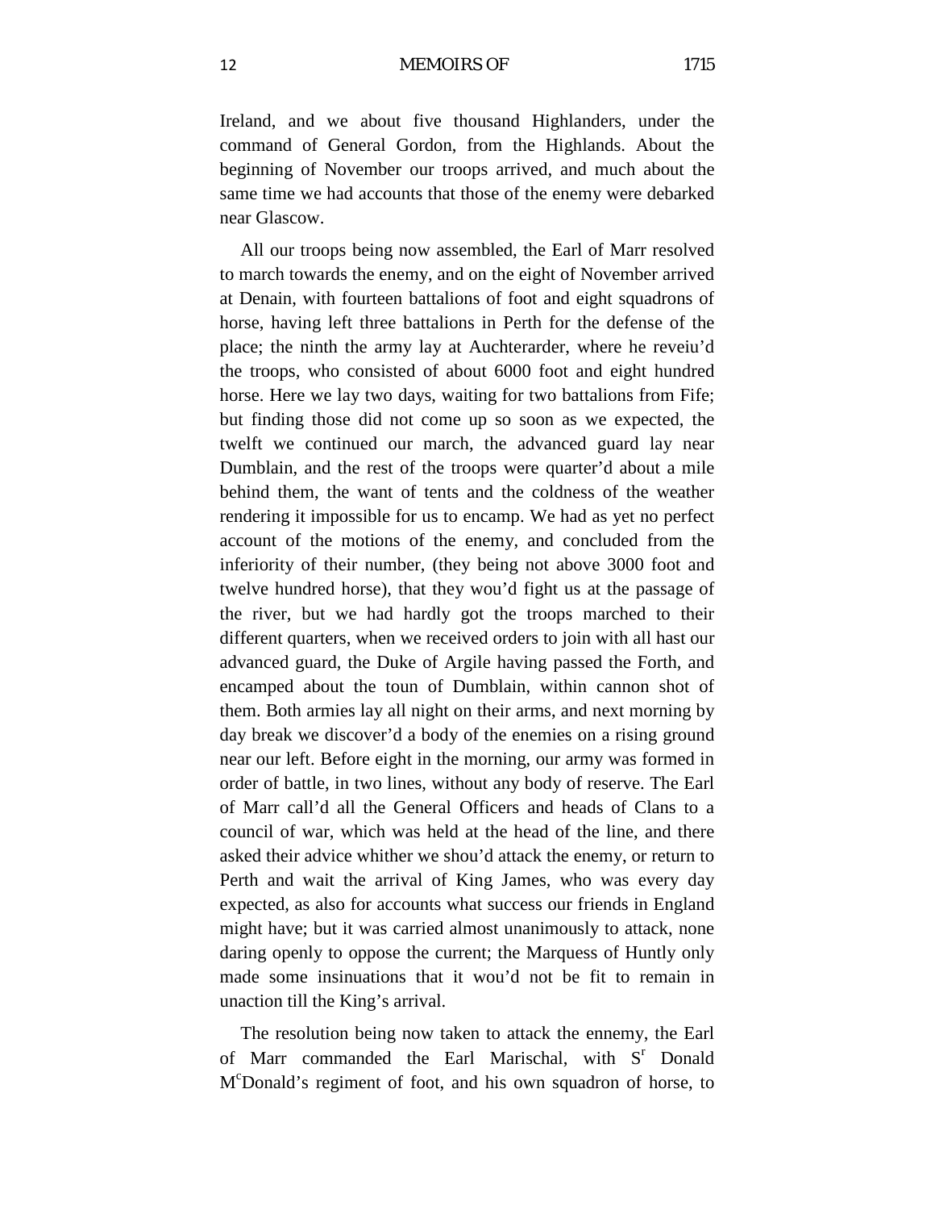Ireland, and we about five thousand Highlanders, under the command of General Gordon, from the Highlands. About the beginning of November our troops arrived, and much about the same time we had accounts that those of the enemy were debarked near Glascow.

All our troops being now assembled, the Earl of Marr resolved to march towards the enemy, and on the eight of November arrived at Denain, with fourteen battalions of foot and eight squadrons of horse, having left three battalions in Perth for the defense of the place; the ninth the army lay at Auchterarder, where he reveiu'd the troops, who consisted of about 6000 foot and eight hundred horse. Here we lay two days, waiting for two battalions from Fife; but finding those did not come up so soon as we expected, the twelft we continued our march, the advanced guard lay near Dumblain, and the rest of the troops were quarter'd about a mile behind them, the want of tents and the coldness of the weather rendering it impossible for us to encamp. We had as yet no perfect account of the motions of the enemy, and concluded from the inferiority of their number, (they being not above 3000 foot and twelve hundred horse), that they wou'd fight us at the passage of the river, but we had hardly got the troops marched to their different quarters, when we received orders to join with all hast our advanced guard, the Duke of Argile having passed the Forth, and encamped about the toun of Dumblain, within cannon shot of them. Both armies lay all night on their arms, and next morning by day break we discover'd a body of the enemies on a rising ground near our left. Before eight in the morning, our army was formed in order of battle, in two lines, without any body of reserve. The Earl of Marr call'd all the General Officers and heads of Clans to a council of war, which was held at the head of the line, and there asked their advice whither we shou'd attack the enemy, or return to Perth and wait the arrival of King James, who was every day expected, as also for accounts what success our friends in England might have; but it was carried almost unanimously to attack, none daring openly to oppose the current; the Marquess of Huntly only made some insinuations that it wou'd not be fit to remain in unaction till the King's arrival.

The resolution being now taken to attack the ennemy, the Earl of Marr commanded the Earl Marischal, with S^r^ Donald M^c^Donald's regiment of foot, and his own squadron of horse, to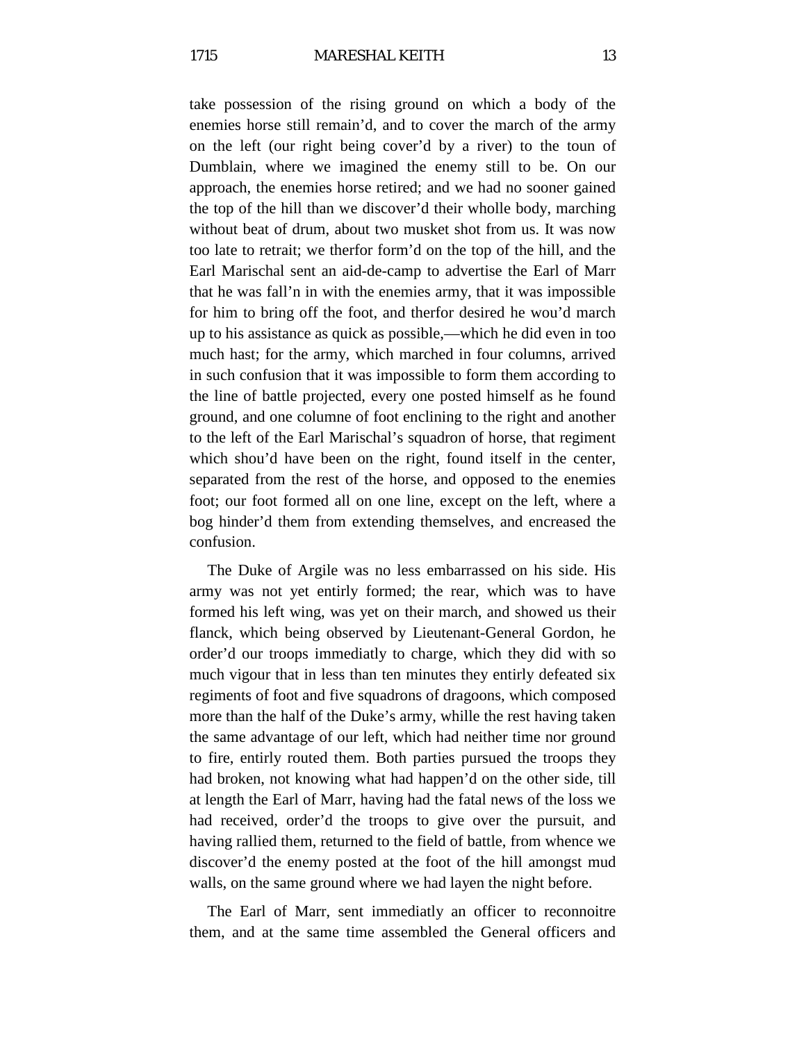take possession of the rising ground on which a body of the enemies horse still remain'd, and to cover the march of the army on the left (our right being cover'd by a river) to the toun of Dumblain, where we imagined the enemy still to be. On our approach, the enemies horse retired; and we had no sooner gained the top of the hill than we discover'd their wholle body, marching without beat of drum, about two musket shot from us. It was now too late to retrait; we therfor form'd on the top of the hill, and the Earl Marischal sent an aid-de-camp to advertise the Earl of Marr that he was fall'n in with the enemies army, that it was impossible for him to bring off the foot, and therfor desired he wou'd march up to his assistance as quick as possible,—which he did even in too much hast; for the army, which marched in four columns, arrived in such confusion that it was impossible to form them according to the line of battle projected, every one posted himself as he found ground, and one columne of foot enclining to the right and another to the left of the Earl Marischal's squadron of horse, that regiment which shou'd have been on the right, found itself in the center, separated from the rest of the horse, and opposed to the enemies foot; our foot formed all on one line, except on the left, where a bog hinder'd them from extending themselves, and encreased the confusion.

The Duke of Argile was no less embarrassed on his side. His army was not yet entirly formed; the rear, which was to have formed his left wing, was yet on their march, and showed us their flanck, which being observed by Lieutenant-General Gordon, he order'd our troops immediatly to charge, which they did with so much vigour that in less than ten minutes they entirly defeated six regiments of foot and five squadrons of dragoons, which composed more than the half of the Duke's army, whille the rest having taken the same advantage of our left, which had neither time nor ground to fire, entirly routed them. Both parties pursued the troops they had broken, not knowing what had happen'd on the other side, till at length the Earl of Marr, having had the fatal news of the loss we had received, order'd the troops to give over the pursuit, and having rallied them, returned to the field of battle, from whence we discover'd the enemy posted at the foot of the hill amongst mud walls, on the same ground where we had layen the night before.

The Earl of Marr, sent immediatly an officer to reconnoitre them, and at the same time assembled the General officers and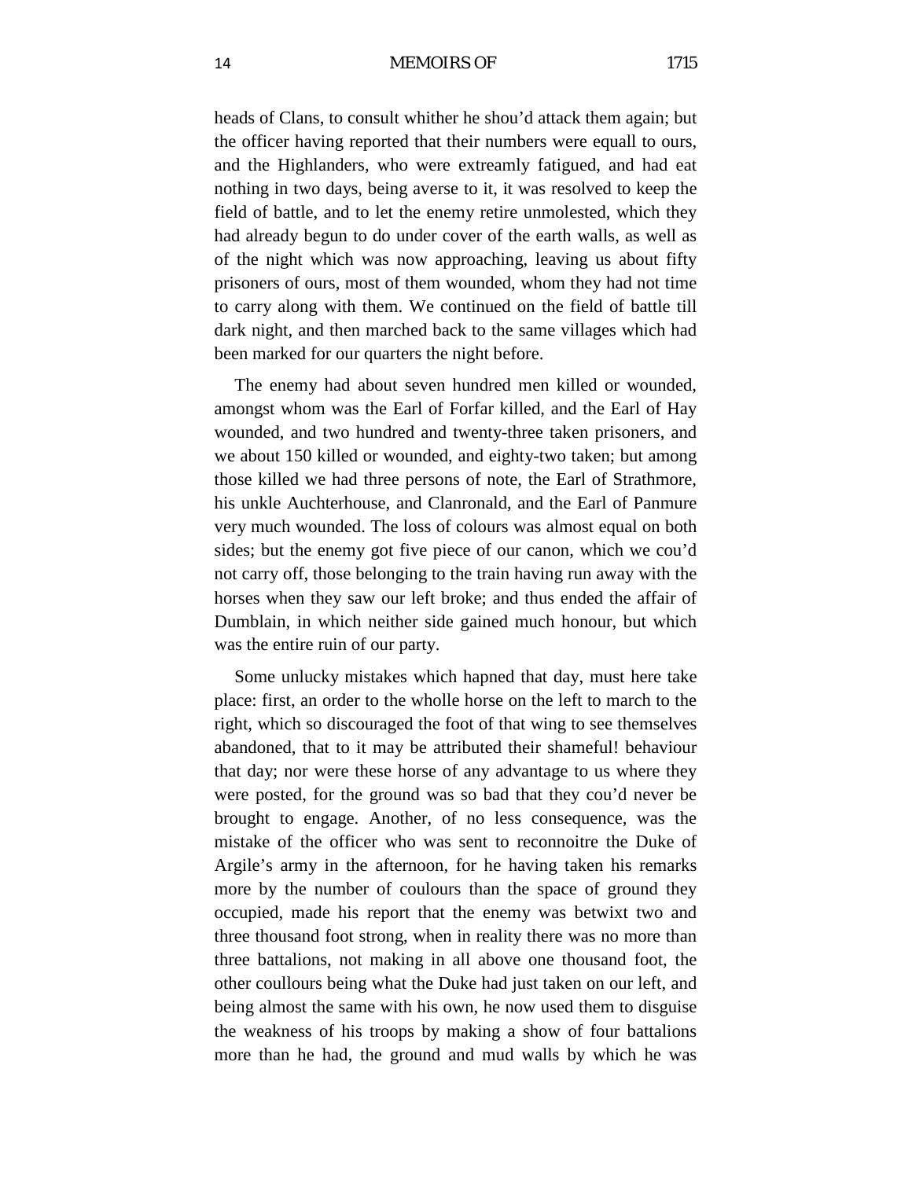heads of Clans, to consult whither he shou'd attack them again; but the officer having reported that their numbers were equall to ours, and the Highlanders, who were extreamly fatigued, and had eat nothing in two days, being averse to it, it was resolved to keep the field of battle, and to let the enemy retire unmolested, which they had already begun to do under cover of the earth walls, as well as of the night which was now approaching, leaving us about fifty prisoners of ours, most of them wounded, whom they had not time to carry along with them. We continued on the field of battle till dark night, and then marched back to the same villages which had been marked for our quarters the night before.

The enemy had about seven hundred men killed or wounded, amongst whom was the Earl of Forfar killed, and the Earl of Hay wounded, and two hundred and twenty-three taken prisoners, and we about 150 killed or wounded, and eighty-two taken; but among those killed we had three persons of note, the Earl of Strathmore, his unkle Auchterhouse, and Clanronald, and the Earl of Panmure very much wounded. The loss of colours was almost equal on both sides; but the enemy got five piece of our canon, which we cou'd not carry off, those belonging to the train having run away with the horses when they saw our left broke; and thus ended the affair of Dumblain, in which neither side gained much honour, but which was the entire ruin of our party.

Some unlucky mistakes which hapned that day, must here take place: first, an order to the wholle horse on the left to march to the right, which so discouraged the foot of that wing to see themselves abandoned, that to it may be attributed their shameful! behaviour that day; nor were these horse of any advantage to us where they were posted, for the ground was so bad that they cou'd never be brought to engage. Another, of no less consequence, was the mistake of the officer who was sent to reconnoitre the Duke of Argile's army in the afternoon, for he having taken his remarks more by the number of coulours than the space of ground they occupied, made his report that the enemy was betwixt two and three thousand foot strong, when in reality there was no more than three battalions, not making in all above one thousand foot, the other coullours being what the Duke had just taken on our left, and being almost the same with his own, he now used them to disguise the weakness of his troops by making a show of four battalions more than he had, the ground and mud walls by which he was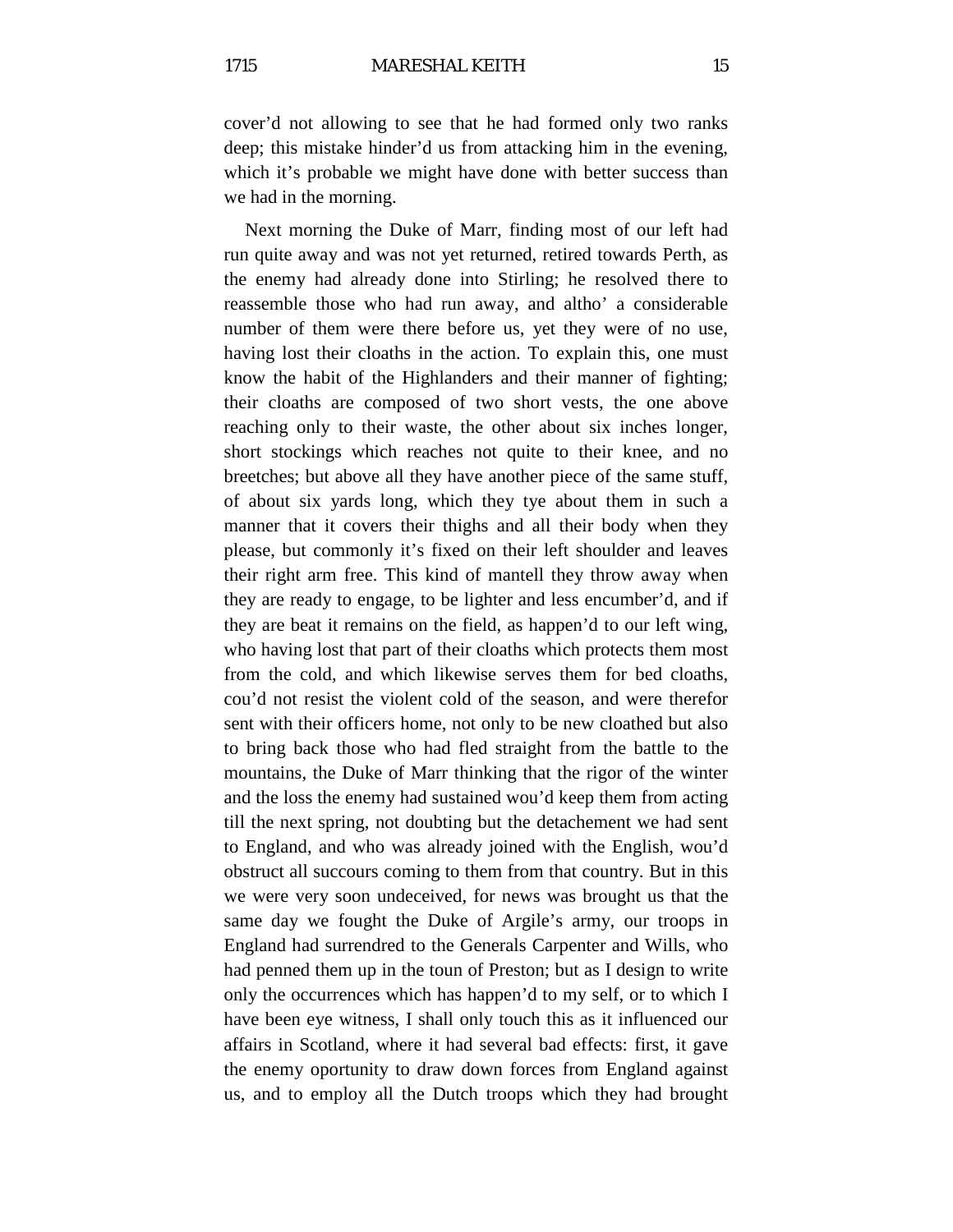cover'd not allowing to see that he had formed only two ranks deep; this mistake hinder'd us from attacking him in the evening, which it's probable we might have done with better success than we had in the morning.

Next morning the Duke of Marr, finding most of our left had run quite away and was not yet returned, retired towards Perth, as the enemy had already done into Stirling; he resolved there to reassemble those who had run away, and altho' a considerable number of them were there before us, yet they were of no use, having lost their cloaths in the action. To explain this, one must know the habit of the Highlanders and their manner of fighting; their cloaths are composed of two short vests, the one above reaching only to their waste, the other about six inches longer, short stockings which reaches not quite to their knee, and no breetches; but above all they have another piece of the same stuff, of about six yards long, which they tye about them in such a manner that it covers their thighs and all their body when they please, but commonly it's fixed on their left shoulder and leaves their right arm free. This kind of mantell they throw away when they are ready to engage, to be lighter and less encumber'd, and if they are beat it remains on the field, as happen'd to our left wing, who having lost that part of their cloaths which protects them most from the cold, and which likewise serves them for bed cloaths, cou'd not resist the violent cold of the season, and were therefor sent with their officers home, not only to be new cloathed but also to bring back those who had fled straight from the battle to the mountains, the Duke of Marr thinking that the rigor of the winter and the loss the enemy had sustained wou'd keep them from acting till the next spring, not doubting but the detachement we had sent to England, and who was already joined with the English, wou'd obstruct all succours coming to them from that country. But in this we were very soon undeceived, for news was brought us that the same day we fought the Duke of Argile's army, our troops in England had surrendred to the Generals Carpenter and Wills, who had penned them up in the toun of Preston; but as I design to write only the occurrences which has happen'd to my self, or to which I have been eye witness, I shall only touch this as it influenced our affairs in Scotland, where it had several bad effects: first, it gave the enemy oportunity to draw down forces from England against us, and to employ all the Dutch troops which they had brought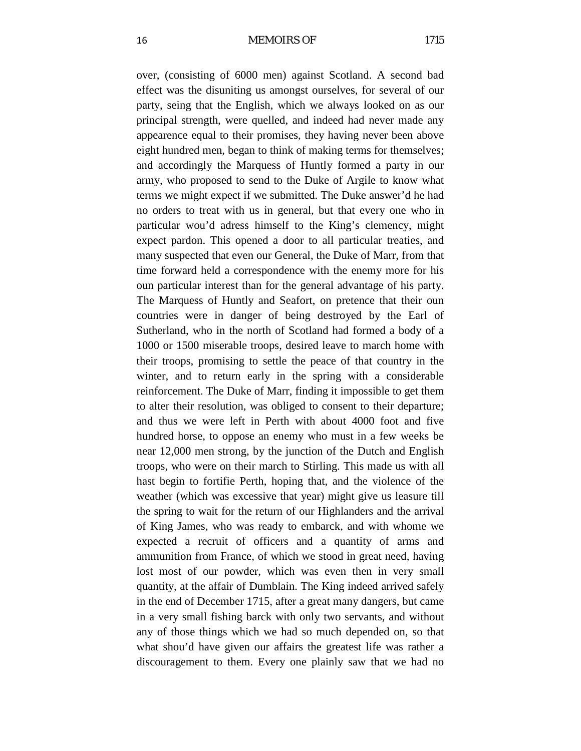over, (consisting of 6000 men) against Scotland. A second bad effect was the disuniting us amongst ourselves, for several of our party, seing that the English, which we always looked on as our principal strength, were quelled, and indeed had never made any appearence equal to their promises, they having never been above eight hundred men, began to think of making terms for themselves; and accordingly the Marquess of Huntly formed a party in our army, who proposed to send to the Duke of Argile to know what terms we might expect if we submitted. The Duke answer'd he had no orders to treat with us in general, but that every one who in particular wou'd adress himself to the King's clemency, might expect pardon. This opened a door to all particular treaties, and many suspected that even our General, the Duke of Marr, from that time forward held a correspondence with the enemy more for his oun particular interest than for the general advantage of his party. The Marquess of Huntly and Seafort, on pretence that their oun countries were in danger of being destroyed by the Earl of Sutherland, who in the north of Scotland had formed a body of a 1000 or 1500 miserable troops, desired leave to march home with their troops, promising to settle the peace of that country in the winter, and to return early in the spring with a considerable reinforcement. The Duke of Marr, finding it impossible to get them to alter their resolution, was obliged to consent to their departure; and thus we were left in Perth with about 4000 foot and five hundred horse, to oppose an enemy who must in a few weeks be near 12,000 men strong, by the junction of the Dutch and English troops, who were on their march to Stirling. This made us with all hast begin to fortifie Perth, hoping that, and the violence of the weather (which was excessive that year) might give us leasure till the spring to wait for the return of our Highlanders and the arrival of King James, who was ready to embarck, and with whome we expected a recruit of officers and a quantity of arms and ammunition from France, of which we stood in great need, having lost most of our powder, which was even then in very small quantity, at the affair of Dumblain. The King indeed arrived safely in the end of December 1715, after a great many dangers, but came in a very small fishing barck with only two servants, and without any of those things which we had so much depended on, so that what shou'd have given our affairs the greatest life was rather a discouragement to them. Every one plainly saw that we had no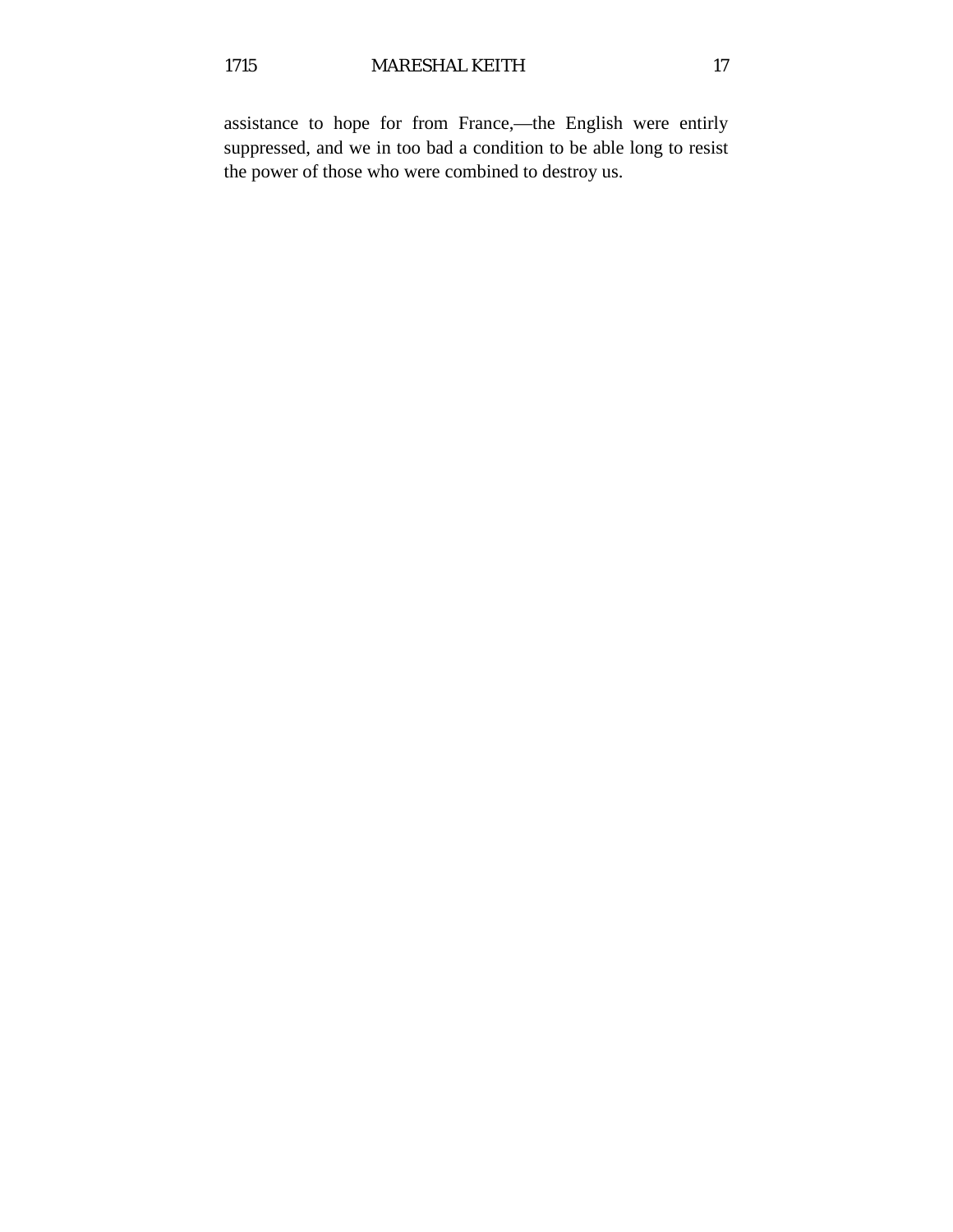assistance to hope for from France,—the English were entirly suppressed, and we in too bad a condition to be able long to resist the power of those who were combined to destroy us.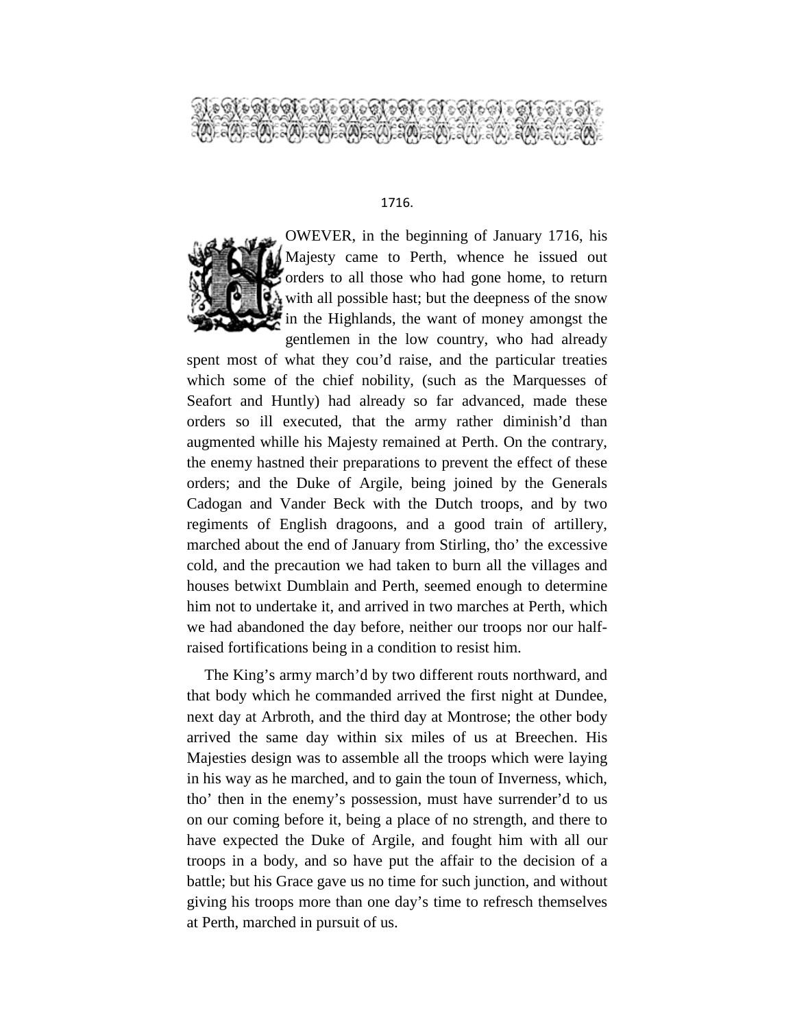## 1716.

HOWEVER, in the beginning of January 1716, his Majesty came to Perth, whence he issued out orders to all those who had gone home, to return with all possible hast; but the deepness of the snow in the Highlands, the want of money amongst the gentlemen in the low country, who had already spent most of what they cou'd raise, and the particular treaties which some of the chief nobility, (such as the Marquesses of Seafort and Huntly) had already so far advanced, made these orders so ill executed, that the army rather diminish'd than augmented whille his Majesty remained at Perth. On the contrary, the enemy hastned their preparations to prevent the effect of these orders; and the Duke of Argile, being joined by the Generals Cadogan and Vander Beck with the Dutch troops, and by two regiments of English dragoons, and a good train of artillery, marched about the end of January from Stirling, tho' the excessive cold, and the precaution we had taken to burn all the villages and houses betwixt Dumblain and Perth, seemed enough to determine him not to undertake it, and arrived in two marches at Perth, which we had abandoned the day before, neither our troops nor our half-raised fortifications being in a condition to resist him.

The King's army march'd by two different routs northward, and that body which he commanded arrived the first night at Dundee, next day at Arbroth, and the third day at Montrose; the other body arrived the same day within six miles of us at Breechen. His Majesties design was to assemble all the troops which were laying in his way as he marched, and to gain the toun of Inverness, which, tho' then in the enemy's possession, must have surrender'd to us on our coming before it, being a place of no strength, and there to have expected the Duke of Argile, and fought him with all our troops in a body, and so have put the affair to the decision of a battle; but his Grace gave us no time for such junction, and without giving his troops more than one day's time to refresch themselves at Perth, marched in pursuit of us.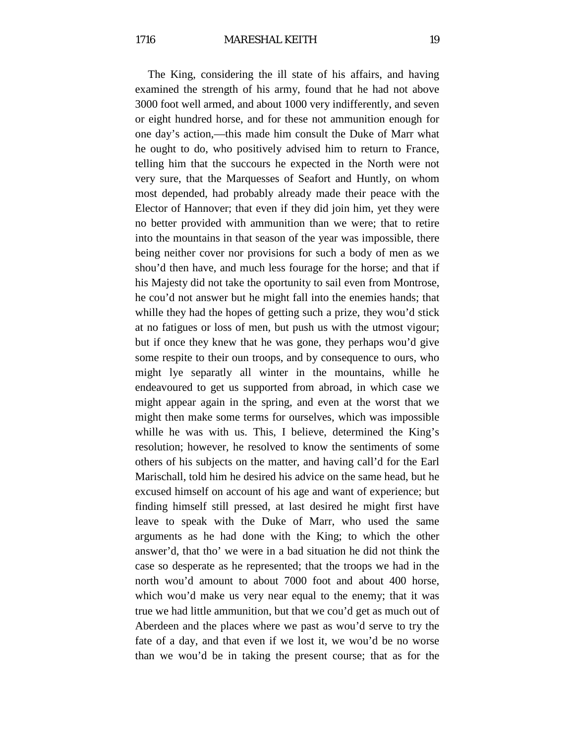The King, considering the ill state of his affairs, and having examined the strength of his army, found that he had not above 3000 foot well armed, and about 1000 very indifferently, and seven or eight hundred horse, and for these not ammunition enough for one day's action,—this made him consult the Duke of Marr what he ought to do, who positively advised him to return to France, telling him that the succours he expected in the North were not very sure, that the Marquesses of Seafort and Huntly, on whom most depended, had probably already made their peace with the Elector of Hannover; that even if they did join him, yet they were no better provided with ammunition than we were; that to retire into the mountains in that season of the year was impossible, there being neither cover nor provisions for such a body of men as we shou'd then have, and much less fourage for the horse; and that if his Majesty did not take the oportunity to sail even from Montrose, he cou'd not answer but he might fall into the enemies hands; that whille they had the hopes of getting such a prize, they wou'd stick at no fatigues or loss of men, but push us with the utmost vigour; but if once they knew that he was gone, they perhaps wou'd give some respite to their oun troops, and by consequence to ours, who might lye separatly all winter in the mountains, whille he endeavoured to get us supported from abroad, in which case we might appear again in the spring, and even at the worst that we might then make some terms for ourselves, which was impossible whille he was with us. This, I believe, determined the King's resolution; however, he resolved to know the sentiments of some others of his subjects on the matter, and having call'd for the Earl Marischall, told him he desired his advice on the same head, but he excused himself on account of his age and want of experience; but finding himself still pressed, at last desired he might first have leave to speak with the Duke of Marr, who used the same arguments as he had done with the King; to which the other answer'd, that tho' we were in a bad situation he did not think the case so desperate as he represented; that the troops we had in the north wou'd amount to about 7000 foot and about 400 horse, which wou'd make us very near equal to the enemy; that it was true we had little ammunition, but that we cou'd get as much out of Aberdeen and the places where we past as wou'd serve to try the fate of a day, and that even if we lost it, we wou'd be no worse than we wou'd be in taking the present course; that as for the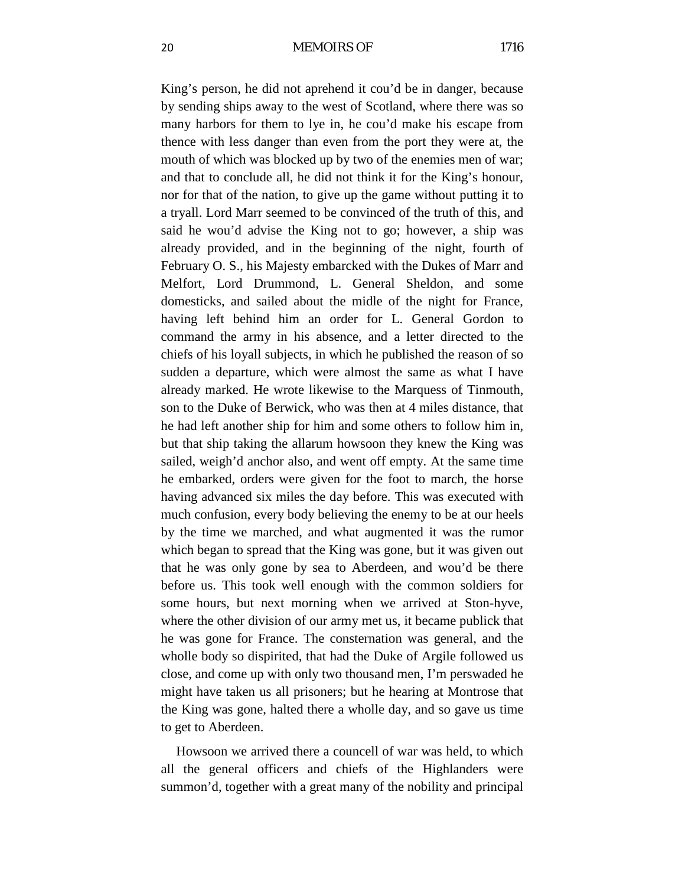King's person, he did not aprehend it cou'd be in danger, because by sending ships away to the west of Scotland, where there was so many harbors for them to lye in, he cou'd make his escape from thence with less danger than even from the port they were at, the mouth of which was blocked up by two of the enemies men of war; and that to conclude all, he did not think it for the King's honour, nor for that of the nation, to give up the game without putting it to a tryall. Lord Marr seemed to be convinced of the truth of this, and said he wou'd advise the King not to go; however, a ship was already provided, and in the beginning of the night, fourth of February O. S., his Majesty embarcked with the Dukes of Marr and Melfort, Lord Drummond, L. General Sheldon, and some domesticks, and sailed about the midle of the night for France, having left behind him an order for L. General Gordon to command the army in his absence, and a letter directed to the chiefs of his loyall subjects, in which he published the reason of so sudden a departure, which were almost the same as what I have already marked. He wrote likewise to the Marquess of Tinmouth, son to the Duke of Berwick, who was then at 4 miles distance, that he had left another ship for him and some others to follow him in, but that ship taking the allarum howsoon they knew the King was sailed, weigh'd anchor also, and went off empty. At the same time he embarked, orders were given for the foot to march, the horse having advanced six miles the day before. This was executed with much confusion, every body believing the enemy to be at our heels by the time we marched, and what augmented it was the rumor which began to spread that the King was gone, but it was given out that he was only gone by sea to Aberdeen, and wou'd be there before us. This took well enough with the common soldiers for some hours, but next morning when we arrived at Ston-hyve, where the other division of our army met us, it became publick that he was gone for France. The consternation was general, and the wholle body so dispirited, that had the Duke of Argile followed us close, and come up with only two thousand men, I'm perswaded he might have taken us all prisoners; but he hearing at Montrose that the King was gone, halted there a wholle day, and so gave us time to get to Aberdeen.

Howsoon we arrived there a councell of war was held, to which all the general officers and chiefs of the Highlanders were summon'd, together with a great many of the nobility and principal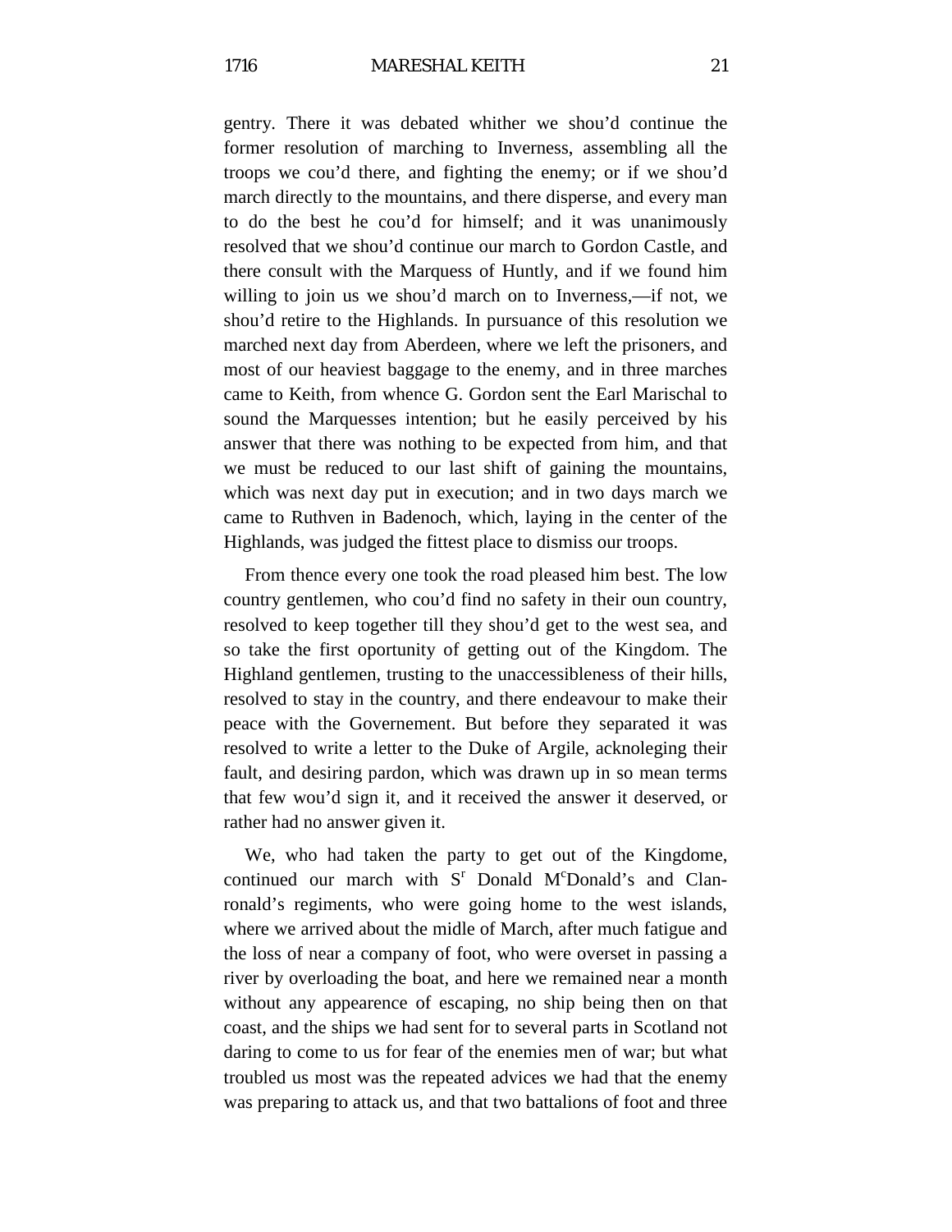gentry. There it was debated whither we shou'd continue the former resolution of marching to Inverness, assembling all the troops we cou'd there, and fighting the enemy; or if we shou'd march directly to the mountains, and there disperse, and every man to do the best he cou'd for himself; and it was unanimously resolved that we shou'd continue our march to Gordon Castle, and there consult with the Marquess of Huntly, and if we found him willing to join us we shou'd march on to Inverness,—if not, we shou'd retire to the Highlands. In pursuance of this resolution we marched next day from Aberdeen, where we left the prisoners, and most of our heaviest baggage to the enemy, and in three marches came to Keith, from whence G. Gordon sent the Earl Marischal to sound the Marquesses intention; but he easily perceived by his answer that there was nothing to be expected from him, and that we must be reduced to our last shift of gaining the mountains, which was next day put in execution; and in two days march we came to Ruthven in Badenoch, which, laying in the center of the Highlands, was judged the fittest place to dismiss our troops.

From thence every one took the road pleased him best. The low country gentlemen, who cou'd find no safety in their oun country, resolved to keep together till they shou'd get to the west sea, and so take the first oportunity of getting out of the Kingdom. The Highland gentlemen, trusting to the unaccessibleness of their hills, resolved to stay in the country, and there endeavour to make their peace with the Governement. But before they separated it was resolved to write a letter to the Duke of Argile, acknoleging their fault, and desiring pardon, which was drawn up in so mean terms that few wou'd sign it, and it received the answer it deserved, or rather had no answer given it.

We, who had taken the party to get out of the Kingdome, continued our march with S^r Donald M^cDonald's and Clanronald's regiments, who were going home to the west islands, where we arrived about the midle of March, after much fatigue and the loss of near a company of foot, who were overset in passing a river by overloading the boat, and here we remained near a month without any appearence of escaping, no ship being then on that coast, and the ships we had sent for to several parts in Scotland not daring to come to us for fear of the enemies men of war; but what troubled us most was the repeated advices we had that the enemy was preparing to attack us, and that two battalions of foot and three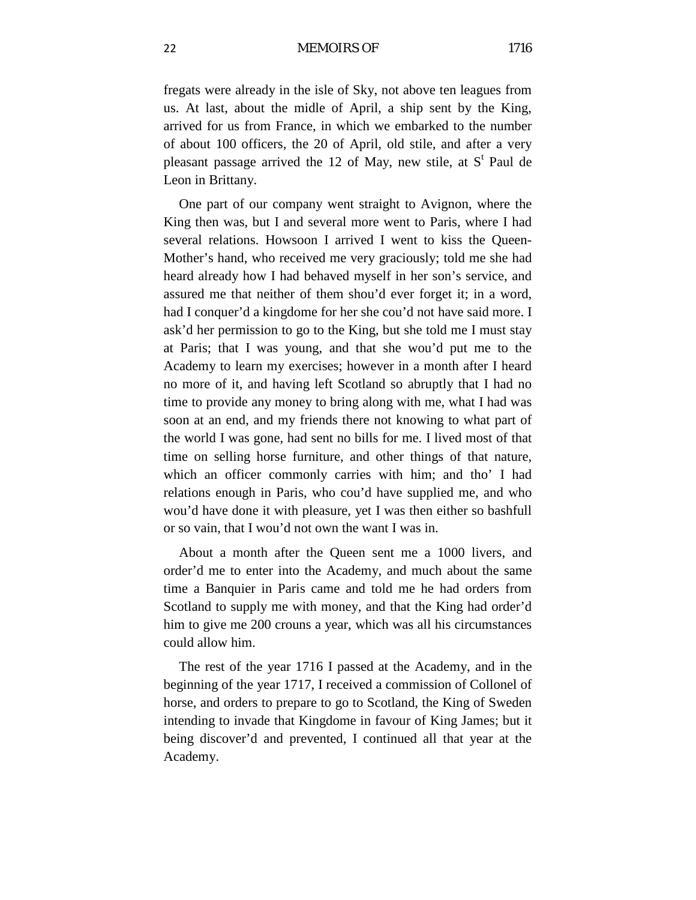fregats were already in the isle of Sky, not above ten leagues from us. At last, about the midle of April, a ship sent by the King, arrived for us from France, in which we embarked to the number of about 100 officers, the 20 of April, old stile, and after a very pleasant passage arrived the 12 of May, new stile, at S[t] Paul de Leon in Brittany.

One part of our company went straight to Avignon, where the King then was, but I and several more went to Paris, where I had several relations. Howsoon I arrived I went to kiss the Queen-Mother's hand, who received me very graciously; told me she had heard already how I had behaved myself in her son's service, and assured me that neither of them shou'd ever forget it; in a word, had I conquer'd a kingdome for her she cou'd not have said more. I ask'd her permission to go to the King, but she told me I must stay at Paris; that I was young, and that she wou'd put me to the Academy to learn my exercises; however in a month after I heard no more of it, and having left Scotland so abruptly that I had no time to provide any money to bring along with me, what I had was soon at an end, and my friends there not knowing to what part of the world I was gone, had sent no bills for me. I lived most of that time on selling horse furniture, and other things of that nature, which an officer commonly carries with him; and tho' I had relations enough in Paris, who cou'd have supplied me, and who wou'd have done it with pleasure, yet I was then either so bashfull or so vain, that I wou'd not own the want I was in.

About a month after the Queen sent me a 1000 livers, and order'd me to enter into the Academy, and much about the same time a Banquier in Paris came and told me he had orders from Scotland to supply me with money, and that the King had order'd him to give me 200 crouns a year, which was all his circumstances could allow him.

The rest of the year 1716 I passed at the Academy, and in the beginning of the year 1717, I received a commission of Collonel of horse, and orders to prepare to go to Scotland, the King of Sweden intending to invade that Kingdome in favour of King James; but it being discover'd and prevented, I continued all that year at the Academy.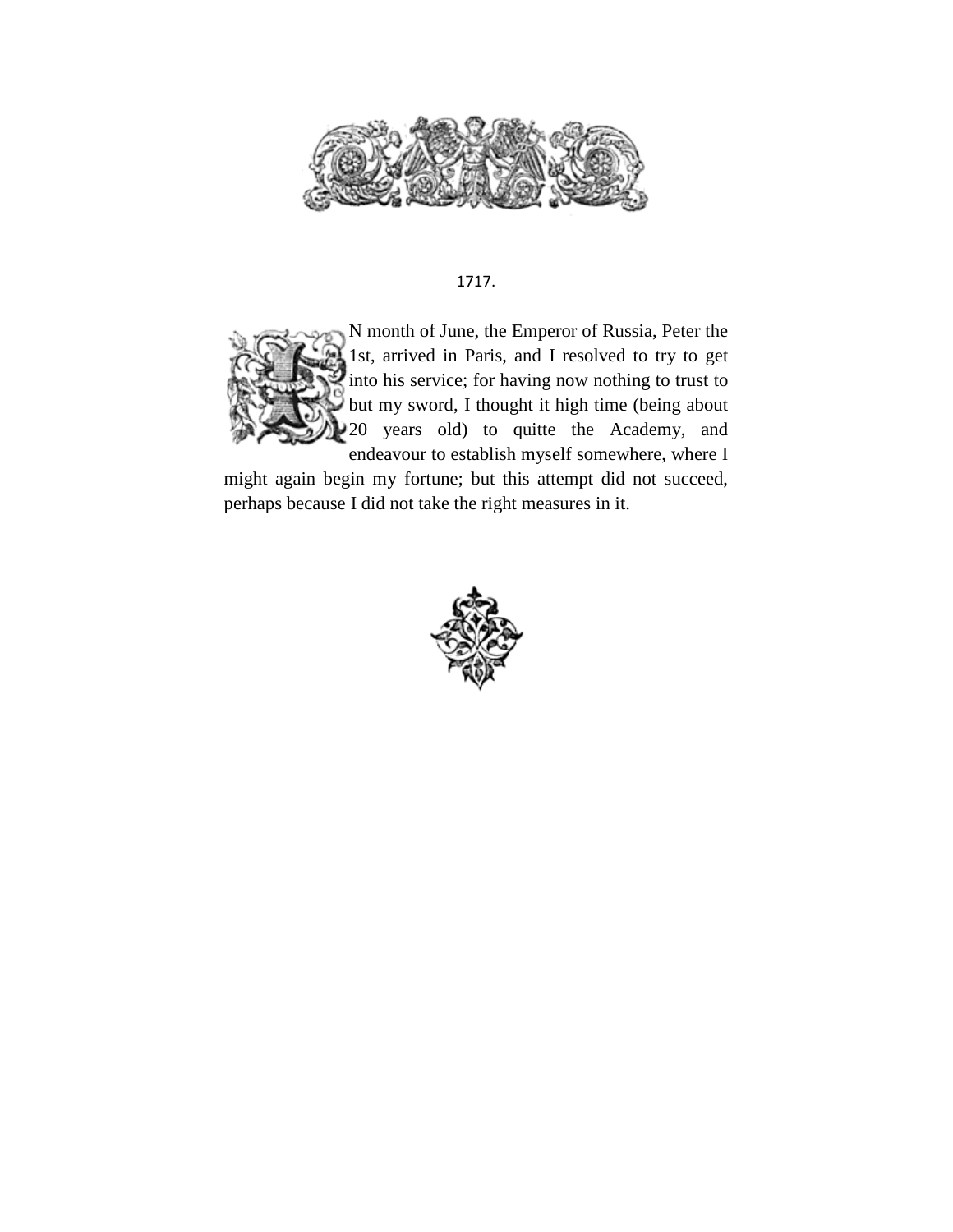1717.

IN month of June, the Emperor of Russia, Peter the 1st, arrived in Paris, and I resolved to try to get into his service; for having now nothing to trust to but my sword, I thought it high time (being about 20 years old) to quitte the Academy, and endeavour to establish myself somewhere, where I might again begin my fortune; but this attempt did not succeed, perhaps because I did not take the right measures in it.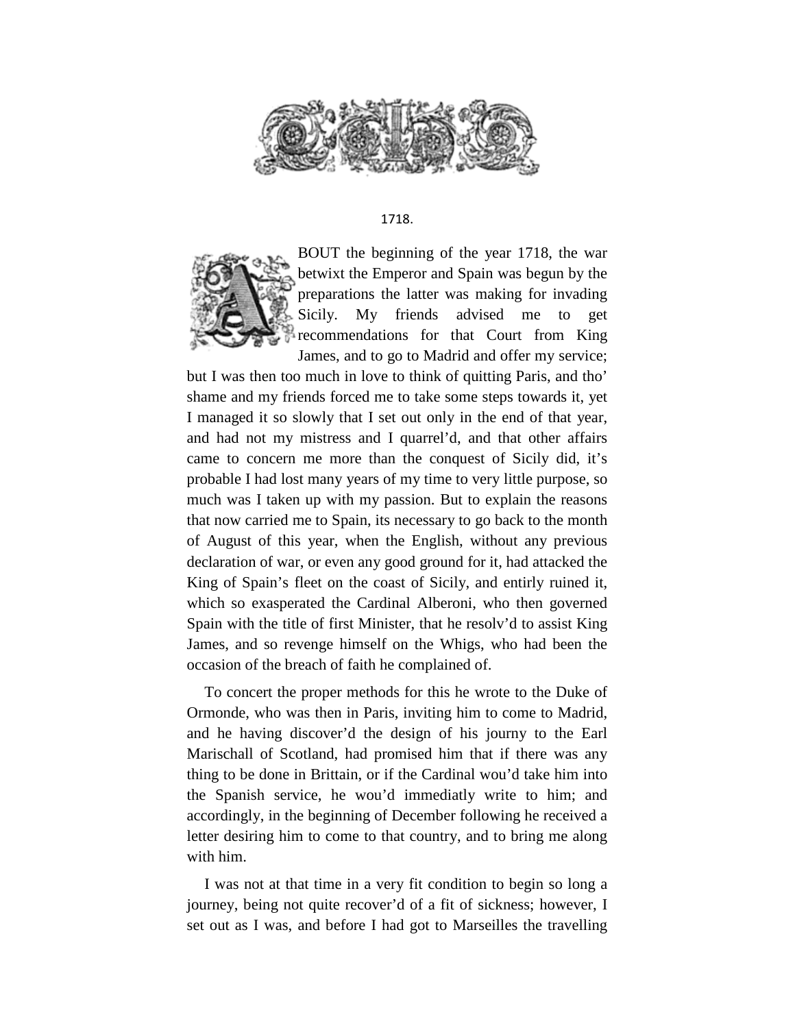## 1718.

ABOUT the beginning of the year 1718, the war betwixt the Emperor and Spain was begun by the preparations the latter was making for invading Sicily. My friends advised me to get recommendations for that Court from King James, and to go to Madrid and offer my service; but I was then too much in love to think of quitting Paris, and tho' shame and my friends forced me to take some steps towards it, yet I managed it so slowly that I set out only in the end of that year, and had not my mistress and I quarrel'd, and that other affairs came to concern me more than the conquest of Sicily did, it's probable I had lost many years of my time to very little purpose, so much was I taken up with my passion. But to explain the reasons that now carried me to Spain, its necessary to go back to the month of August of this year, when the English, without any previous declaration of war, or even any good ground for it, had attacked the King of Spain's fleet on the coast of Sicily, and entirly ruined it, which so exasperated the Cardinal Alberoni, who then governed Spain with the title of first Minister, that he resolv'd to assist King James, and so revenge himself on the Whigs, who had been the occasion of the breach of faith he complained of.

To concert the proper methods for this he wrote to the Duke of Ormonde, who was then in Paris, inviting him to come to Madrid, and he having discover'd the design of his journy to the Earl Marischall of Scotland, had promised him that if there was any thing to be done in Brittain, or if the Cardinal wou'd take him into the Spanish service, he wou'd immediatly write to him; and accordingly, in the beginning of December following he received a letter desiring him to come to that country, and to bring me along with him.

I was not at that time in a very fit condition to begin so long a journey, being not quite recover'd of a fit of sickness; however, I set out as I was, and before I had got to Marseilles the travelling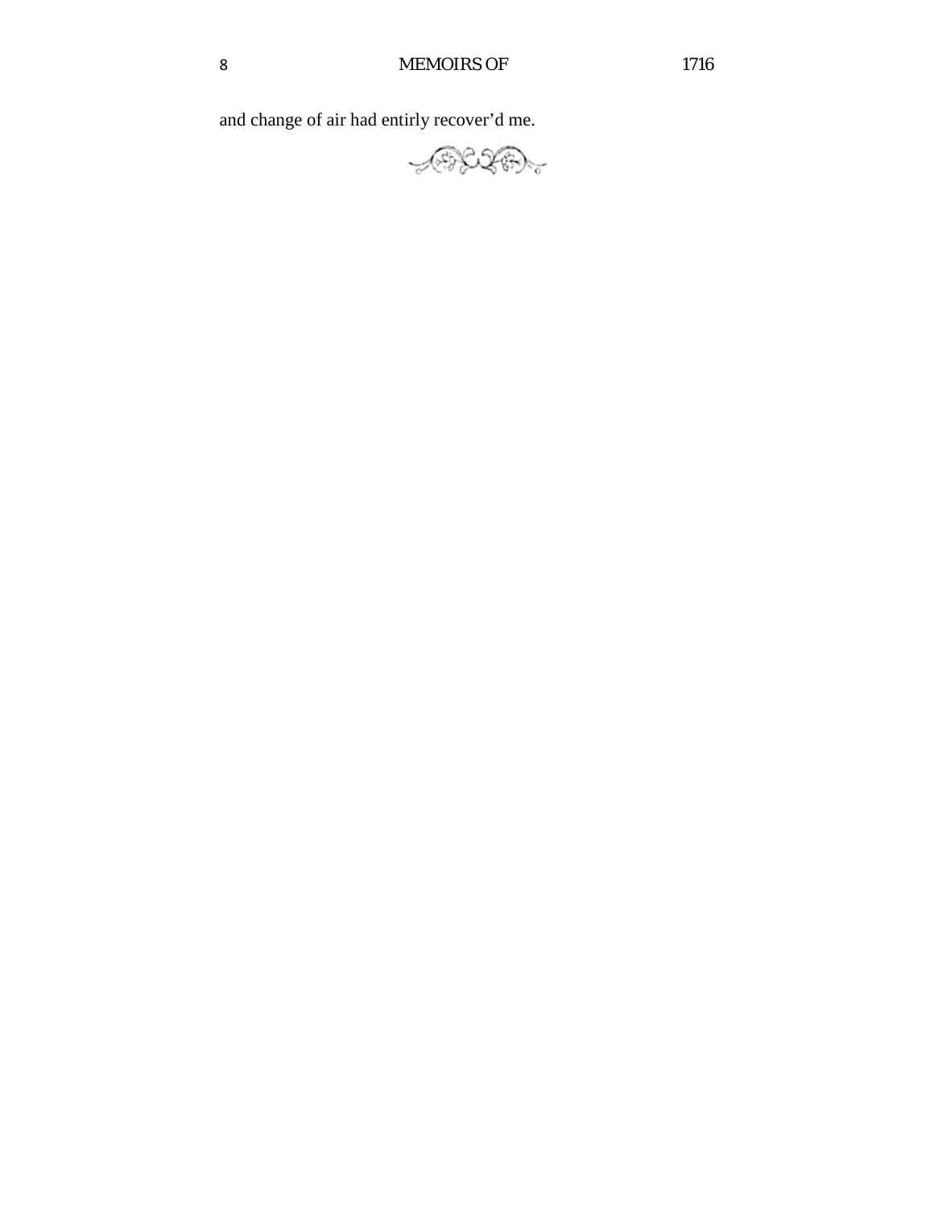and change of air had entirly recover'd me.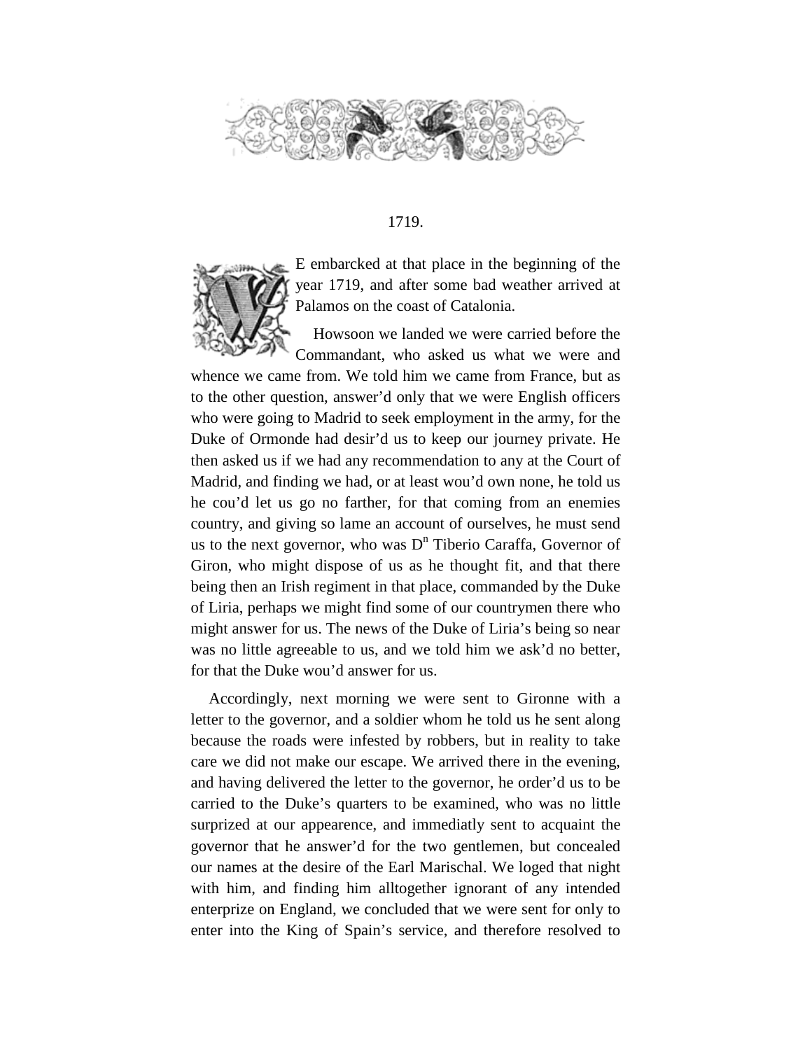1719.

WE embarcked at that place in the beginning of the year 1719, and after some bad weather arrived at Palamos on the coast of Catalonia.

Howsoon we landed we were carried before the Commandant, who asked us what we were and whence we came from. We told him we came from France, but as to the other question, answer'd only that we were English officers who were going to Madrid to seek employment in the army, for the Duke of Ormonde had desir'd us to keep our journey private. He then asked us if we had any recommendation to any at the Court of Madrid, and finding we had, or at least wou'd own none, he told us he cou'd let us go no farther, for that coming from an enemies country, and giving so lame an account of ourselves, he must send us to the next governor, who was D[n] Tiberio Caraffa, Governor of Giron, who might dispose of us as he thought fit, and that there being then an Irish regiment in that place, commanded by the Duke of Liria, perhaps we might find some of our countrymen there who might answer for us. The news of the Duke of Liria's being so near was no little agreeable to us, and we told him we ask'd no better, for that the Duke wou'd answer for us.

Accordingly, next morning we were sent to Gironne with a letter to the governor, and a soldier whom he told us he sent along because the roads were infested by robbers, but in reality to take care we did not make our escape. We arrived there in the evening, and having delivered the letter to the governor, he order'd us to be carried to the Duke's quarters to be examined, who was no little surprized at our appearence, and immediatly sent to acquaint the governor that he answer'd for the two gentlemen, but concealed our names at the desire of the Earl Marischal. We loged that night with him, and finding him alltogether ignorant of any intended enterprize on England, we concluded that we were sent for only to enter into the King of Spain's service, and therefore resolved to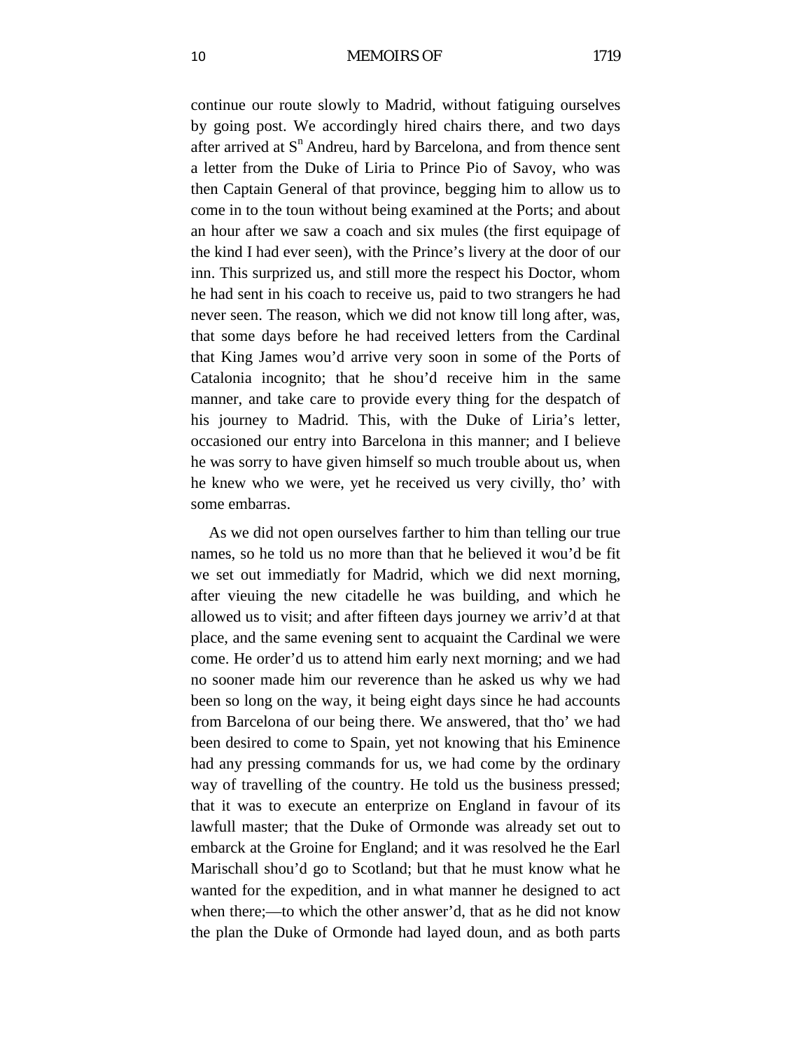continue our route slowly to Madrid, without fatiguing ourselves by going post. We accordingly hired chairs there, and two days after arrived at S[n] Andreu, hard by Barcelona, and from thence sent a letter from the Duke of Liria to Prince Pio of Savoy, who was then Captain General of that province, begging him to allow us to come in to the toun without being examined at the Ports; and about an hour after we saw a coach and six mules (the first equipage of the kind I had ever seen), with the Prince's livery at the door of our inn. This surprized us, and still more the respect his Doctor, whom he had sent in his coach to receive us, paid to two strangers he had never seen. The reason, which we did not know till long after, was, that some days before he had received letters from the Cardinal that King James wou'd arrive very soon in some of the Ports of Catalonia incognito; that he shou'd receive him in the same manner, and take care to provide every thing for the despatch of his journey to Madrid. This, with the Duke of Liria's letter, occasioned our entry into Barcelona in this manner; and I believe he was sorry to have given himself so much trouble about us, when he knew who we were, yet he received us very civilly, tho' with some embarras.

As we did not open ourselves farther to him than telling our true names, so he told us no more than that he believed it wou'd be fit we set out immediatly for Madrid, which we did next morning, after vieuing the new citadelle he was building, and which he allowed us to visit; and after fifteen days journey we arriv'd at that place, and the same evening sent to acquaint the Cardinal we were come. He order'd us to attend him early next morning; and we had no sooner made him our reverence than he asked us why we had been so long on the way, it being eight days since he had accounts from Barcelona of our being there. We answered, that tho' we had been desired to come to Spain, yet not knowing that his Eminence had any pressing commands for us, we had come by the ordinary way of travelling of the country. He told us the business pressed; that it was to execute an enterprize on England in favour of its lawfull master; that the Duke of Ormonde was already set out to embarck at the Groine for England; and it was resolved he the Earl Marischall shou'd go to Scotland; but that he must know what he wanted for the expedition, and in what manner he designed to act when there;—to which the other answer'd, that as he did not know the plan the Duke of Ormonde had layed doun, and as both parts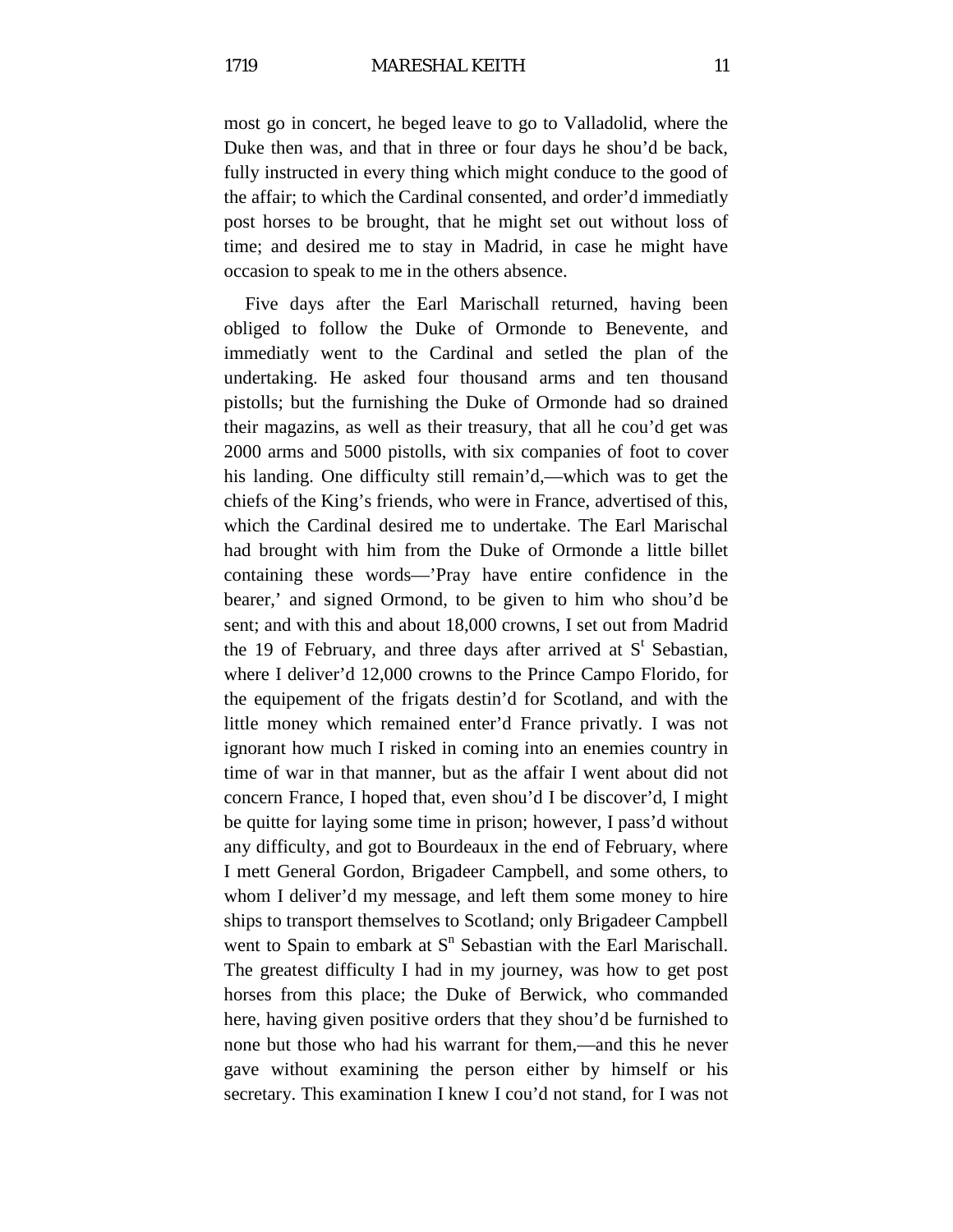most go in concert, he beged leave to go to Valladolid, where the Duke then was, and that in three or four days he shou'd be back, fully instructed in every thing which might conduce to the good of the affair; to which the Cardinal consented, and order'd immediatly post horses to be brought, that he might set out without loss of time; and desired me to stay in Madrid, in case he might have occasion to speak to me in the others absence.

Five days after the Earl Marischall returned, having been obliged to follow the Duke of Ormonde to Benevente, and immediatly went to the Cardinal and setled the plan of the undertaking. He asked four thousand arms and ten thousand pistolls; but the furnishing the Duke of Ormonde had so drained their magazins, as well as their treasury, that all he cou'd get was 2000 arms and 5000 pistolls, with six companies of foot to cover his landing. One difficulty still remain'd,—which was to get the chiefs of the King's friends, who were in France, advertised of this, which the Cardinal desired me to undertake. The Earl Marischal had brought with him from the Duke of Ormonde a little billet containing these words—'Pray have entire confidence in the bearer,' and signed Ormond, to be given to him who shou'd be sent; and with this and about 18,000 crowns, I set out from Madrid the 19 of February, and three days after arrived at S[t] Sebastian, where I deliver'd 12,000 crowns to the Prince Campo Florido, for the equipement of the frigats destin'd for Scotland, and with the little money which remained enter'd France privatly. I was not ignorant how much I risked in coming into an enemies country in time of war in that manner, but as the affair I went about did not concern France, I hoped that, even shou'd I be discover'd, I might be quitte for laying some time in prison; however, I pass'd without any difficulty, and got to Bourdeaux in the end of February, where I mett General Gordon, Brigadeer Campbell, and some others, to whom I deliver'd my message, and left them some money to hire ships to transport themselves to Scotland; only Brigadeer Campbell went to Spain to embark at S[n] Sebastian with the Earl Marischall. The greatest difficulty I had in my journey, was how to get post horses from this place; the Duke of Berwick, who commanded here, having given positive orders that they shou'd be furnished to none but those who had his warrant for them,—and this he never gave without examining the person either by himself or his secretary. This examination I knew I cou'd not stand, for I was not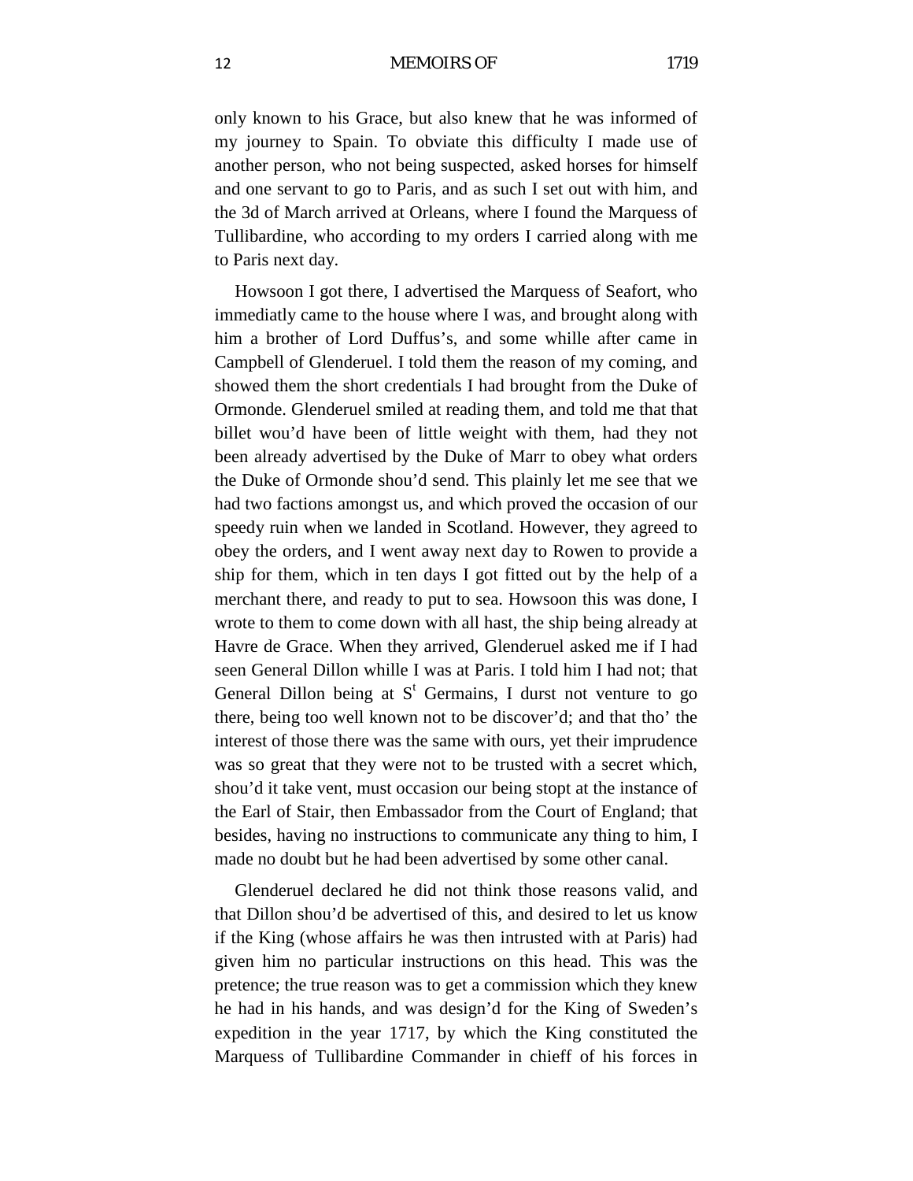only known to his Grace, but also knew that he was informed of my journey to Spain. To obviate this difficulty I made use of another person, who not being suspected, asked horses for himself and one servant to go to Paris, and as such I set out with him, and the 3d of March arrived at Orleans, where I found the Marquess of Tullibardine, who according to my orders I carried along with me to Paris next day.

Howsoon I got there, I advertised the Marquess of Seafort, who immediatly came to the house where I was, and brought along with him a brother of Lord Duffus's, and some whille after came in Campbell of Glenderuel. I told them the reason of my coming, and showed them the short credentials I had brought from the Duke of Ormonde. Glenderuel smiled at reading them, and told me that that billet wou'd have been of little weight with them, had they not been already advertised by the Duke of Marr to obey what orders the Duke of Ormonde shou'd send. This plainly let me see that we had two factions amongst us, and which proved the occasion of our speedy ruin when we landed in Scotland. However, they agreed to obey the orders, and I went away next day to Rowen to provide a ship for them, which in ten days I got fitted out by the help of a merchant there, and ready to put to sea. Howsoon this was done, I wrote to them to come down with all hast, the ship being already at Havre de Grace. When they arrived, Glenderuel asked me if I had seen General Dillon whille I was at Paris. I told him I had not; that General Dillon being at S^t Germains, I durst not venture to go there, being too well known not to be discover'd; and that tho' the interest of those there was the same with ours, yet their imprudence was so great that they were not to be trusted with a secret which, shou'd it take vent, must occasion our being stopt at the instance of the Earl of Stair, then Embassador from the Court of England; that besides, having no instructions to communicate any thing to him, I made no doubt but he had been advertised by some other canal.

Glenderuel declared he did not think those reasons valid, and that Dillon shou'd be advertised of this, and desired to let us know if the King (whose affairs he was then intrusted with at Paris) had given him no particular instructions on this head. This was the pretence; the true reason was to get a commission which they knew he had in his hands, and was design'd for the King of Sweden's expedition in the year 1717, by which the King constituted the Marquess of Tullibardine Commander in chieff of his forces in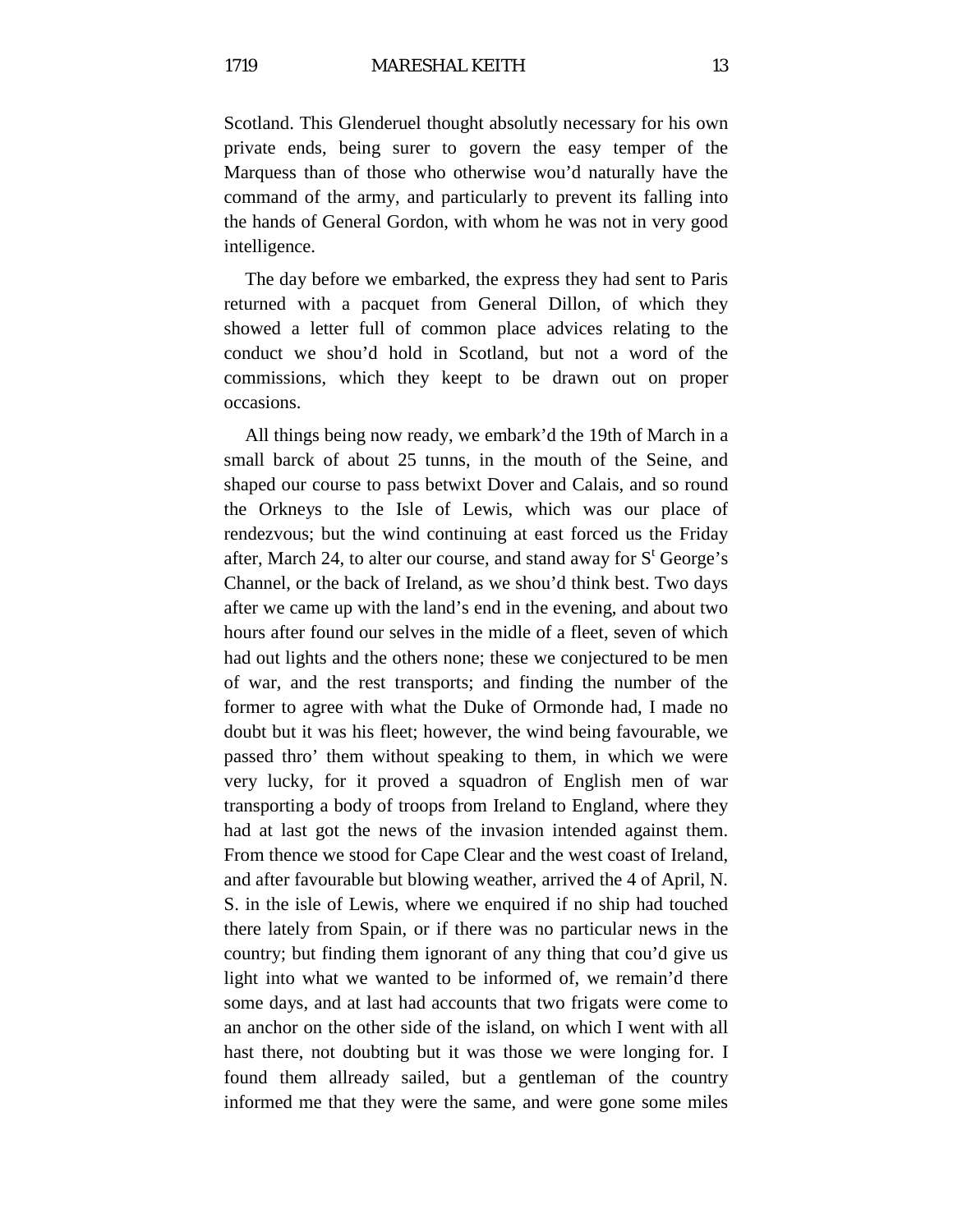Scotland. This Glenderuel thought absolutly necessary for his own private ends, being surer to govern the easy temper of the Marquess than of those who otherwise wou'd naturally have the command of the army, and particularly to prevent its falling into the hands of General Gordon, with whom he was not in very good intelligence.

The day before we embarked, the express they had sent to Paris returned with a pacquet from General Dillon, of which they showed a letter full of common place advices relating to the conduct we shou'd hold in Scotland, but not a word of the commissions, which they keept to be drawn out on proper occasions.

All things being now ready, we embark'd the 19th of March in a small barck of about 25 tunns, in the mouth of the Seine, and shaped our course to pass betwixt Dover and Calais, and so round the Orkneys to the Isle of Lewis, which was our place of rendezvous; but the wind continuing at east forced us the Friday after, March 24, to alter our course, and stand away for S[t] George's Channel, or the back of Ireland, as we shou'd think best. Two days after we came up with the land's end in the evening, and about two hours after found our selves in the midle of a fleet, seven of which had out lights and the others none; these we conjectured to be men of war, and the rest transports; and finding the number of the former to agree with what the Duke of Ormonde had, I made no doubt but it was his fleet; however, the wind being favourable, we passed thro' them without speaking to them, in which we were very lucky, for it proved a squadron of English men of war transporting a body of troops from Ireland to England, where they had at last got the news of the invasion intended against them. From thence we stood for Cape Clear and the west coast of Ireland, and after favourable but blowing weather, arrived the 4 of April, N. S. in the isle of Lewis, where we enquired if no ship had touched there lately from Spain, or if there was no particular news in the country; but finding them ignorant of any thing that cou'd give us light into what we wanted to be informed of, we remain'd there some days, and at last had accounts that two frigats were come to an anchor on the other side of the island, on which I went with all hast there, not doubting but it was those we were longing for. I found them allready sailed, but a gentleman of the country informed me that they were the same, and were gone some miles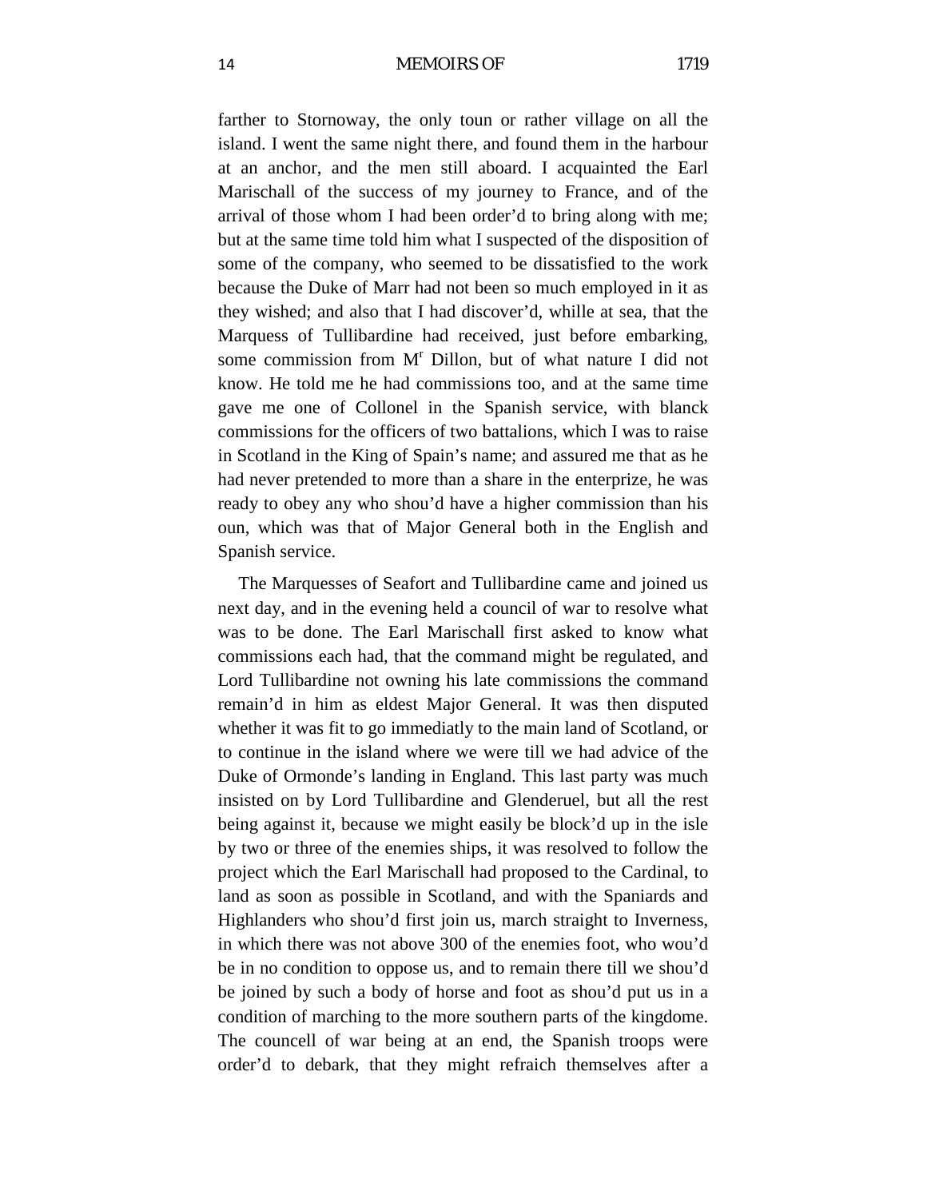farther to Stornoway, the only toun or rather village on all the island. I went the same night there, and found them in the harbour at an anchor, and the men still aboard. I acquainted the Earl Marischall of the success of my journey to France, and of the arrival of those whom I had been order'd to bring along with me; but at the same time told him what I suspected of the disposition of some of the company, who seemed to be dissatisfied to the work because the Duke of Marr had not been so much employed in it as they wished; and also that I had discover'd, whille at sea, that the Marquess of Tullibardine had received, just before embarking, some commission from Mr Dillon, but of what nature I did not know. He told me he had commissions too, and at the same time gave me one of Collonel in the Spanish service, with blanck commissions for the officers of two battalions, which I was to raise in Scotland in the King of Spain's name; and assured me that as he had never pretended to more than a share in the enterprize, he was ready to obey any who shou'd have a higher commission than his oun, which was that of Major General both in the English and Spanish service.

The Marquesses of Seafort and Tullibardine came and joined us next day, and in the evening held a council of war to resolve what was to be done. The Earl Marischall first asked to know what commissions each had, that the command might be regulated, and Lord Tullibardine not owning his late commissions the command remain'd in him as eldest Major General. It was then disputed whether it was fit to go immediatly to the main land of Scotland, or to continue in the island where we were till we had advice of the Duke of Ormonde's landing in England. This last party was much insisted on by Lord Tullibardine and Glenderuel, but all the rest being against it, because we might easily be block'd up in the isle by two or three of the enemies ships, it was resolved to follow the project which the Earl Marischall had proposed to the Cardinal, to land as soon as possible in Scotland, and with the Spaniards and Highlanders who shou'd first join us, march straight to Inverness, in which there was not above 300 of the enemies foot, who wou'd be in no condition to oppose us, and to remain there till we shou'd be joined by such a body of horse and foot as shou'd put us in a condition of marching to the more southern parts of the kingdome. The councell of war being at an end, the Spanish troops were order'd to debark, that they might refraich themselves after a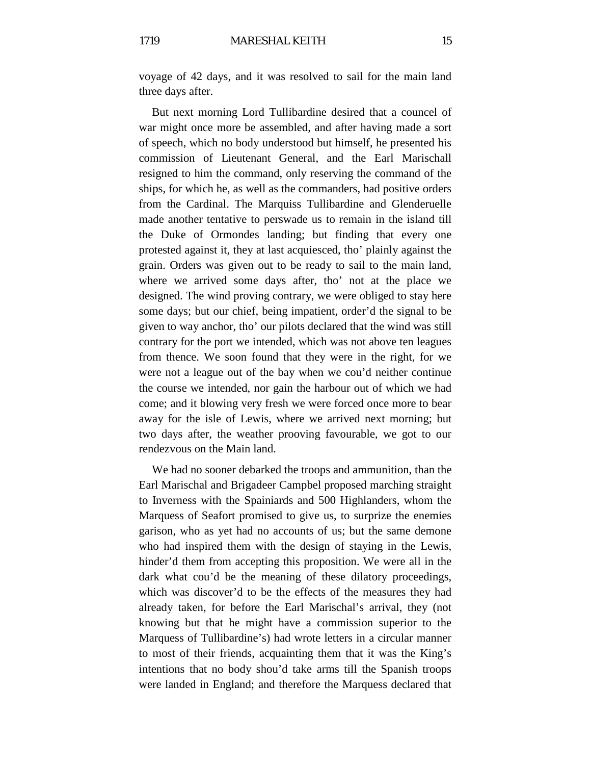voyage of 42 days, and it was resolved to sail for the main land three days after.

But next morning Lord Tullibardine desired that a councel of war might once more be assembled, and after having made a sort of speech, which no body understood but himself, he presented his commission of Lieutenant General, and the Earl Marischall resigned to him the command, only reserving the command of the ships, for which he, as well as the commanders, had positive orders from the Cardinal. The Marquiss Tullibardine and Glenderuelle made another tentative to perswade us to remain in the island till the Duke of Ormondes landing; but finding that every one protested against it, they at last acquiesced, tho' plainly against the grain. Orders was given out to be ready to sail to the main land, where we arrived some days after, tho' not at the place we designed. The wind proving contrary, we were obliged to stay here some days; but our chief, being impatient, order'd the signal to be given to way anchor, tho' our pilots declared that the wind was still contrary for the port we intended, which was not above ten leagues from thence. We soon found that they were in the right, for we were not a league out of the bay when we cou'd neither continue the course we intended, nor gain the harbour out of which we had come; and it blowing very fresh we were forced once more to bear away for the isle of Lewis, where we arrived next morning; but two days after, the weather prooving favourable, we got to our rendezvous on the Main land.

We had no sooner debarked the troops and ammunition, than the Earl Marischal and Brigadeer Campbel proposed marching straight to Inverness with the Spainiards and 500 Highlanders, whom the Marquess of Seafort promised to give us, to surprize the enemies garison, who as yet had no accounts of us; but the same demone who had inspired them with the design of staying in the Lewis, hinder'd them from accepting this proposition. We were all in the dark what cou'd be the meaning of these dilatory proceedings, which was discover'd to be the effects of the measures they had already taken, for before the Earl Marischal's arrival, they (not knowing but that he might have a commission superior to the Marquess of Tullibardine's) had wrote letters in a circular manner to most of their friends, acquainting them that it was the King's intentions that no body shou'd take arms till the Spanish troops were landed in England; and therefore the Marquess declared that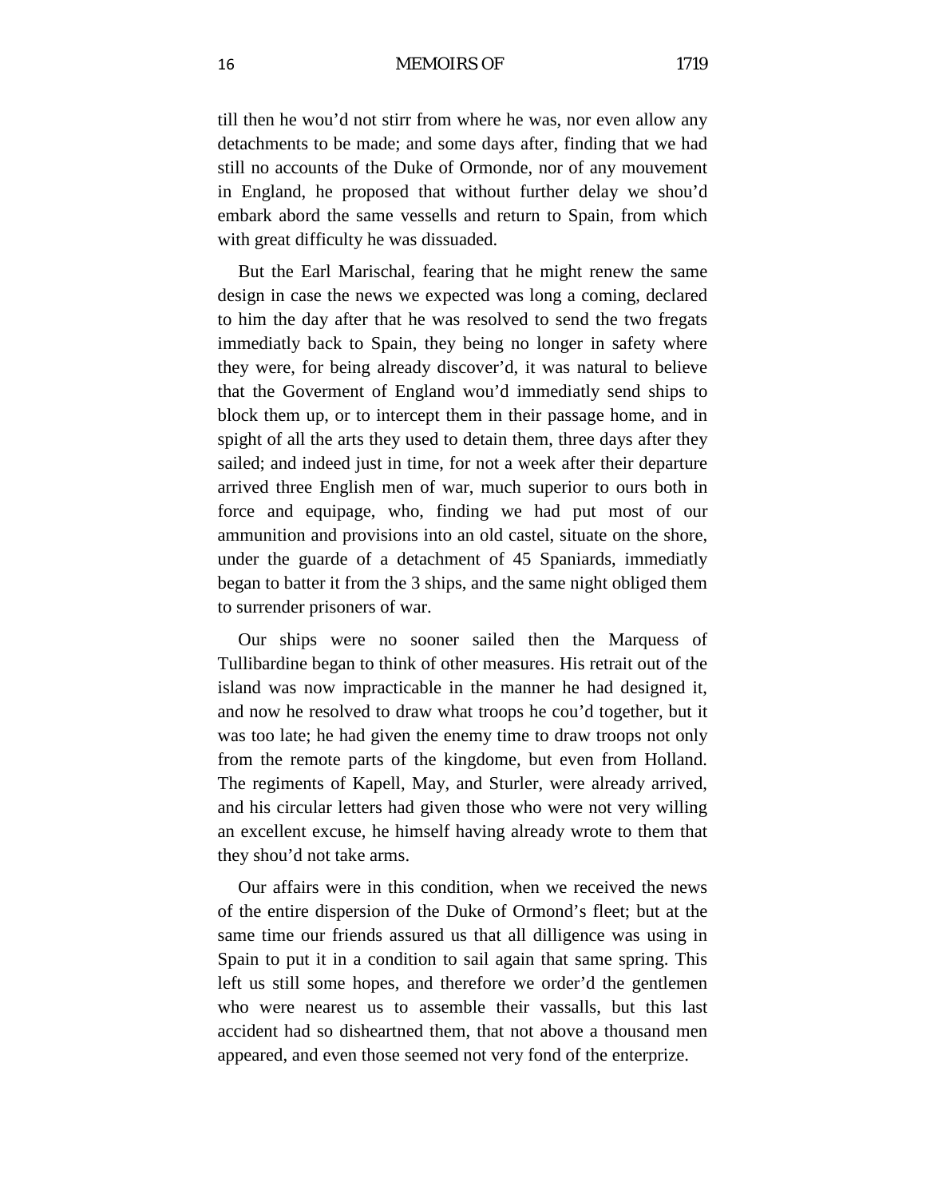till then he wou'd not stirr from where he was, nor even allow any detachments to be made; and some days after, finding that we had still no accounts of the Duke of Ormonde, nor of any mouvement in England, he proposed that without further delay we shou'd embark abord the same vessells and return to Spain, from which with great difficulty he was dissuaded.

But the Earl Marischal, fearing that he might renew the same design in case the news we expected was long a coming, declared to him the day after that he was resolved to send the two fregats immediatly back to Spain, they being no longer in safety where they were, for being already discover'd, it was natural to believe that the Goverment of England wou'd immediatly send ships to block them up, or to intercept them in their passage home, and in spight of all the arts they used to detain them, three days after they sailed; and indeed just in time, for not a week after their departure arrived three English men of war, much superior to ours both in force and equipage, who, finding we had put most of our ammunition and provisions into an old castel, situate on the shore, under the guarde of a detachment of 45 Spaniards, immediatly began to batter it from the 3 ships, and the same night obliged them to surrender prisoners of war.

Our ships were no sooner sailed then the Marquess of Tullibardine began to think of other measures. His retrait out of the island was now impracticable in the manner he had designed it, and now he resolved to draw what troops he cou'd together, but it was too late; he had given the enemy time to draw troops not only from the remote parts of the kingdome, but even from Holland. The regiments of Kapell, May, and Sturler, were already arrived, and his circular letters had given those who were not very willing an excellent excuse, he himself having already wrote to them that they shou'd not take arms.

Our affairs were in this condition, when we received the news of the entire dispersion of the Duke of Ormond's fleet; but at the same time our friends assured us that all dilligence was using in Spain to put it in a condition to sail again that same spring. This left us still some hopes, and therefore we order'd the gentlemen who were nearest us to assemble their vassalls, but this last accident had so disheartned them, that not above a thousand men appeared, and even those seemed not very fond of the enterprize.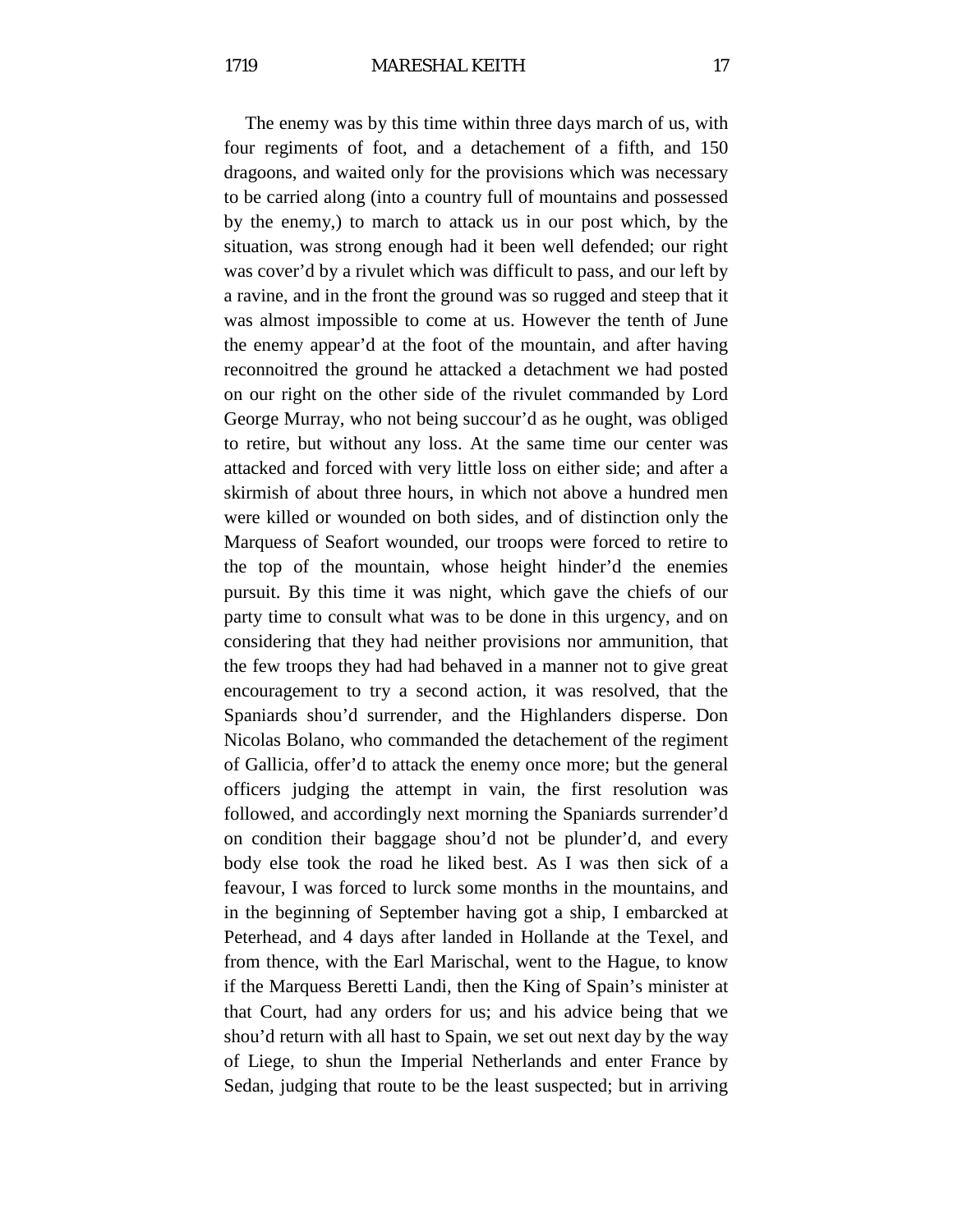The enemy was by this time within three days march of us, with four regiments of foot, and a detachement of a fifth, and 150 dragoons, and waited only for the provisions which was necessary to be carried along (into a country full of mountains and possessed by the enemy,) to march to attack us in our post which, by the situation, was strong enough had it been well defended; our right was cover'd by a rivulet which was difficult to pass, and our left by a ravine, and in the front the ground was so rugged and steep that it was almost impossible to come at us. However the tenth of June the enemy appear'd at the foot of the mountain, and after having reconnoitred the ground he attacked a detachment we had posted on our right on the other side of the rivulet commanded by Lord George Murray, who not being succour'd as he ought, was obliged to retire, but without any loss. At the same time our center was attacked and forced with very little loss on either side; and after a skirmish of about three hours, in which not above a hundred men were killed or wounded on both sides, and of distinction only the Marquess of Seafort wounded, our troops were forced to retire to the top of the mountain, whose height hinder'd the enemies pursuit. By this time it was night, which gave the chiefs of our party time to consult what was to be done in this urgency, and on considering that they had neither provisions nor ammunition, that the few troops they had had behaved in a manner not to give great encouragement to try a second action, it was resolved, that the Spaniards shou'd surrender, and the Highlanders disperse. Don Nicolas Bolano, who commanded the detachement of the regiment of Gallicia, offer'd to attack the enemy once more; but the general officers judging the attempt in vain, the first resolution was followed, and accordingly next morning the Spaniards surrender'd on condition their baggage shou'd not be plunder'd, and every body else took the road he liked best. As I was then sick of a feavour, I was forced to lurck some months in the mountains, and in the beginning of September having got a ship, I embarcked at Peterhead, and 4 days after landed in Hollande at the Texel, and from thence, with the Earl Marischal, went to the Hague, to know if the Marquess Beretti Landi, then the King of Spain's minister at that Court, had any orders for us; and his advice being that we shou'd return with all hast to Spain, we set out next day by the way of Liege, to shun the Imperial Netherlands and enter France by Sedan, judging that route to be the least suspected; but in arriving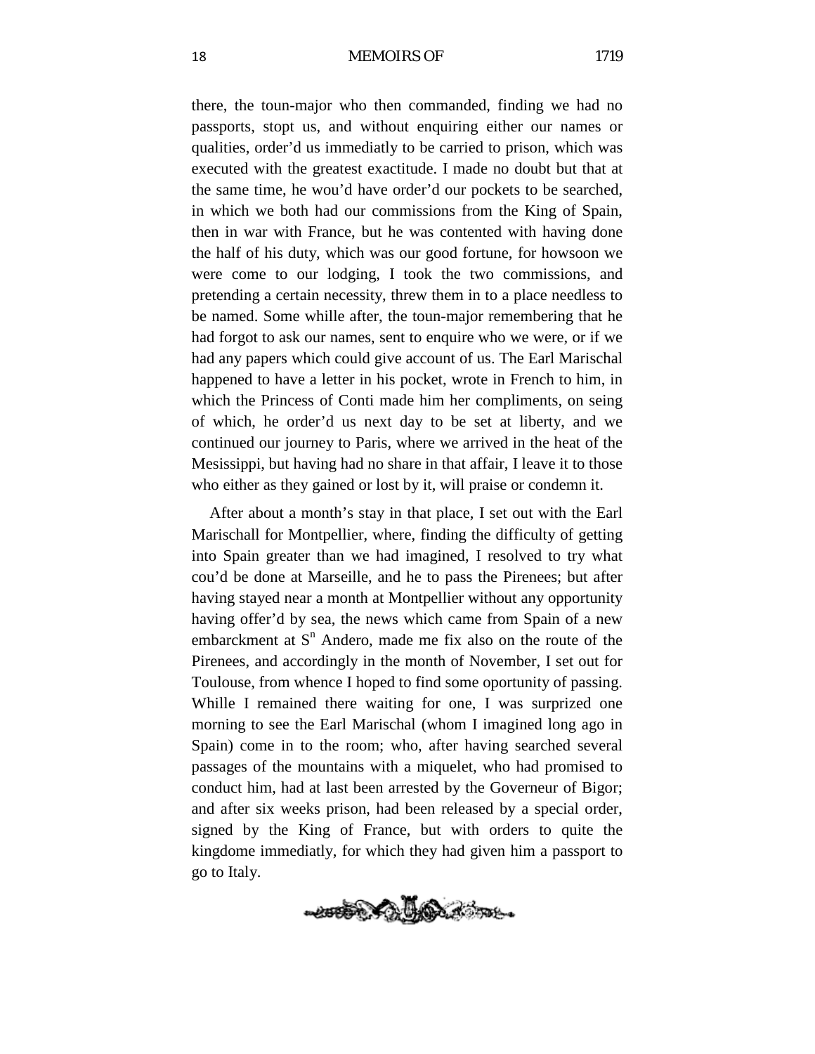there, the toun-major who then commanded, finding we had no passports, stopt us, and without enquiring either our names or qualities, order'd us immediatly to be carried to prison, which was executed with the greatest exactitude. I made no doubt but that at the same time, he wou'd have order'd our pockets to be searched, in which we both had our commissions from the King of Spain, then in war with France, but he was contented with having done the half of his duty, which was our good fortune, for howsoon we were come to our lodging, I took the two commissions, and pretending a certain necessity, threw them in to a place needless to be named. Some whille after, the toun-major remembering that he had forgot to ask our names, sent to enquire who we were, or if we had any papers which could give account of us. The Earl Marischal happened to have a letter in his pocket, wrote in French to him, in which the Princess of Conti made him her compliments, on seing of which, he order'd us next day to be set at liberty, and we continued our journey to Paris, where we arrived in the heat of the Mesissippi, but having had no share in that affair, I leave it to those who either as they gained or lost by it, will praise or condemn it.

After about a month's stay in that place, I set out with the Earl Marischall for Montpellier, where, finding the difficulty of getting into Spain greater than we had imagined, I resolved to try what cou'd be done at Marseille, and he to pass the Pirenees; but after having stayed near a month at Montpellier without any opportunity having offer'd by sea, the news which came from Spain of a new embarckment at S[n] Andero, made me fix also on the route of the Pirenees, and accordingly in the month of November, I set out for Toulouse, from whence I hoped to find some oportunity of passing. Whille I remained there waiting for one, I was surprized one morning to see the Earl Marischal (whom I imagined long ago in Spain) come in to the room; who, after having searched several passages of the mountains with a miquelet, who had promised to conduct him, had at last been arrested by the Governeur of Bigor; and after six weeks prison, had been released by a special order, signed by the King of France, but with orders to quite the kingdome immediatly, for which they had given him a passport to go to Italy.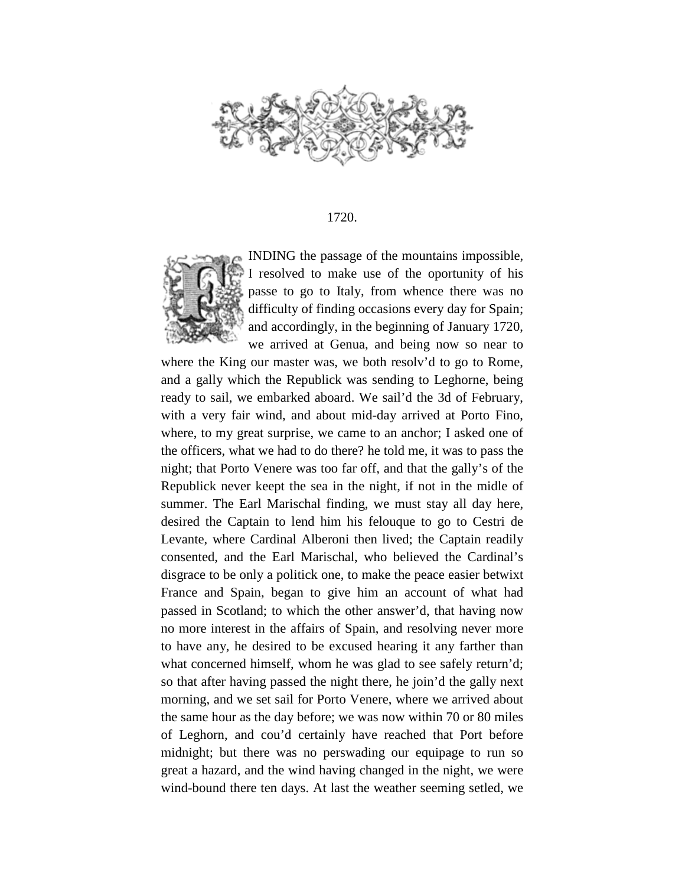1720.

FINDING the passage of the mountains impossible, I resolved to make use of the oportunity of his passe to go to Italy, from whence there was no difficulty of finding occasions every day for Spain; and accordingly, in the beginning of January 1720, we arrived at Genua, and being now so near to where the King our master was, we both resolv'd to go to Rome, and a gally which the Republick was sending to Leghorne, being ready to sail, we embarked aboard. We sail'd the 3d of February, with a very fair wind, and about mid-day arrived at Porto Fino, where, to my great surprise, we came to an anchor; I asked one of the officers, what we had to do there? he told me, it was to pass the night; that Porto Venere was too far off, and that the gally's of the Republick never keept the sea in the night, if not in the midle of summer. The Earl Marischal finding, we must stay all day here, desired the Captain to lend him his felouque to go to Cestri de Levante, where Cardinal Alberoni then lived; the Captain readily consented, and the Earl Marischal, who believed the Cardinal's disgrace to be only a politick one, to make the peace easier betwixt France and Spain, began to give him an account of what had passed in Scotland; to which the other answer'd, that having now no more interest in the affairs of Spain, and resolving never more to have any, he desired to be excused hearing it any farther than what concerned himself, whom he was glad to see safely return'd; so that after having passed the night there, he join'd the gally next morning, and we set sail for Porto Venere, where we arrived about the same hour as the day before; we was now within 70 or 80 miles of Leghorn, and cou'd certainly have reached that Port before midnight; but there was no perswading our equipage to run so great a hazard, and the wind having changed in the night, we were wind-bound there ten days. At last the weather seeming setled, we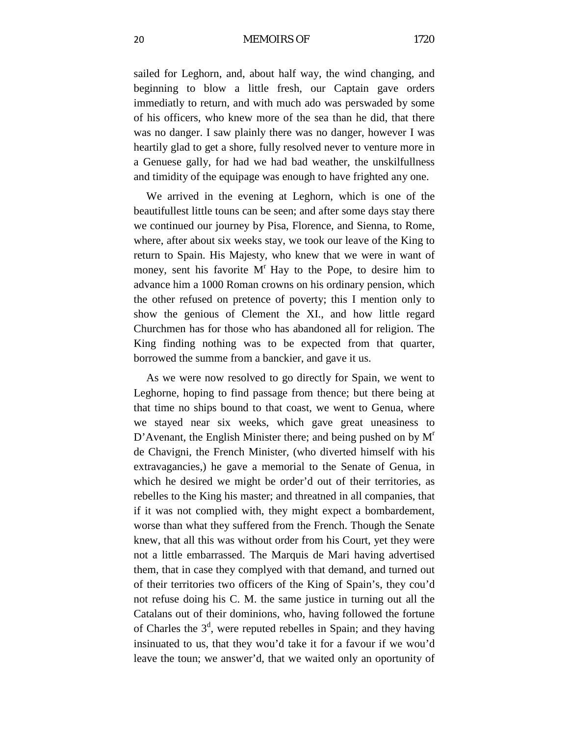sailed for Leghorn, and, about half way, the wind changing, and beginning to blow a little fresh, our Captain gave orders immediatly to return, and with much ado was perswaded by some of his officers, who knew more of the sea than he did, that there was no danger. I saw plainly there was no danger, however I was heartily glad to get a shore, fully resolved never to venture more in a Genuese gally, for had we had bad weather, the unskilfullness and timidity of the equipage was enough to have frighted any one.

We arrived in the evening at Leghorn, which is one of the beautifullest little touns can be seen; and after some days stay there we continued our journey by Pisa, Florence, and Sienna, to Rome, where, after about six weeks stay, we took our leave of the King to return to Spain. His Majesty, who knew that we were in want of money, sent his favorite M[r] Hay to the Pope, to desire him to advance him a 1000 Roman crowns on his ordinary pension, which the other refused on pretence of poverty; this I mention only to show the genious of Clement the XI., and how little regard Churchmen has for those who has abandoned all for religion. The King finding nothing was to be expected from that quarter, borrowed the summe from a banckier, and gave it us.

As we were now resolved to go directly for Spain, we went to Leghorne, hoping to find passage from thence; but there being at that time no ships bound to that coast, we went to Genua, where we stayed near six weeks, which gave great uneasiness to D'Avenant, the English Minister there; and being pushed on by M[r] de Chavigni, the French Minister, (who diverted himself with his extravagancies,) he gave a memorial to the Senate of Genua, in which he desired we might be order'd out of their territories, as rebelles to the King his master; and threatned in all companies, that if it was not complied with, they might expect a bombardement, worse than what they suffered from the French. Though the Senate knew, that all this was without order from his Court, yet they were not a little embarrassed. The Marquis de Mari having advertised them, that in case they complyed with that demand, and turned out of their territories two officers of the King of Spain's, they cou'd not refuse doing his C. M. the same justice in turning out all the Catalans out of their dominions, who, having followed the fortune of Charles the 3[d], were reputed rebelles in Spain; and they having insinuated to us, that they wou'd take it for a favour if we wou'd leave the toun; we answer'd, that we waited only an oportunity of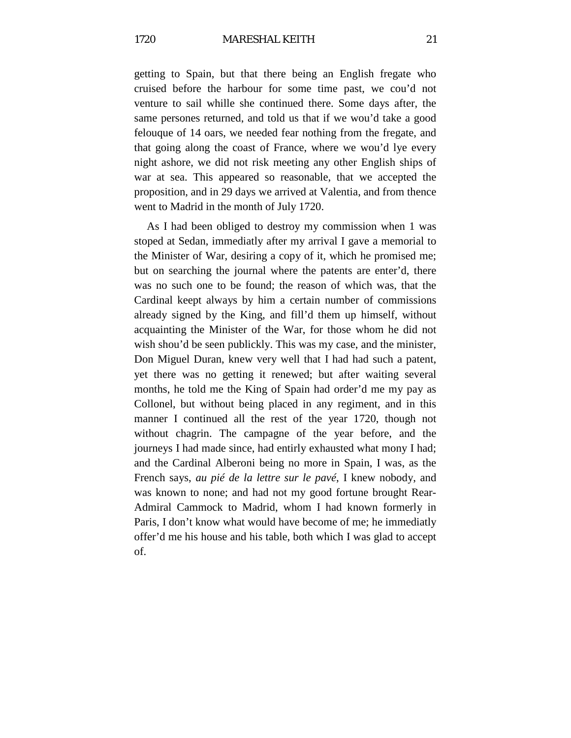getting to Spain, but that there being an English fregate who cruised before the harbour for some time past, we cou'd not venture to sail whille she continued there. Some days after, the same persones returned, and told us that if we wou'd take a good felouque of 14 oars, we needed fear nothing from the fregate, and that going along the coast of France, where we wou'd lye every night ashore, we did not risk meeting any other English ships of war at sea. This appeared so reasonable, that we accepted the proposition, and in 29 days we arrived at Valentia, and from thence went to Madrid in the month of July 1720.

As I had been obliged to destroy my commission when 1 was stoped at Sedan, immediatly after my arrival I gave a memorial to the Minister of War, desiring a copy of it, which he promised me; but on searching the journal where the patents are enter'd, there was no such one to be found; the reason of which was, that the Cardinal keept always by him a certain number of commissions already signed by the King, and fill'd them up himself, without acquainting the Minister of the War, for those whom he did not wish shou'd be seen publickly. This was my case, and the minister, Don Miguel Duran, knew very well that I had had such a patent, yet there was no getting it renewed; but after waiting several months, he told me the King of Spain had order'd me my pay as Collonel, but without being placed in any regiment, and in this manner I continued all the rest of the year 1720, though not without chagrin. The campagne of the year before, and the journeys I had made since, had entirly exhausted what mony I had; and the Cardinal Alberoni being no more in Spain, I was, as the French says, *au pié de la lettre sur le pavé*, I knew nobody, and was known to none; and had not my good fortune brought Rear-Admiral Cammock to Madrid, whom I had known formerly in Paris, I don't know what would have become of me; he immediatly offer'd me his house and his table, both which I was glad to accept of.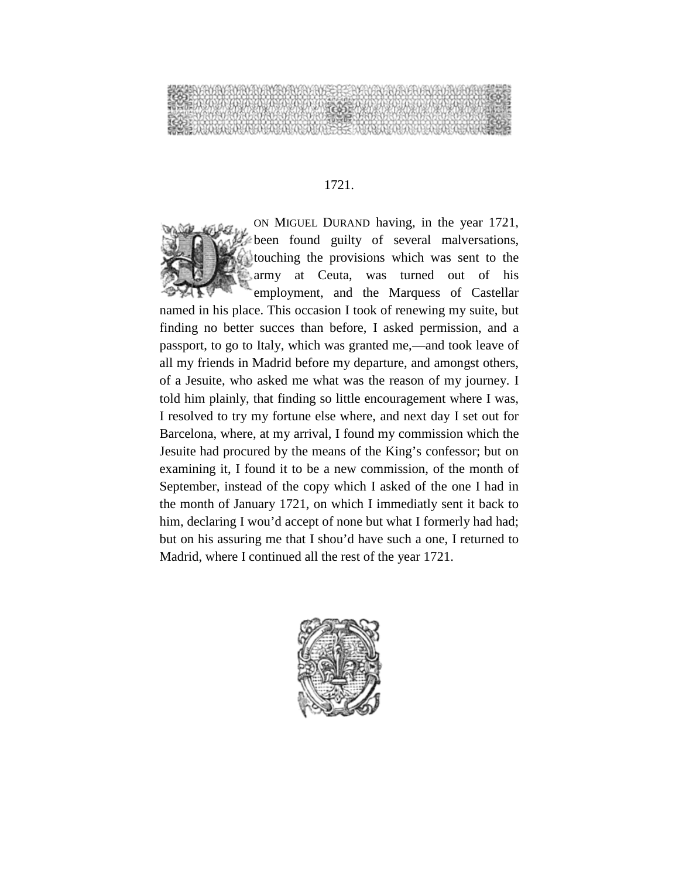1721.

DON MIGUEL DURAND having, in the year 1721, been found guilty of several malversations, touching the provisions which was sent to the army at Ceuta, was turned out of his employment, and the Marquess of Castellar named in his place. This occasion I took of renewing my suite, but finding no better succes than before, I asked permission, and a passport, to go to Italy, which was granted me,—and took leave of all my friends in Madrid before my departure, and amongst others, of a Jesuite, who asked me what was the reason of my journey. I told him plainly, that finding so little encouragement where I was, I resolved to try my fortune else where, and next day I set out for Barcelona, where, at my arrival, I found my commission which the Jesuite had procured by the means of the King's confessor; but on examining it, I found it to be a new commission, of the month of September, instead of the copy which I asked of the one I had in the month of January 1721, on which I immediatly sent it back to him, declaring I wou'd accept of none but what I formerly had had; but on his assuring me that I shou'd have such a one, I returned to Madrid, where I continued all the rest of the year 1721.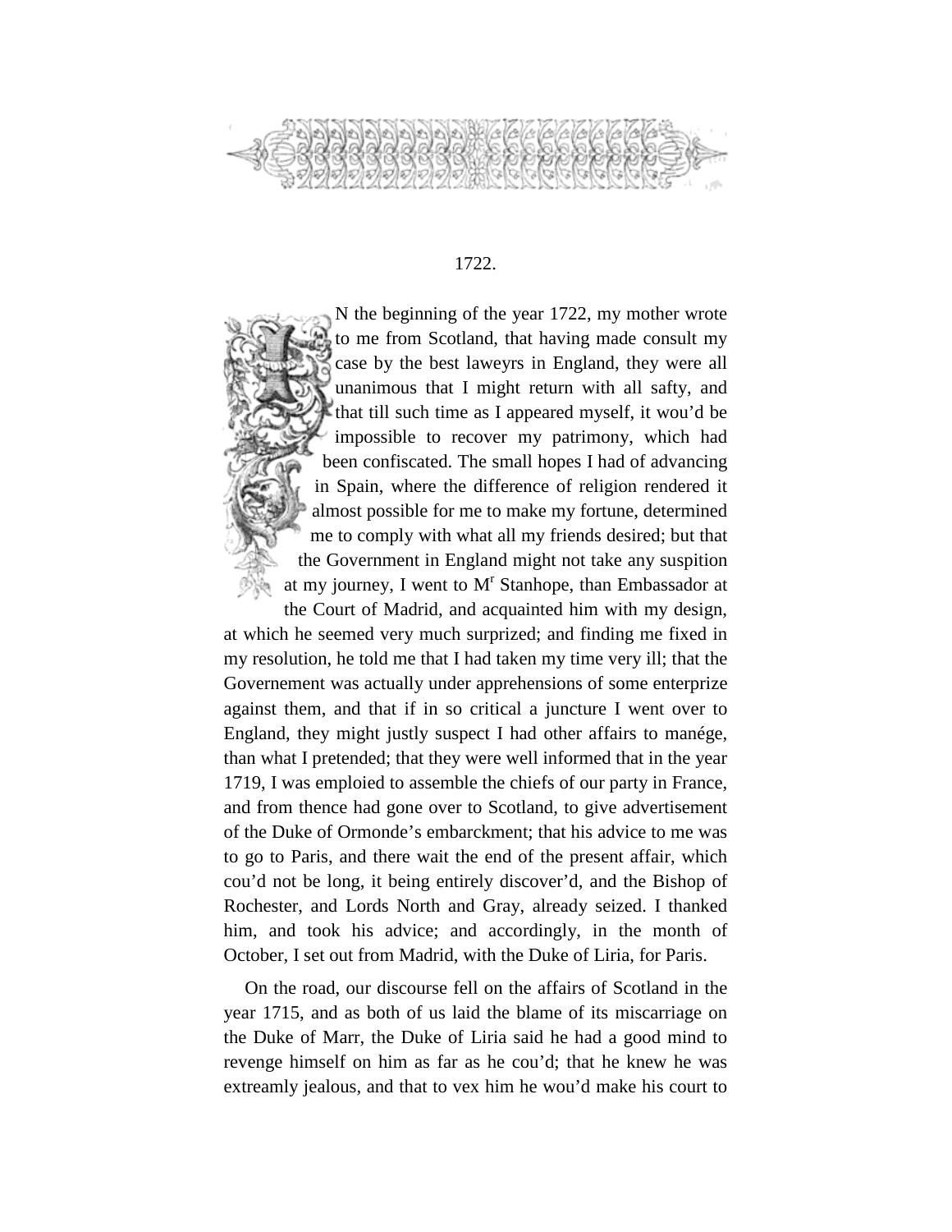## 1722.

IN the beginning of the year 1722, my mother wrote to me from Scotland, that having made consult my case by the best laweyrs in England, they were all unanimous that I might return with all safty, and that till such time as I appeared myself, it wou'd be impossible to recover my patrimony, which had been confiscated. The small hopes I had of advancing in Spain, where the difference of religion rendered it almost possible for me to make my fortune, determined me to comply with what all my friends desired; but that the Government in England might not take any suspition at my journey, I went to M^r Stanhope, than Embassador at the Court of Madrid, and acquainted him with my design, at which he seemed very much surprized; and finding me fixed in my resolution, he told me that I had taken my time very ill; that the Governement was actually under apprehensions of some enterprize against them, and that if in so critical a juncture I went over to England, they might justly suspect I had other affairs to manége, than what I pretended; that they were well informed that in the year 1719, I was emploied to assemble the chiefs of our party in France, and from thence had gone over to Scotland, to give advertisement of the Duke of Ormonde's embarckment; that his advice to me was to go to Paris, and there wait the end of the present affair, which cou'd not be long, it being entirely discover'd, and the Bishop of Rochester, and Lords North and Gray, already seized. I thanked him, and took his advice; and accordingly, in the month of October, I set out from Madrid, with the Duke of Liria, for Paris.

On the road, our discourse fell on the affairs of Scotland in the year 1715, and as both of us laid the blame of its miscarriage on the Duke of Marr, the Duke of Liria said he had a good mind to revenge himself on him as far as he cou'd; that he knew he was extreamly jealous, and that to vex him he wou'd make his court to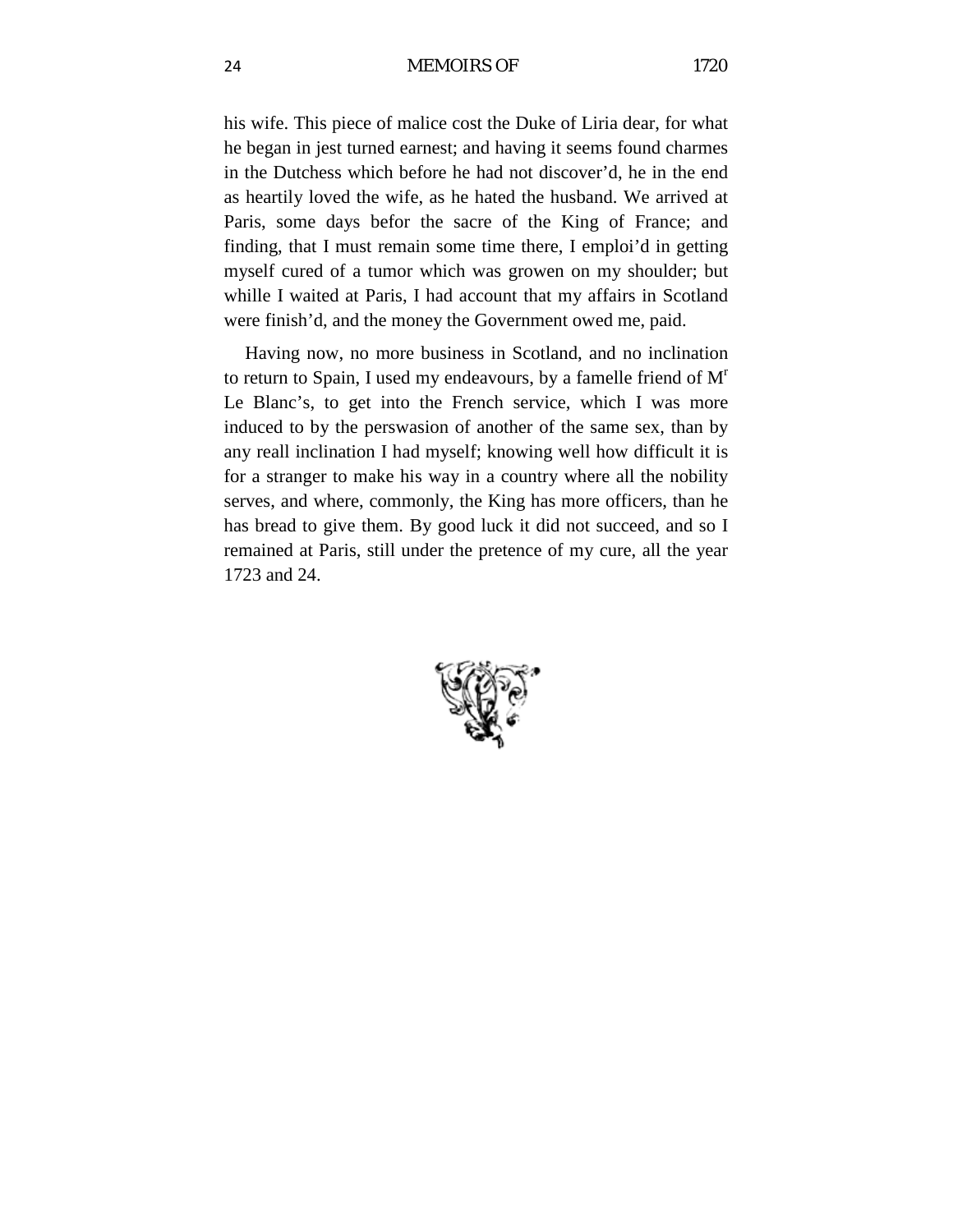his wife. This piece of malice cost the Duke of Liria dear, for what he began in jest turned earnest; and having it seems found charmes in the Dutchess which before he had not discover'd, he in the end as heartily loved the wife, as he hated the husband. We arrived at Paris, some days befor the sacre of the King of France; and finding, that I must remain some time there, I emploi'd in getting myself cured of a tumor which was growen on my shoulder; but whille I waited at Paris, I had account that my affairs in Scotland were finish'd, and the money the Government owed me, paid.

Having now, no more business in Scotland, and no inclination to return to Spain, I used my endeavours, by a famelle friend of M[r] Le Blanc's, to get into the French service, which I was more induced to by the perswasion of another of the same sex, than by any reall inclination I had myself; knowing well how difficult it is for a stranger to make his way in a country where all the nobility serves, and where, commonly, the King has more officers, than he has bread to give them. By good luck it did not succeed, and so I remained at Paris, still under the pretence of my cure, all the year 1723 and 24.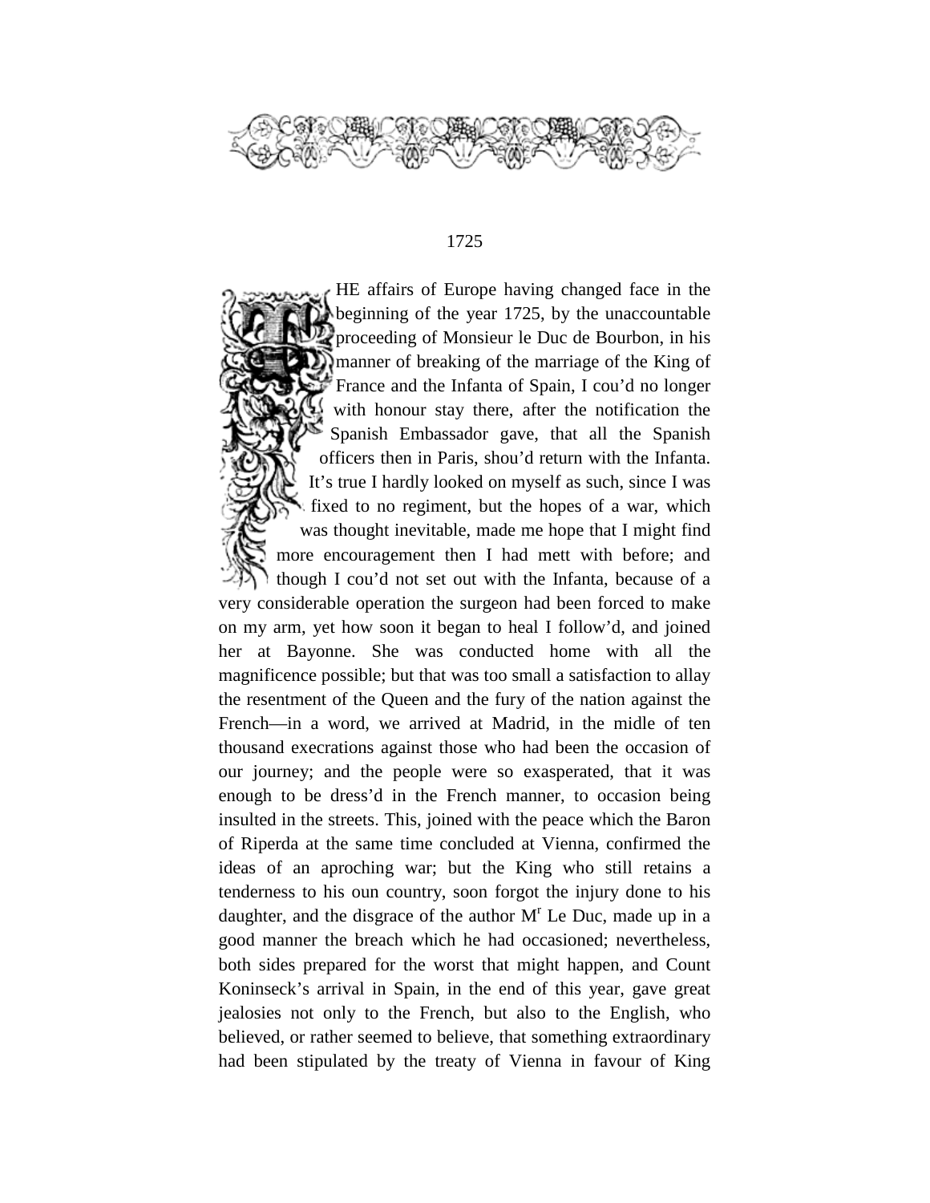## 1725

THE affairs of Europe having changed face in the beginning of the year 1725, by the unaccountable proceeding of Monsieur le Duc de Bourbon, in his manner of breaking of the marriage of the King of France and the Infanta of Spain, I cou'd no longer with honour stay there, after the notification the Spanish Embassador gave, that all the Spanish officers then in Paris, shou'd return with the Infanta. It's true I hardly looked on myself as such, since I was fixed to no regiment, but the hopes of a war, which was thought inevitable, made me hope that I might find more encouragement then I had mett with before; and though I cou'd not set out with the Infanta, because of a very considerable operation the surgeon had been forced to make on my arm, yet how soon it began to heal I follow'd, and joined her at Bayonne. She was conducted home with all the magnificence possible; but that was too small a satisfaction to allay the resentment of the Queen and the fury of the nation against the French—in a word, we arrived at Madrid, in the midle of ten thousand execrations against those who had been the occasion of our journey; and the people were so exasperated, that it was enough to be dress'd in the French manner, to occasion being insulted in the streets. This, joined with the peace which the Baron of Riperda at the same time concluded at Vienna, confirmed the ideas of an aproching war; but the King who still retains a tenderness to his oun country, soon forgot the injury done to his daughter, and the disgrace of the author M^r Le Duc, made up in a good manner the breach which he had occasioned; nevertheless, both sides prepared for the worst that might happen, and Count Koninseck's arrival in Spain, in the end of this year, gave great jealosies not only to the French, but also to the English, who believed, or rather seemed to believe, that something extraordinary had been stipulated by the treaty of Vienna in favour of King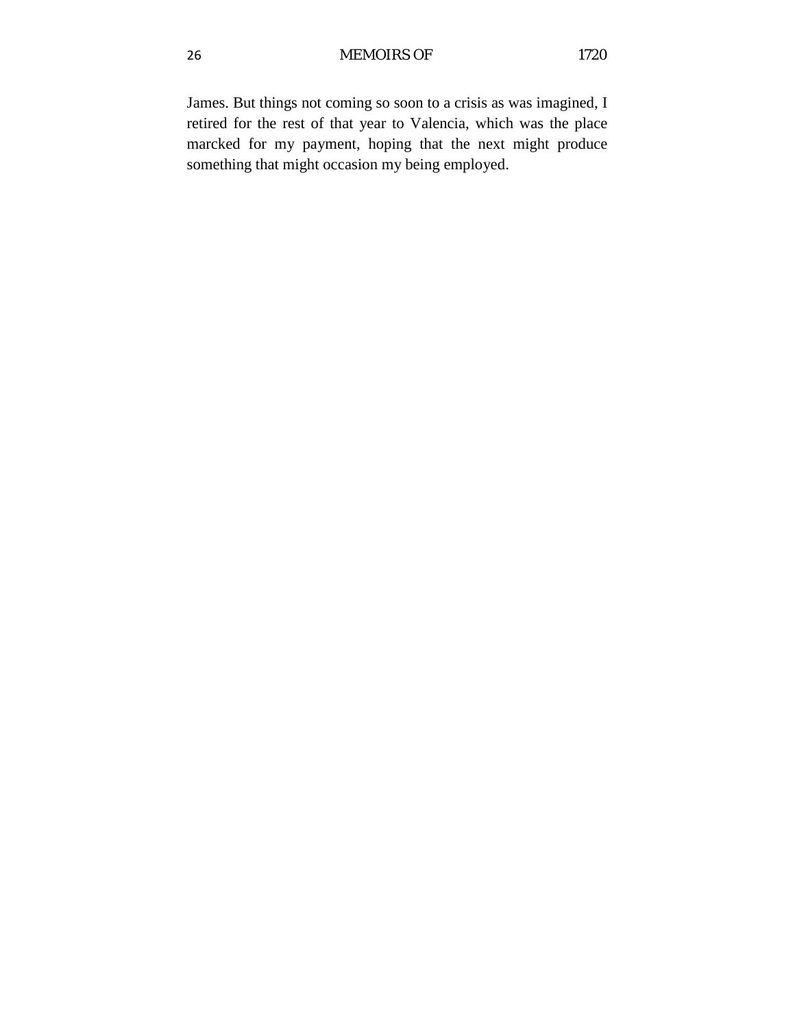James. But things not coming so soon to a crisis as was imagined, I retired for the rest of that year to Valencia, which was the place marcked for my payment, hoping that the next might produce something that might occasion my being employed.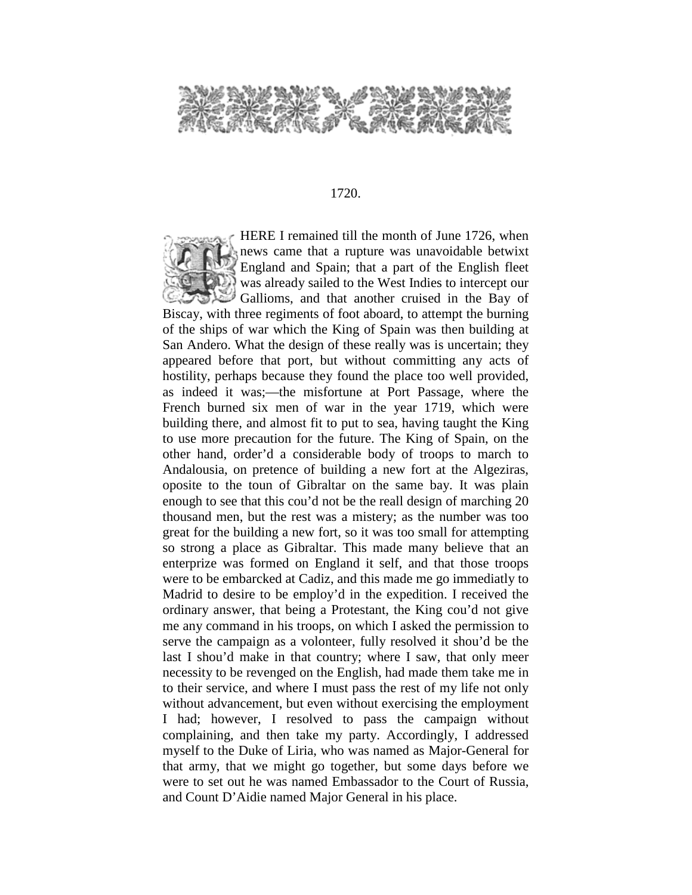1720.

THERE I remained till the month of June 1726, when news came that a rupture was unavoidable betwixt England and Spain; that a part of the English fleet was already sailed to the West Indies to intercept our Gallioms, and that another cruised in the Bay of Biscay, with three regiments of foot aboard, to attempt the burning of the ships of war which the King of Spain was then building at San Andero. What the design of these really was is uncertain; they appeared before that port, but without committing any acts of hostility, perhaps because they found the place too well provided, as indeed it was;—the misfortune at Port Passage, where the French burned six men of war in the year 1719, which were building there, and almost fit to put to sea, having taught the King to use more precaution for the future. The King of Spain, on the other hand, order'd a considerable body of troops to march to Andalousia, on pretence of building a new fort at the Algeziras, oposite to the toun of Gibraltar on the same bay. It was plain enough to see that this cou'd not be the reall design of marching 20 thousand men, but the rest was a mistery; as the number was too great for the building a new fort, so it was too small for attempting so strong a place as Gibraltar. This made many believe that an enterprize was formed on England it self, and that those troops were to be embarcked at Cadiz, and this made me go immediatly to Madrid to desire to be employ'd in the expedition. I received the ordinary answer, that being a Protestant, the King cou'd not give me any command in his troops, on which I asked the permission to serve the campaign as a volonteer, fully resolved it shou'd be the last I shou'd make in that country; where I saw, that only meer necessity to be revenged on the English, had made them take me in to their service, and where I must pass the rest of my life not only without advancement, but even without exercising the employment I had; however, I resolved to pass the campaign without complaining, and then take my party. Accordingly, I addressed myself to the Duke of Liria, who was named as Major-General for that army, that we might go together, but some days before we were to set out he was named Embassador to the Court of Russia, and Count D'Aidie named Major General in his place.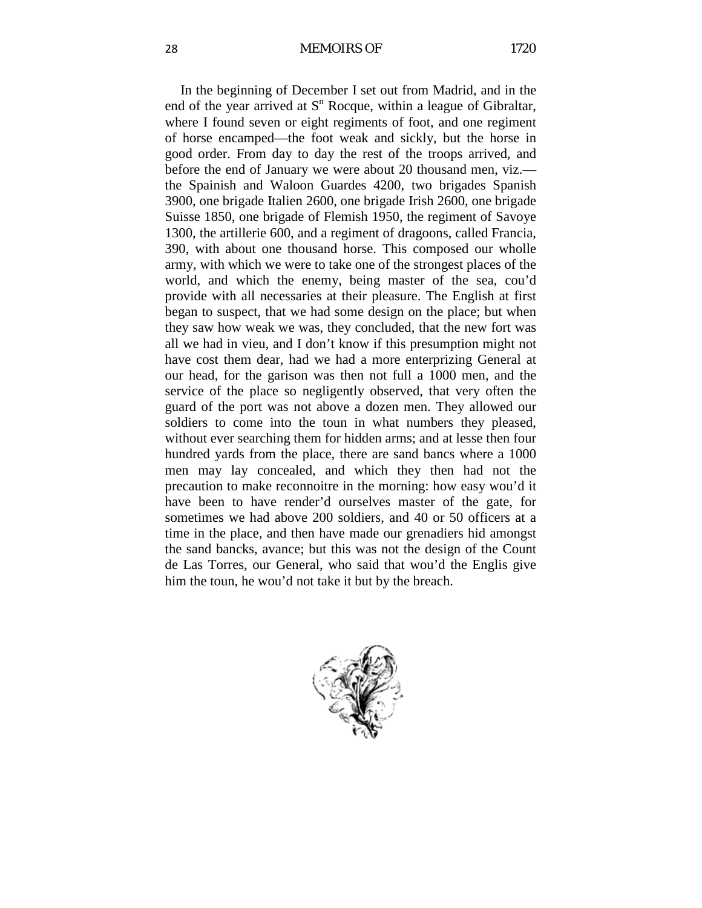In the beginning of December I set out from Madrid, and in the end of the year arrived at S[n] Rocque, within a league of Gibraltar, where I found seven or eight regiments of foot, and one regiment of horse encamped—the foot weak and sickly, but the horse in good order. From day to day the rest of the troops arrived, and before the end of January we were about 20 thousand men, viz.—the Spainish and Waloon Guardes 4200, two brigades Spanish 3900, one brigade Italien 2600, one brigade Irish 2600, one brigade Suisse 1850, one brigade of Flemish 1950, the regiment of Savoye 1300, the artillerie 600, and a regiment of dragoons, called Francia, 390, with about one thousand horse. This composed our wholle army, with which we were to take one of the strongest places of the world, and which the enemy, being master of the sea, cou'd provide with all necessaries at their pleasure. The English at first began to suspect, that we had some design on the place; but when they saw how weak we was, they concluded, that the new fort was all we had in vieu, and I don't know if this presumption might not have cost them dear, had we had a more enterprizing General at our head, for the garison was then not full a 1000 men, and the service of the place so negligently observed, that very often the guard of the port was not above a dozen men. They allowed our soldiers to come into the toun in what numbers they pleased, without ever searching them for hidden arms; and at lesse then four hundred yards from the place, there are sand bancs where a 1000 men may lay concealed, and which they then had not the precaution to make reconnoitre in the morning: how easy wou'd it have been to have render'd ourselves master of the gate, for sometimes we had above 200 soldiers, and 40 or 50 officers at a time in the place, and then have made our grenadiers hid amongst the sand bancks, avance; but this was not the design of the Count de Las Torres, our General, who said that wou'd the Englis give him the toun, he wou'd not take it but by the breach.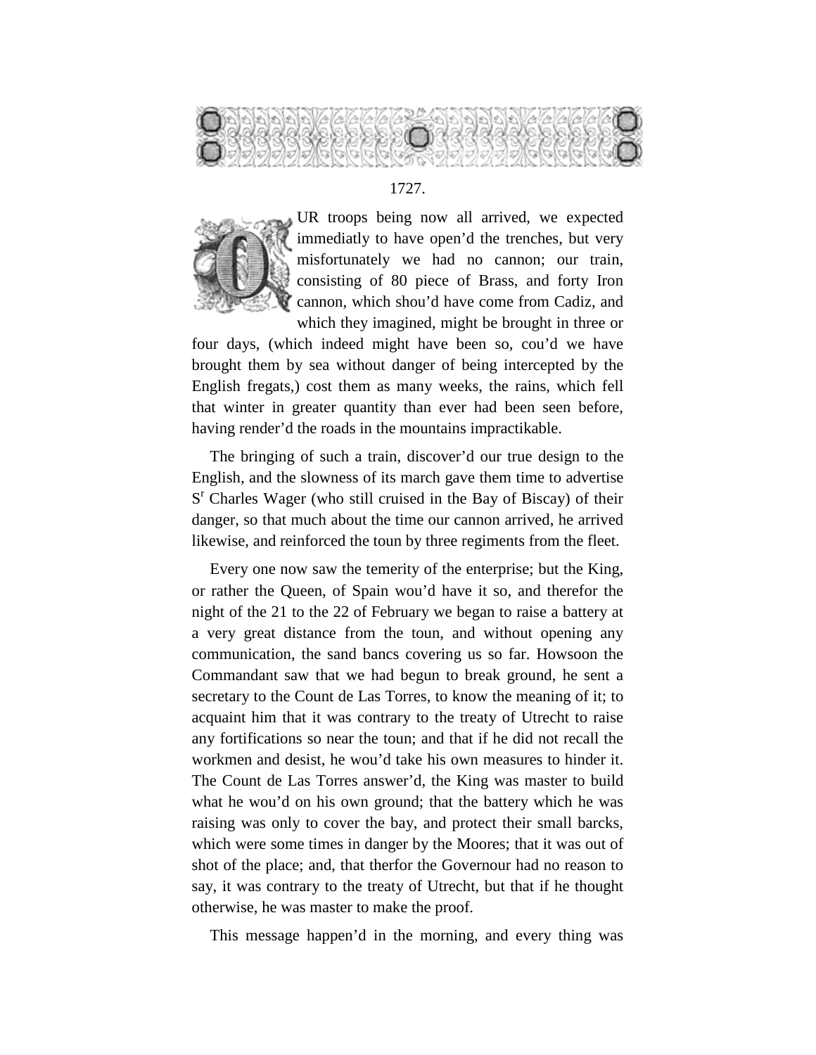1727.

OUR troops being now all arrived, we expected immediatly to have open'd the trenches, but very misfortunately we had no cannon; our train, consisting of 80 piece of Brass, and forty Iron cannon, which shou'd have come from Cadiz, and which they imagined, might be brought in three or four days, (which indeed might have been so, cou'd we have brought them by sea without danger of being intercepted by the English fregats,) cost them as many weeks, the rains, which fell that winter in greater quantity than ever had been seen before, having render'd the roads in the mountains impractikable.

The bringing of such a train, discover'd our true design to the English, and the slowness of its march gave them time to advertise S[r] Charles Wager (who still cruised in the Bay of Biscay) of their danger, so that much about the time our cannon arrived, he arrived likewise, and reinforced the toun by three regiments from the fleet.

Every one now saw the temerity of the enterprise; but the King, or rather the Queen, of Spain wou'd have it so, and therefor the night of the 21 to the 22 of February we began to raise a battery at a very great distance from the toun, and without opening any communication, the sand bancs covering us so far. Howsoon the Commandant saw that we had begun to break ground, he sent a secretary to the Count de Las Torres, to know the meaning of it; to acquaint him that it was contrary to the treaty of Utrecht to raise any fortifications so near the toun; and that if he did not recall the workmen and desist, he wou'd take his own measures to hinder it. The Count de Las Torres answer'd, the King was master to build what he wou'd on his own ground; that the battery which he was raising was only to cover the bay, and protect their small barcks, which were some times in danger by the Moores; that it was out of shot of the place; and, that therfor the Governour had no reason to say, it was contrary to the treaty of Utrecht, but that if he thought otherwise, he was master to make the proof.

This message happen'd in the morning, and every thing was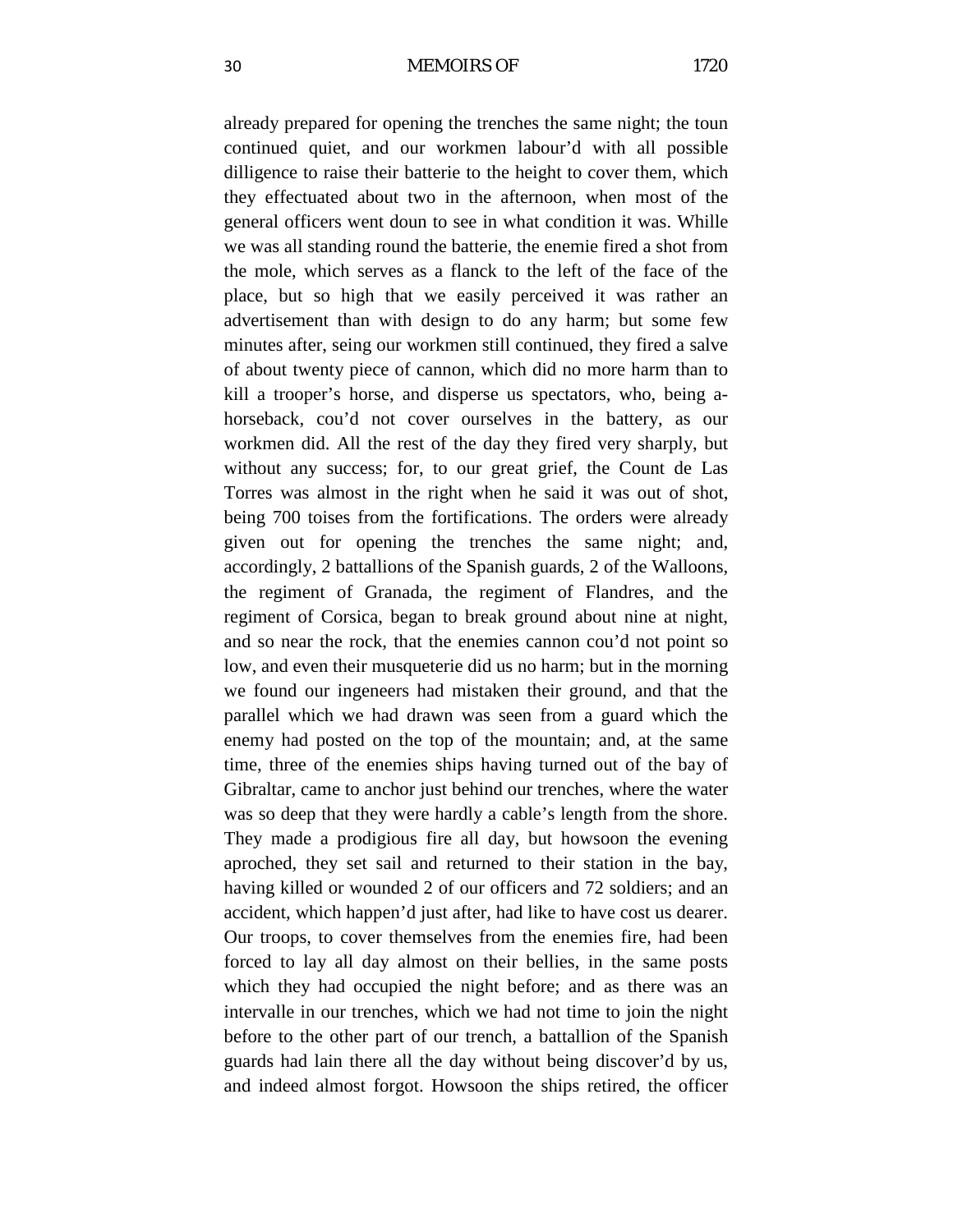already prepared for opening the trenches the same night; the toun continued quiet, and our workmen labour'd with all possible dilligence to raise their batterie to the height to cover them, which they effectuated about two in the afternoon, when most of the general officers went doun to see in what condition it was. Whille we was all standing round the batterie, the enemie fired a shot from the mole, which serves as a flanck to the left of the face of the place, but so high that we easily perceived it was rather an advertisement than with design to do any harm; but some few minutes after, seing our workmen still continued, they fired a salve of about twenty piece of cannon, which did no more harm than to kill a trooper's horse, and disperse us spectators, who, being a-horseback, cou'd not cover ourselves in the battery, as our workmen did. All the rest of the day they fired very sharply, but without any success; for, to our great grief, the Count de Las Torres was almost in the right when he said it was out of shot, being 700 toises from the fortifications. The orders were already given out for opening the trenches the same night; and, accordingly, 2 battallions of the Spanish guards, 2 of the Walloons, the regiment of Granada, the regiment of Flandres, and the regiment of Corsica, began to break ground about nine at night, and so near the rock, that the enemies cannon cou'd not point so low, and even their musqueterie did us no harm; but in the morning we found our ingeneers had mistaken their ground, and that the parallel which we had drawn was seen from a guard which the enemy had posted on the top of the mountain; and, at the same time, three of the enemies ships having turned out of the bay of Gibraltar, came to anchor just behind our trenches, where the water was so deep that they were hardly a cable's length from the shore. They made a prodigious fire all day, but howsoon the evening aproched, they set sail and returned to their station in the bay, having killed or wounded 2 of our officers and 72 soldiers; and an accident, which happen'd just after, had like to have cost us dearer. Our troops, to cover themselves from the enemies fire, had been forced to lay all day almost on their bellies, in the same posts which they had occupied the night before; and as there was an intervalle in our trenches, which we had not time to join the night before to the other part of our trench, a battallion of the Spanish guards had lain there all the day without being discover'd by us, and indeed almost forgot. Howsoon the ships retired, the officer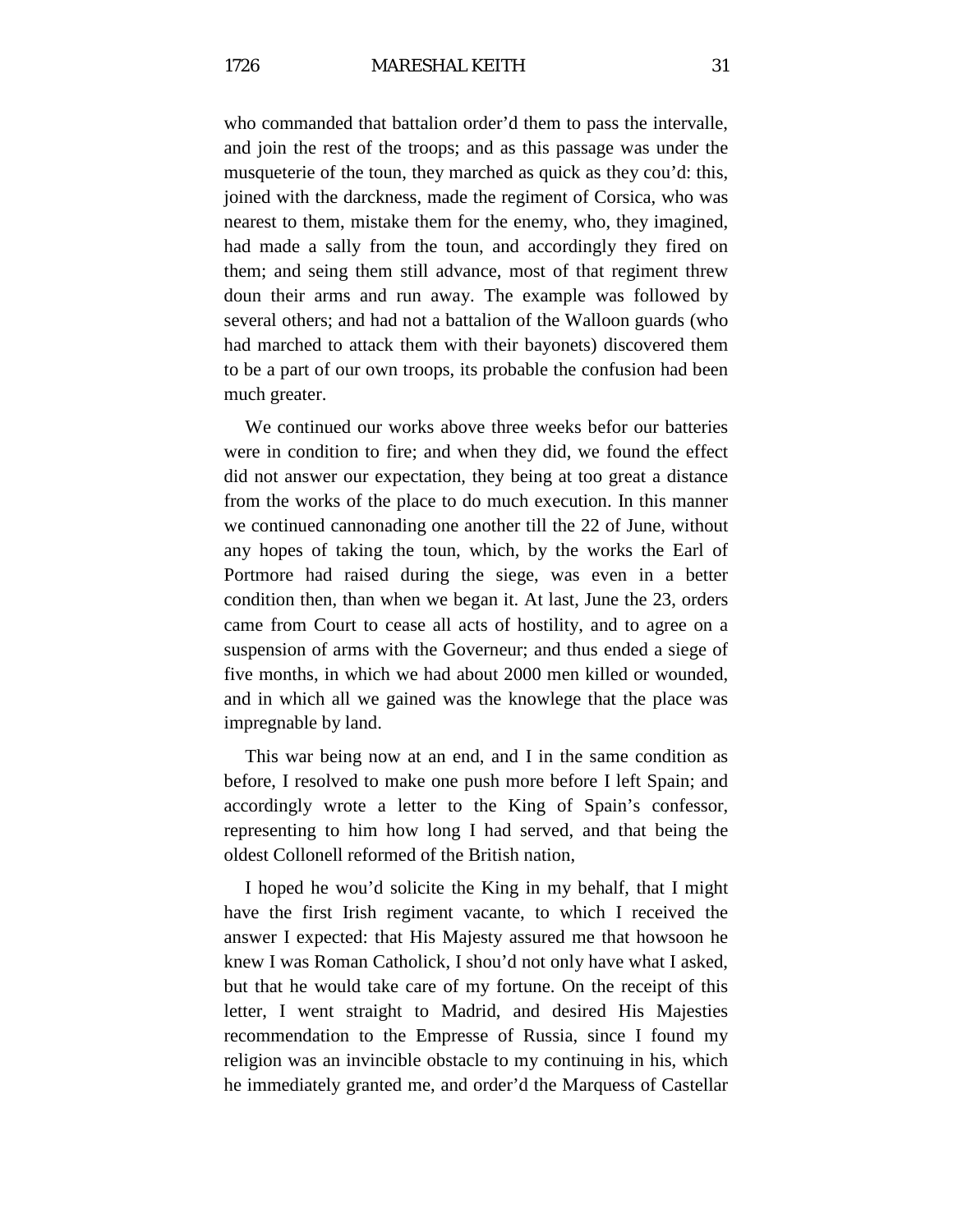who commanded that battalion order'd them to pass the intervalle, and join the rest of the troops; and as this passage was under the musqueterie of the toun, they marched as quick as they cou'd: this, joined with the darckness, made the regiment of Corsica, who was nearest to them, mistake them for the enemy, who, they imagined, had made a sally from the toun, and accordingly they fired on them; and seing them still advance, most of that regiment threw doun their arms and run away. The example was followed by several others; and had not a battalion of the Walloon guards (who had marched to attack them with their bayonets) discovered them to be a part of our own troops, its probable the confusion had been much greater.

We continued our works above three weeks befor our batteries were in condition to fire; and when they did, we found the effect did not answer our expectation, they being at too great a distance from the works of the place to do much execution. In this manner we continued cannonading one another till the 22 of June, without any hopes of taking the toun, which, by the works the Earl of Portmore had raised during the siege, was even in a better condition then, than when we began it. At last, June the 23, orders came from Court to cease all acts of hostility, and to agree on a suspension of arms with the Governeur; and thus ended a siege of five months, in which we had about 2000 men killed or wounded, and in which all we gained was the knowlege that the place was impregnable by land.

This war being now at an end, and I in the same condition as before, I resolved to make one push more before I left Spain; and accordingly wrote a letter to the King of Spain's confessor, representing to him how long I had served, and that being the oldest Collonell reformed of the British nation,

I hoped he wou'd solicite the King in my behalf, that I might have the first Irish regiment vacante, to which I received the answer I expected: that His Majesty assured me that howsoon he knew I was Roman Catholick, I shou'd not only have what I asked, but that he would take care of my fortune. On the receipt of this letter, I went straight to Madrid, and desired His Majesties recommendation to the Empresse of Russia, since I found my religion was an invincible obstacle to my continuing in his, which he immediately granted me, and order'd the Marquess of Castellar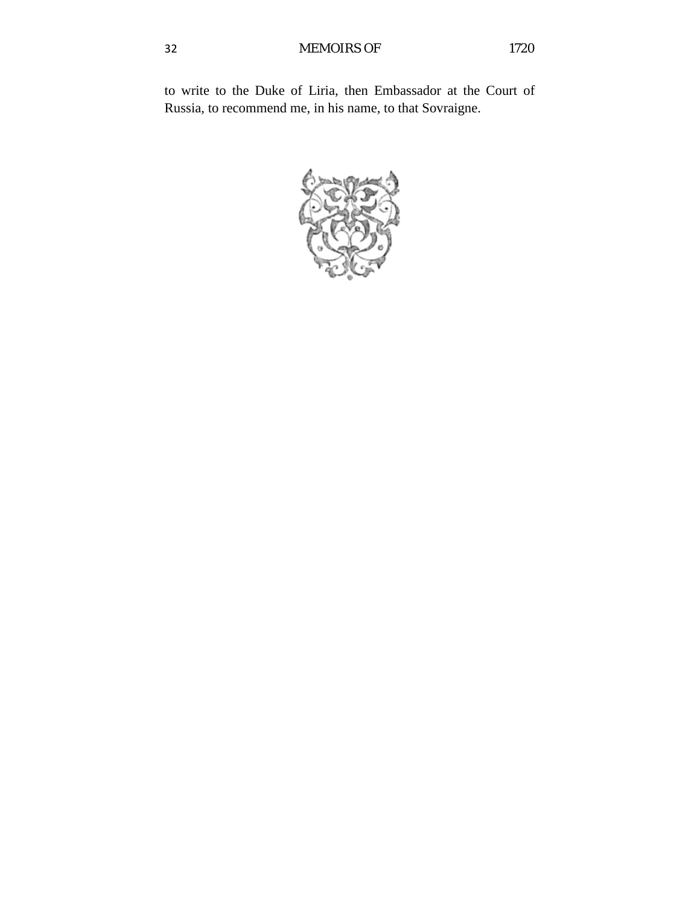to write to the Duke of Liria, then Embassador at the Court of Russia, to recommend me, in his name, to that Sovraigne.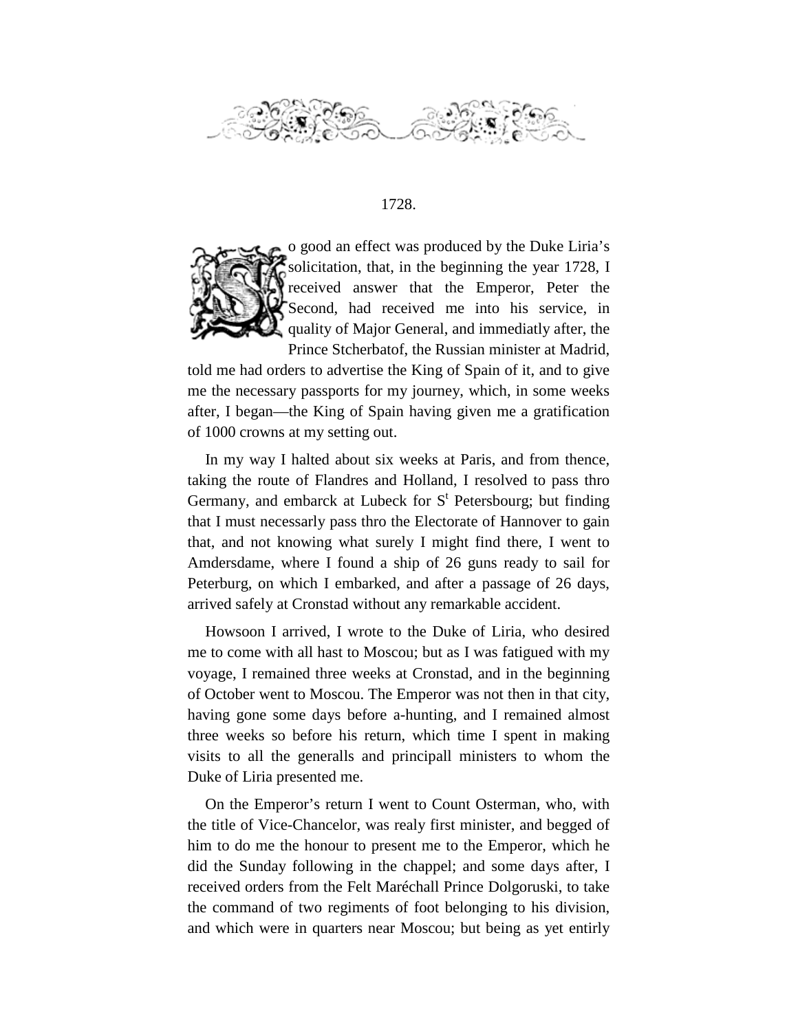## 1728.

So good an effect was produced by the Duke Liria's solicitation, that, in the beginning the year 1728, I received answer that the Emperor, Peter the Second, had received me into his service, in quality of Major General, and immediatly after, the Prince Stcherbatof, the Russian minister at Madrid, told me had orders to advertise the King of Spain of it, and to give me the necessary passports for my journey, which, in some weeks after, I began—the King of Spain having given me a gratification of 1000 crowns at my setting out.

In my way I halted about six weeks at Paris, and from thence, taking the route of Flandres and Holland, I resolved to pass thro Germany, and embarck at Lubeck for S[t] Petersbourg; but finding that I must necessarly pass thro the Electorate of Hannover to gain that, and not knowing what surely I might find there, I went to Amdersdame, where I found a ship of 26 guns ready to sail for Peterburg, on which I embarked, and after a passage of 26 days, arrived safely at Cronstad without any remarkable accident.

Howsoon I arrived, I wrote to the Duke of Liria, who desired me to come with all hast to Moscou; but as I was fatigued with my voyage, I remained three weeks at Cronstad, and in the beginning of October went to Moscou. The Emperor was not then in that city, having gone some days before a-hunting, and I remained almost three weeks so before his return, which time I spent in making visits to all the generalls and principall ministers to whom the Duke of Liria presented me.

On the Emperor's return I went to Count Osterman, who, with the title of Vice-Chancelor, was realy first minister, and begged of him to do me the honour to present me to the Emperor, which he did the Sunday following in the chappel; and some days after, I received orders from the Felt Maréchall Prince Dolgoruski, to take the command of two regiments of foot belonging to his division, and which were in quarters near Moscou; but being as yet entirly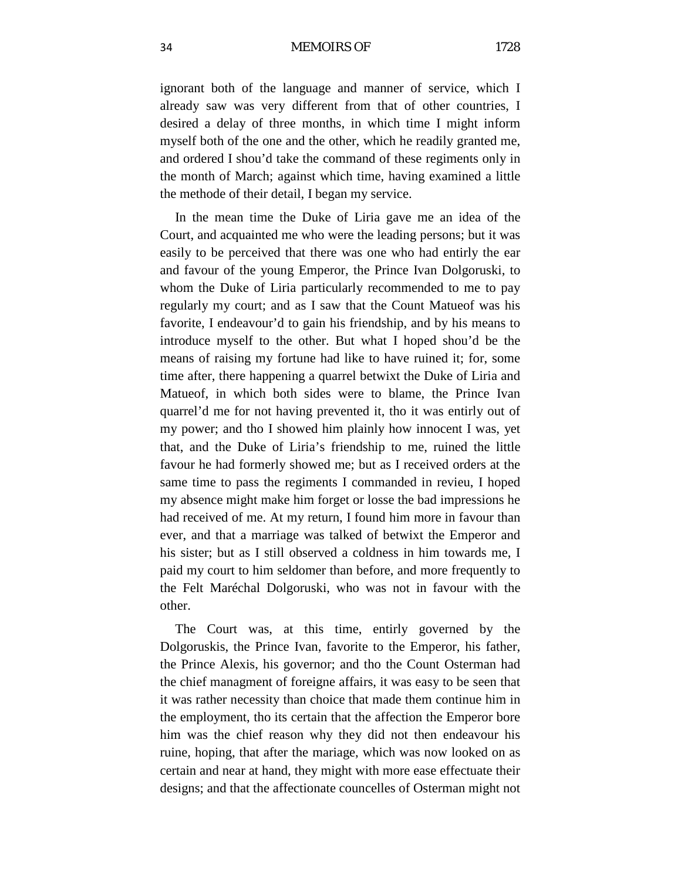ignorant both of the language and manner of service, which I already saw was very different from that of other countries, I desired a delay of three months, in which time I might inform myself both of the one and the other, which he readily granted me, and ordered I shou'd take the command of these regiments only in the month of March; against which time, having examined a little the methode of their detail, I began my service.

In the mean time the Duke of Liria gave me an idea of the Court, and acquainted me who were the leading persons; but it was easily to be perceived that there was one who had entirly the ear and favour of the young Emperor, the Prince Ivan Dolgoruski, to whom the Duke of Liria particularly recommended to me to pay regularly my court; and as I saw that the Count Matueof was his favorite, I endeavour'd to gain his friendship, and by his means to introduce myself to the other. But what I hoped shou'd be the means of raising my fortune had like to have ruined it; for, some time after, there happening a quarrel betwixt the Duke of Liria and Matueof, in which both sides were to blame, the Prince Ivan quarrel'd me for not having prevented it, tho it was entirly out of my power; and tho I showed him plainly how innocent I was, yet that, and the Duke of Liria's friendship to me, ruined the little favour he had formerly showed me; but as I received orders at the same time to pass the regiments I commanded in revieu, I hoped my absence might make him forget or losse the bad impressions he had received of me. At my return, I found him more in favour than ever, and that a marriage was talked of betwixt the Emperor and his sister; but as I still observed a coldness in him towards me, I paid my court to him seldomer than before, and more frequently to the Felt Maréchal Dolgoruski, who was not in favour with the other.

The Court was, at this time, entirly governed by the Dolgoruskis, the Prince Ivan, favorite to the Emperor, his father, the Prince Alexis, his governor; and tho the Count Osterman had the chief managment of foreigne affairs, it was easy to be seen that it was rather necessity than choice that made them continue him in the employment, tho its certain that the affection the Emperor bore him was the chief reason why they did not then endeavour his ruine, hoping, that after the mariage, which was now looked on as certain and near at hand, they might with more ease effectuate their designs; and that the affectionate councelles of Osterman might not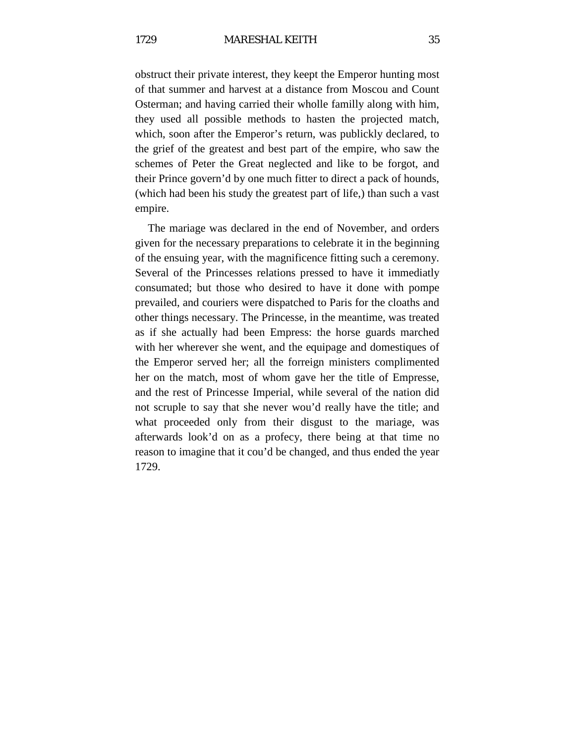obstruct their private interest, they keept the Emperor hunting most of that summer and harvest at a distance from Moscou and Count Osterman; and having carried their wholle familly along with him, they used all possible methods to hasten the projected match, which, soon after the Emperor's return, was publickly declared, to the grief of the greatest and best part of the empire, who saw the schemes of Peter the Great neglected and like to be forgot, and their Prince govern'd by one much fitter to direct a pack of hounds, (which had been his study the greatest part of life,) than such a vast empire.

The mariage was declared in the end of November, and orders given for the necessary preparations to celebrate it in the beginning of the ensuing year, with the magnificence fitting such a ceremony. Several of the Princesses relations pressed to have it immediatly consumated; but those who desired to have it done with pompe prevailed, and couriers were dispatched to Paris for the cloaths and other things necessary. The Princesse, in the meantime, was treated as if she actually had been Empress: the horse guards marched with her wherever she went, and the equipage and domestiques of the Emperor served her; all the forreign ministers complimented her on the match, most of whom gave her the title of Empresse, and the rest of Princesse Imperial, while several of the nation did not scruple to say that she never wou'd really have the title; and what proceeded only from their disgust to the mariage, was afterwards look'd on as a profecy, there being at that time no reason to imagine that it cou'd be changed, and thus ended the year 1729.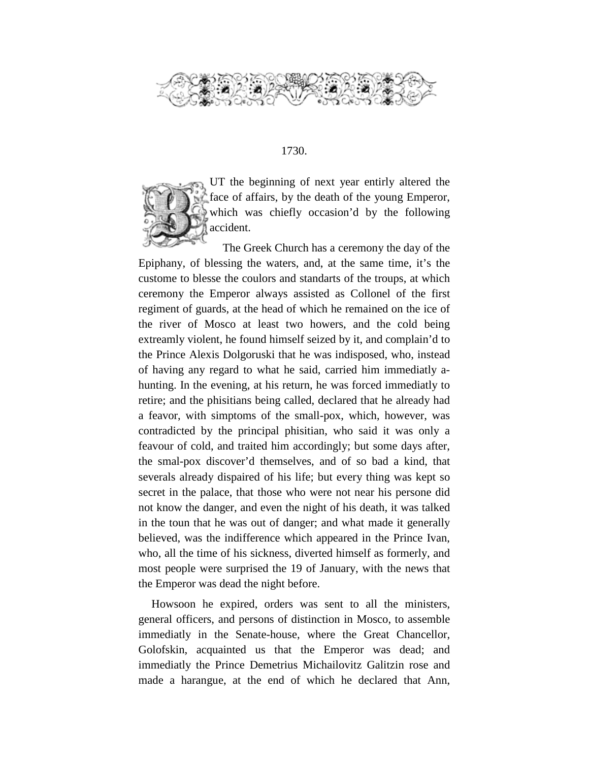## 1730.

BUT the beginning of next year entirly altered the face of affairs, by the death of the young Emperor, which was chiefly occasion'd by the following accident.

The Greek Church has a ceremony the day of the Epiphany, of blessing the waters, and, at the same time, it's the custome to blesse the coulors and standarts of the troups, at which ceremony the Emperor always assisted as Collonel of the first regiment of guards, at the head of which he remained on the ice of the river of Mosco at least two howers, and the cold being extreamly violent, he found himself seized by it, and complain'd to the Prince Alexis Dolgoruski that he was indisposed, who, instead of having any regard to what he said, carried him immediatly a-hunting. In the evening, at his return, he was forced immediatly to retire; and the phisitians being called, declared that he already had a feavor, with simptoms of the small-pox, which, however, was contradicted by the principal phisitian, who said it was only a feavour of cold, and traited him accordingly; but some days after, the smal-pox discover'd themselves, and of so bad a kind, that severals already dispaired of his life; but every thing was kept so secret in the palace, that those who were not near his persone did not know the danger, and even the night of his death, it was talked in the toun that he was out of danger; and what made it generally believed, was the indifference which appeared in the Prince Ivan, who, all the time of his sickness, diverted himself as formerly, and most people were surprised the 19 of January, with the news that the Emperor was dead the night before.

Howsoon he expired, orders was sent to all the ministers, general officers, and persons of distinction in Mosco, to assemble immediatly in the Senate-house, where the Great Chancellor, Golofskin, acquainted us that the Emperor was dead; and immediatly the Prince Demetrius Michailovitz Galitzin rose and made a harangue, at the end of which he declared that Ann,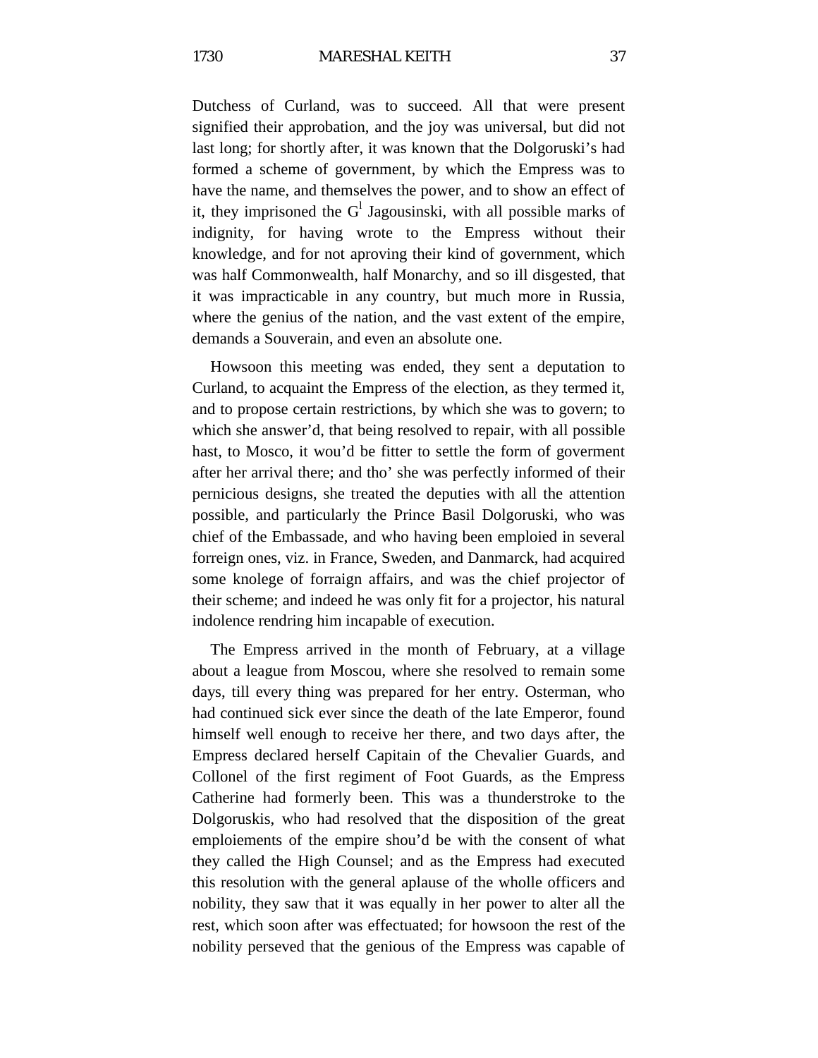Dutchess of Curland, was to succeed. All that were present signified their approbation, and the joy was universal, but did not last long; for shortly after, it was known that the Dolgoruski's had formed a scheme of government, by which the Empress was to have the name, and themselves the power, and to show an effect of it, they imprisoned the G[l] Jagousinski, with all possible marks of indignity, for having wrote to the Empress without their knowledge, and for not aproving their kind of government, which was half Commonwealth, half Monarchy, and so ill disgested, that it was impracticable in any country, but much more in Russia, where the genius of the nation, and the vast extent of the empire, demands a Souverain, and even an absolute one.

Howsoon this meeting was ended, they sent a deputation to Curland, to acquaint the Empress of the election, as they termed it, and to propose certain restrictions, by which she was to govern; to which she answer'd, that being resolved to repair, with all possible hast, to Mosco, it wou'd be fitter to settle the form of goverment after her arrival there; and tho' she was perfectly informed of their pernicious designs, she treated the deputies with all the attention possible, and particularly the Prince Basil Dolgoruski, who was chief of the Embassade, and who having been emploied in several forreign ones, viz. in France, Sweden, and Danmarck, had acquired some knolege of forraign affairs, and was the chief projector of their scheme; and indeed he was only fit for a projector, his natural indolence rendring him incapable of execution.

The Empress arrived in the month of February, at a village about a league from Moscou, where she resolved to remain some days, till every thing was prepared for her entry. Osterman, who had continued sick ever since the death of the late Emperor, found himself well enough to receive her there, and two days after, the Empress declared herself Capitain of the Chevalier Guards, and Collonel of the first regiment of Foot Guards, as the Empress Catherine had formerly been. This was a thunderstroke to the Dolgoruskis, who had resolved that the disposition of the great emploiements of the empire shou'd be with the consent of what they called the High Counsel; and as the Empress had executed this resolution with the general aplause of the wholle officers and nobility, they saw that it was equally in her power to alter all the rest, which soon after was effectuated; for howsoon the rest of the nobility perseved that the genious of the Empress was capable of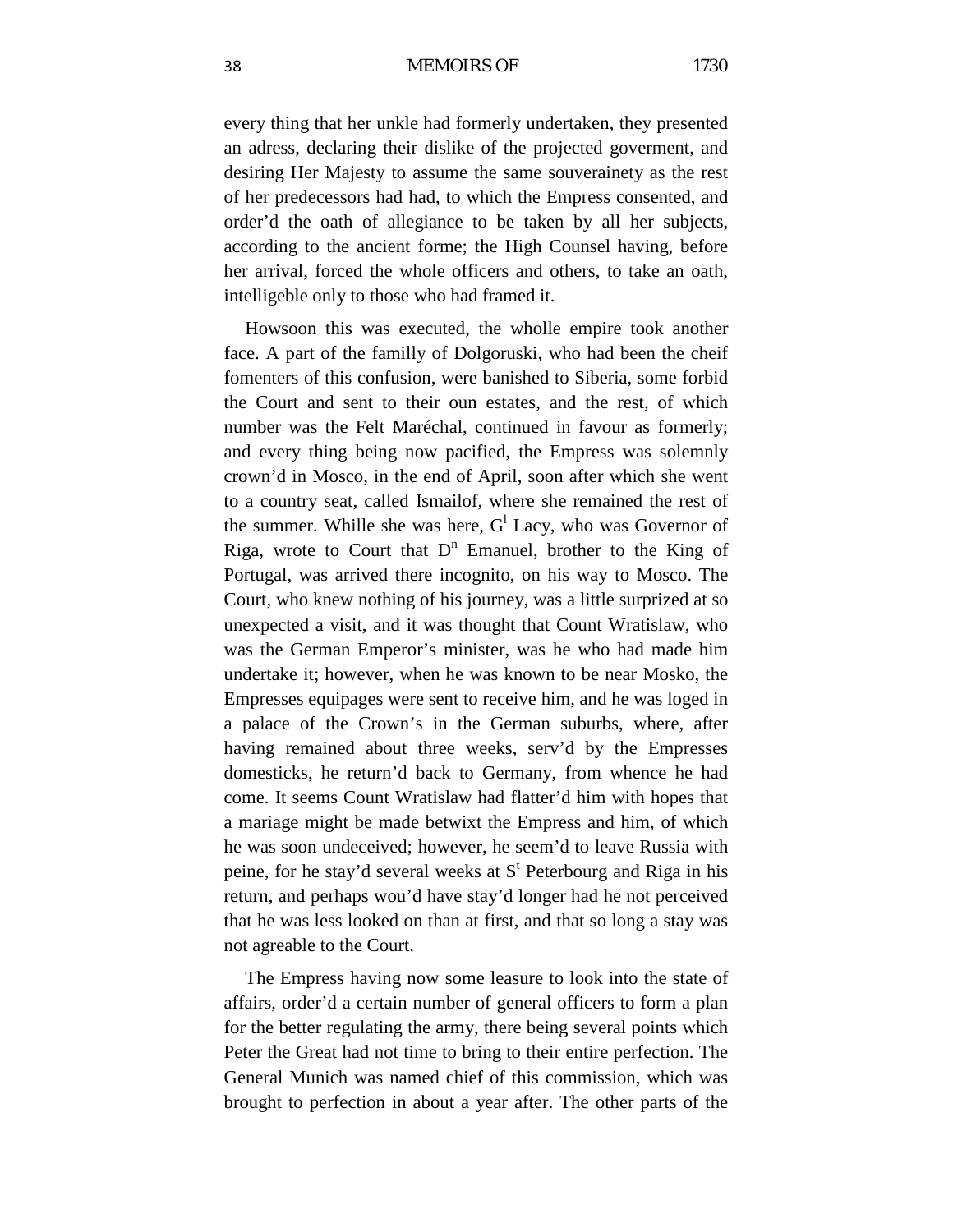every thing that her unkle had formerly undertaken, they presented an adress, declaring their dislike of the projected goverment, and desiring Her Majesty to assume the same souverainety as the rest of her predecessors had had, to which the Empress consented, and order'd the oath of allegiance to be taken by all her subjects, according to the ancient forme; the High Counsel having, before her arrival, forced the whole officers and others, to take an oath, intelligeble only to those who had framed it.

Howsoon this was executed, the wholle empire took another face. A part of the familly of Dolgoruski, who had been the cheif fomenters of this confusion, were banished to Siberia, some forbid the Court and sent to their oun estates, and the rest, of which number was the Felt Maréchal, continued in favour as formerly; and every thing being now pacified, the Empress was solemnly crown'd in Mosco, in the end of April, soon after which she went to a country seat, called Ismailof, where she remained the rest of the summer. Whille she was here, G[l] Lacy, who was Governor of Riga, wrote to Court that D[n] Emanuel, brother to the King of Portugal, was arrived there incognito, on his way to Mosco. The Court, who knew nothing of his journey, was a little surprized at so unexpected a visit, and it was thought that Count Wratislaw, who was the German Emperor's minister, was he who had made him undertake it; however, when he was known to be near Mosko, the Empresses equipages were sent to receive him, and he was loged in a palace of the Crown's in the German suburbs, where, after having remained about three weeks, serv'd by the Empresses domesticks, he return'd back to Germany, from whence he had come. It seems Count Wratislaw had flatter'd him with hopes that a mariage might be made betwixt the Empress and him, of which he was soon undeceived; however, he seem'd to leave Russia with peine, for he stay'd several weeks at S[t] Peterbourg and Riga in his return, and perhaps wou'd have stay'd longer had he not perceived that he was less looked on than at first, and that so long a stay was not agreable to the Court.

The Empress having now some leasure to look into the state of affairs, order'd a certain number of general officers to form a plan for the better regulating the army, there being several points which Peter the Great had not time to bring to their entire perfection. The General Munich was named chief of this commission, which was brought to perfection in about a year after. The other parts of the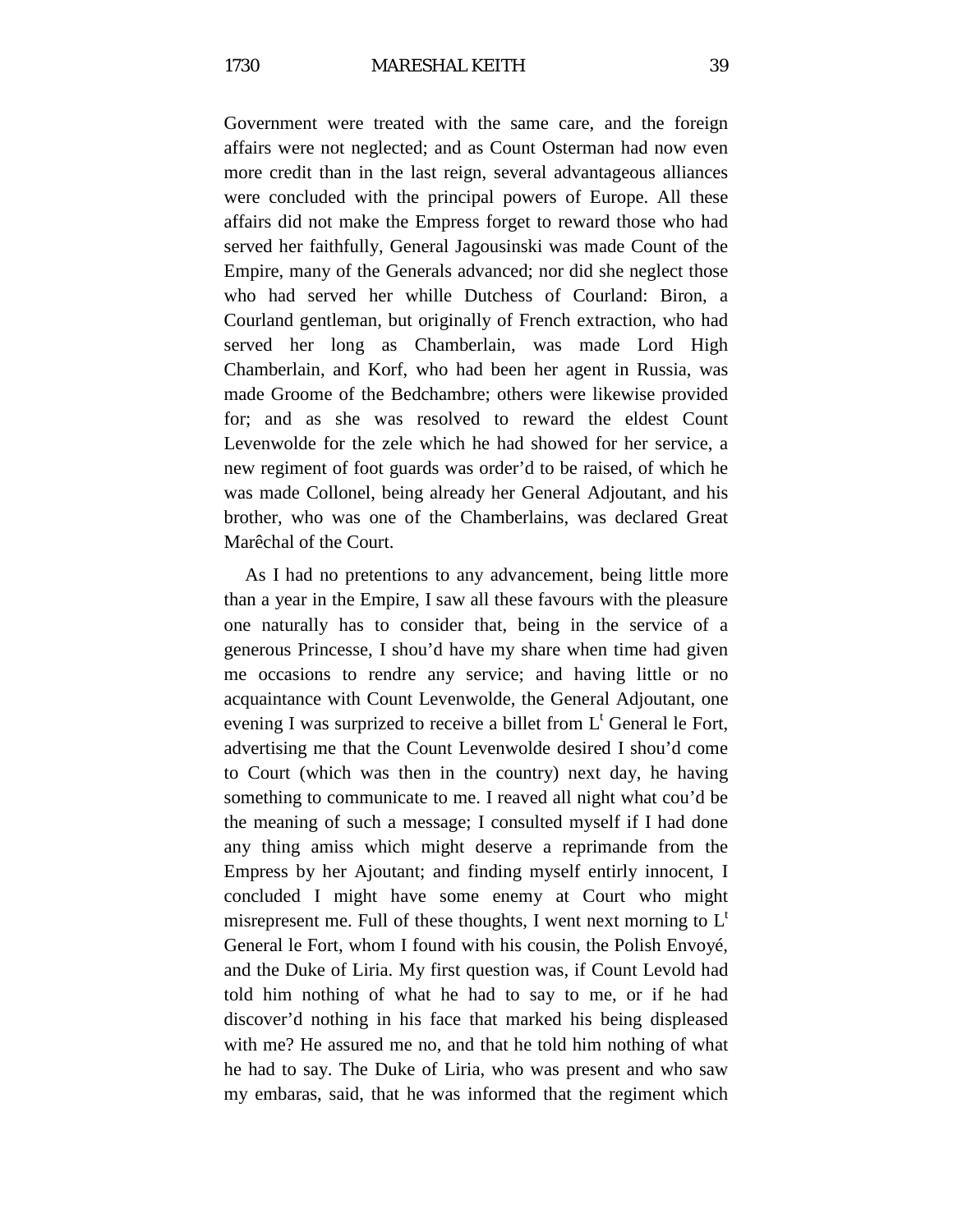Government were treated with the same care, and the foreign affairs were not neglected; and as Count Osterman had now even more credit than in the last reign, several advantageous alliances were concluded with the principal powers of Europe. All these affairs did not make the Empress forget to reward those who had served her faithfully, General Jagousinski was made Count of the Empire, many of the Generals advanced; nor did she neglect those who had served her whille Dutchess of Courland: Biron, a Courland gentleman, but originally of French extraction, who had served her long as Chamberlain, was made Lord High Chamberlain, and Korf, who had been her agent in Russia, was made Groome of the Bedchambre; others were likewise provided for; and as she was resolved to reward the eldest Count Levenwolde for the zele which he had showed for her service, a new regiment of foot guards was order'd to be raised, of which he was made Collonel, being already her General Adjoutant, and his brother, who was one of the Chamberlains, was declared Great Marêchal of the Court.

As I had no pretentions to any advancement, being little more than a year in the Empire, I saw all these favours with the pleasure one naturally has to consider that, being in the service of a generous Princesse, I shou'd have my share when time had given me occasions to rendre any service; and having little or no acquaintance with Count Levenwolde, the General Adjoutant, one evening I was surprized to receive a billet from L^t General le Fort, advertising me that the Count Levenwolde desired I shou'd come to Court (which was then in the country) next day, he having something to communicate to me. I reaved all night what cou'd be the meaning of such a message; I consulted myself if I had done any thing amiss which might deserve a reprimande from the Empress by her Ajoutant; and finding myself entirly innocent, I concluded I might have some enemy at Court who might misrepresent me. Full of these thoughts, I went next morning to L^t General le Fort, whom I found with his cousin, the Polish Envoyé, and the Duke of Liria. My first question was, if Count Levold had told him nothing of what he had to say to me, or if he had discover'd nothing in his face that marked his being displeased with me? He assured me no, and that he told him nothing of what he had to say. The Duke of Liria, who was present and who saw my embaras, said, that he was informed that the regiment which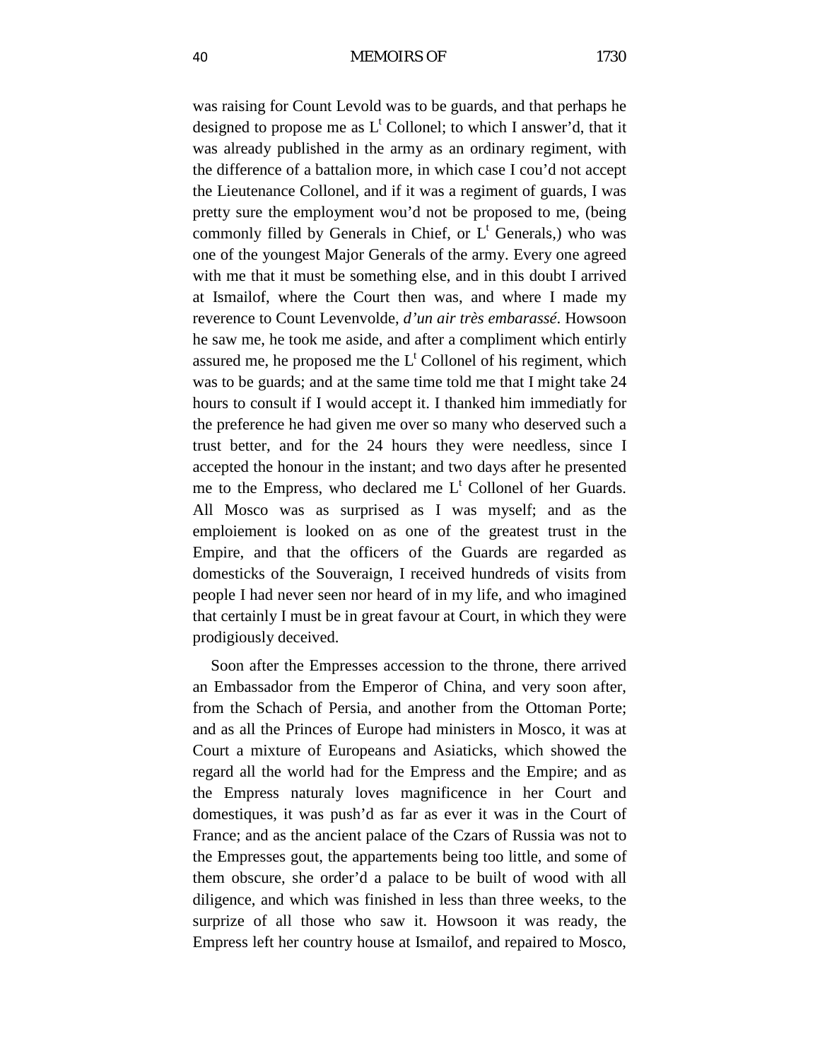was raising for Count Levold was to be guards, and that perhaps he designed to propose me as L$^{t}$ Collonel; to which I answer'd, that it was already published in the army as an ordinary regiment, with the difference of a battalion more, in which case I cou'd not accept the Lieutenance Collonel, and if it was a regiment of guards, I was pretty sure the employment wou'd not be proposed to me, (being commonly filled by Generals in Chief, or L$^{t}$ Generals,) who was one of the youngest Major Generals of the army. Every one agreed with me that it must be something else, and in this doubt I arrived at Ismailof, where the Court then was, and where I made my reverence to Count Levenvolde, *d'un air très embarassé*. Howsoon he saw me, he took me aside, and after a compliment which entirly assured me, he proposed me the L$^{t}$ Collonel of his regiment, which was to be guards; and at the same time told me that I might take 24 hours to consult if I would accept it. I thanked him immediatly for the preference he had given me over so many who deserved such a trust better, and for the 24 hours they were needless, since I accepted the honour in the instant; and two days after he presented me to the Empress, who declared me L$^{t}$ Collonel of her Guards. All Mosco was as surprised as I was myself; and as the emploiement is looked on as one of the greatest trust in the Empire, and that the officers of the Guards are regarded as domesticks of the Souveraign, I received hundreds of visits from people I had never seen nor heard of in my life, and who imagined that certainly I must be in great favour at Court, in which they were prodigiously deceived.

Soon after the Empresses accession to the throne, there arrived an Embassador from the Emperor of China, and very soon after, from the Schach of Persia, and another from the Ottoman Porte; and as all the Princes of Europe had ministers in Mosco, it was at Court a mixture of Europeans and Asiaticks, which showed the regard all the world had for the Empress and the Empire; and as the Empress naturaly loves magnificence in her Court and domestiques, it was push'd as far as ever it was in the Court of France; and as the ancient palace of the Czars of Russia was not to the Empresses gout, the appartements being too little, and some of them obscure, she order'd a palace to be built of wood with all diligence, and which was finished in less than three weeks, to the surprize of all those who saw it. Howsoon it was ready, the Empress left her country house at Ismailof, and repaired to Mosco,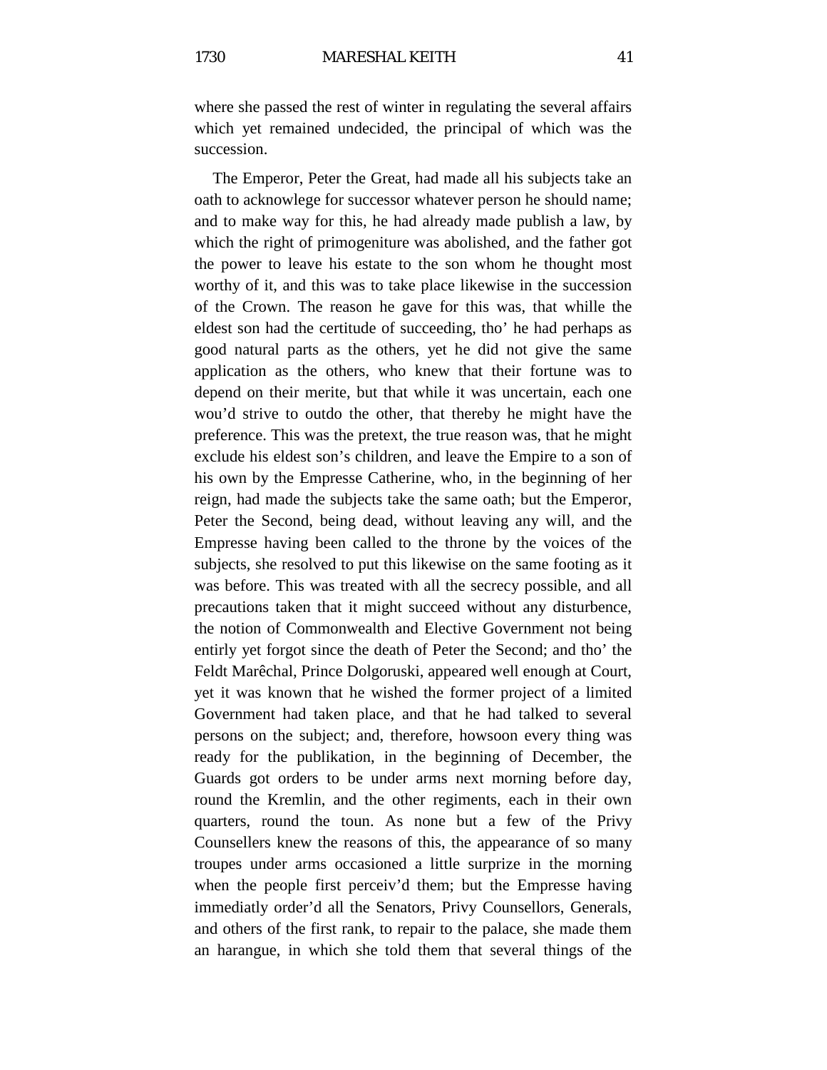where she passed the rest of winter in regulating the several affairs which yet remained undecided, the principal of which was the succession.

The Emperor, Peter the Great, had made all his subjects take an oath to acknowlege for successor whatever person he should name; and to make way for this, he had already made publish a law, by which the right of primogeniture was abolished, and the father got the power to leave his estate to the son whom he thought most worthy of it, and this was to take place likewise in the succession of the Crown. The reason he gave for this was, that whille the eldest son had the certitude of succeeding, tho' he had perhaps as good natural parts as the others, yet he did not give the same application as the others, who knew that their fortune was to depend on their merite, but that while it was uncertain, each one wou'd strive to outdo the other, that thereby he might have the preference. This was the pretext, the true reason was, that he might exclude his eldest son's children, and leave the Empire to a son of his own by the Empresse Catherine, who, in the beginning of her reign, had made the subjects take the same oath; but the Emperor, Peter the Second, being dead, without leaving any will, and the Empresse having been called to the throne by the voices of the subjects, she resolved to put this likewise on the same footing as it was before. This was treated with all the secrecy possible, and all precautions taken that it might succeed without any disturbence, the notion of Commonwealth and Elective Government not being entirly yet forgot since the death of Peter the Second; and tho' the Feldt Marêchal, Prince Dolgoruski, appeared well enough at Court, yet it was known that he wished the former project of a limited Government had taken place, and that he had talked to several persons on the subject; and, therefore, howsoon every thing was ready for the publikation, in the beginning of December, the Guards got orders to be under arms next morning before day, round the Kremlin, and the other regiments, each in their own quarters, round the toun. As none but a few of the Privy Counsellers knew the reasons of this, the appearance of so many troupes under arms occasioned a little surprize in the morning when the people first perceiv'd them; but the Empresse having immediatly order'd all the Senators, Privy Counsellors, Generals, and others of the first rank, to repair to the palace, she made them an harangue, in which she told them that several things of the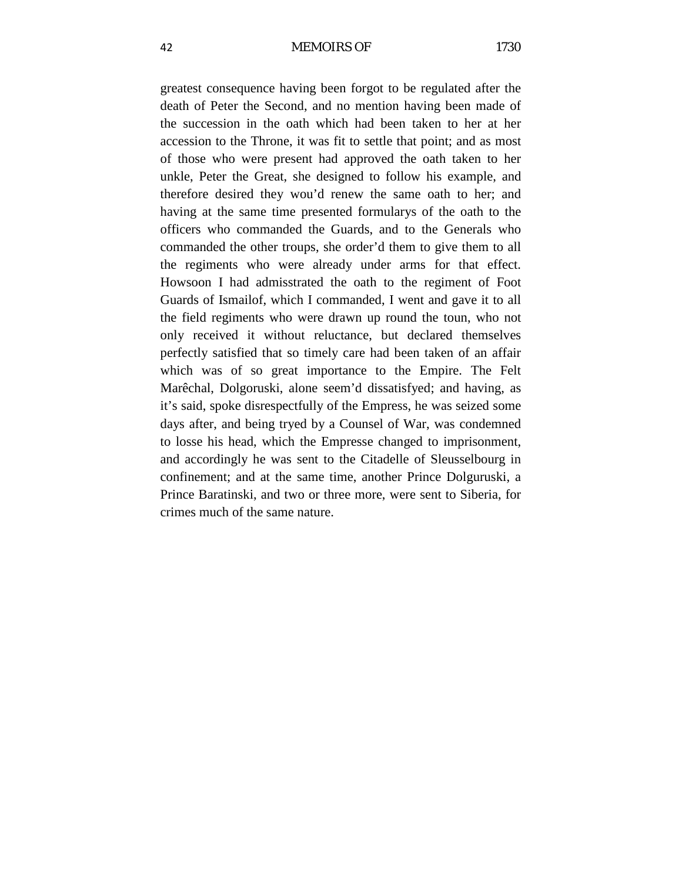greatest consequence having been forgot to be regulated after the death of Peter the Second, and no mention having been made of the succession in the oath which had been taken to her at her accession to the Throne, it was fit to settle that point; and as most of those who were present had approved the oath taken to her unkle, Peter the Great, she designed to follow his example, and therefore desired they wou'd renew the same oath to her; and having at the same time presented formularys of the oath to the officers who commanded the Guards, and to the Generals who commanded the other troups, she order'd them to give them to all the regiments who were already under arms for that effect. Howsoon I had admisstrated the oath to the regiment of Foot Guards of Ismailof, which I commanded, I went and gave it to all the field regiments who were drawn up round the toun, who not only received it without reluctance, but declared themselves perfectly satisfied that so timely care had been taken of an affair which was of so great importance to the Empire. The Felt Marêchal, Dolgoruski, alone seem'd dissatisfyed; and having, as it's said, spoke disrespectfully of the Empress, he was seized some days after, and being tryed by a Counsel of War, was condemned to losse his head, which the Empresse changed to imprisonment, and accordingly he was sent to the Citadelle of Sleusselbourg in confinement; and at the same time, another Prince Dolguruski, a Prince Baratinski, and two or three more, were sent to Siberia, for crimes much of the same nature.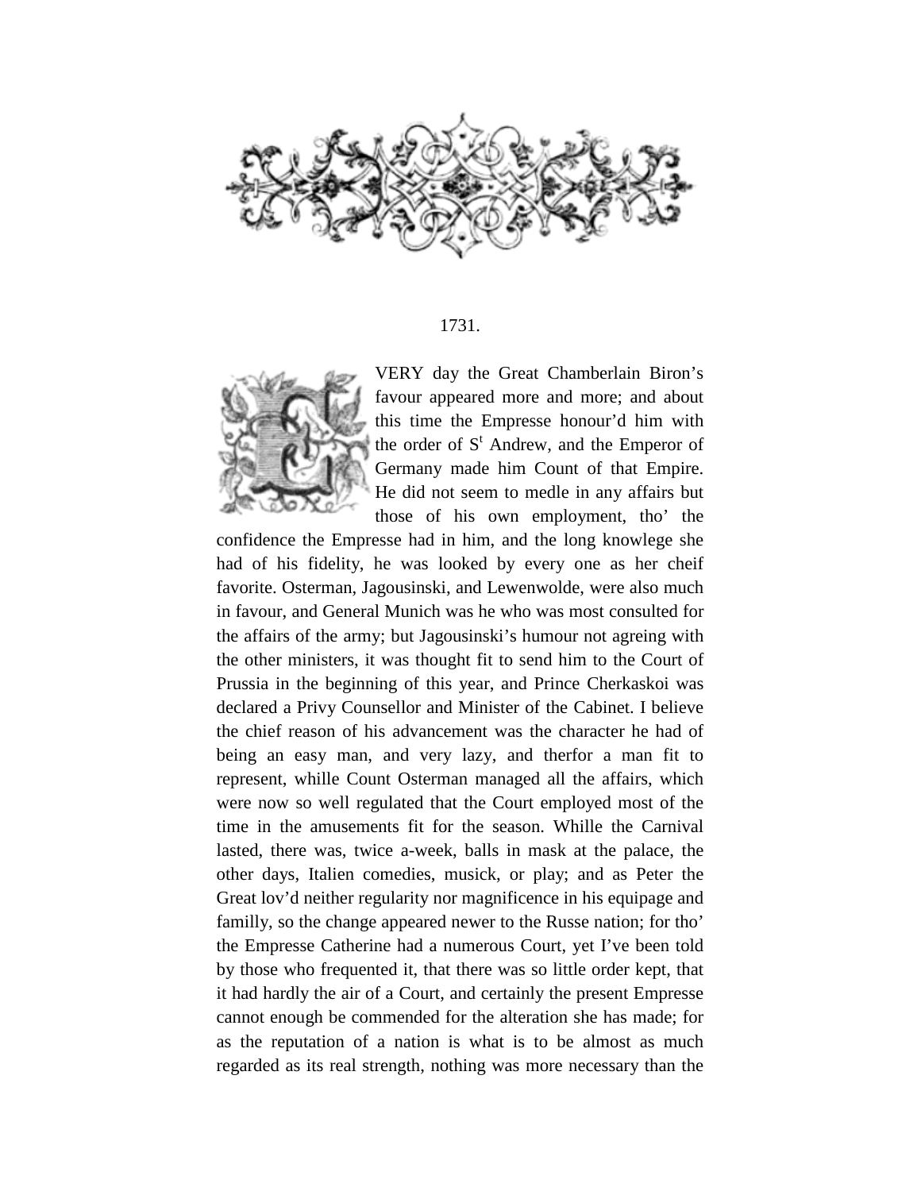1731.

EVERY day the Great Chamberlain Biron's favour appeared more and more; and about this time the Empresse honour'd him with the order of St Andrew, and the Emperor of Germany made him Count of that Empire. He did not seem to medle in any affairs but those of his own employment, tho' the confidence the Empresse had in him, and the long knowlege she had of his fidelity, he was looked by every one as her cheif favorite. Osterman, Jagousinski, and Lewenwolde, were also much in favour, and General Munich was he who was most consulted for the affairs of the army; but Jagousinski's humour not agreing with the other ministers, it was thought fit to send him to the Court of Prussia in the beginning of this year, and Prince Cherkaskoi was declared a Privy Counsellor and Minister of the Cabinet. I believe the chief reason of his advancement was the character he had of being an easy man, and very lazy, and therfor a man fit to represent, whille Count Osterman managed all the affairs, which were now so well regulated that the Court employed most of the time in the amusements fit for the season. Whille the Carnival lasted, there was, twice a-week, balls in mask at the palace, the other days, Italien comedies, musick, or play; and as Peter the Great lov'd neither regularity nor magnificence in his equipage and familly, so the change appeared newer to the Russe nation; for tho' the Empresse Catherine had a numerous Court, yet I've been told by those who frequented it, that there was so little order kept, that it had hardly the air of a Court, and certainly the present Empresse cannot enough be commended for the alteration she has made; for as the reputation of a nation is what is to be almost as much regarded as its real strength, nothing was more necessary than the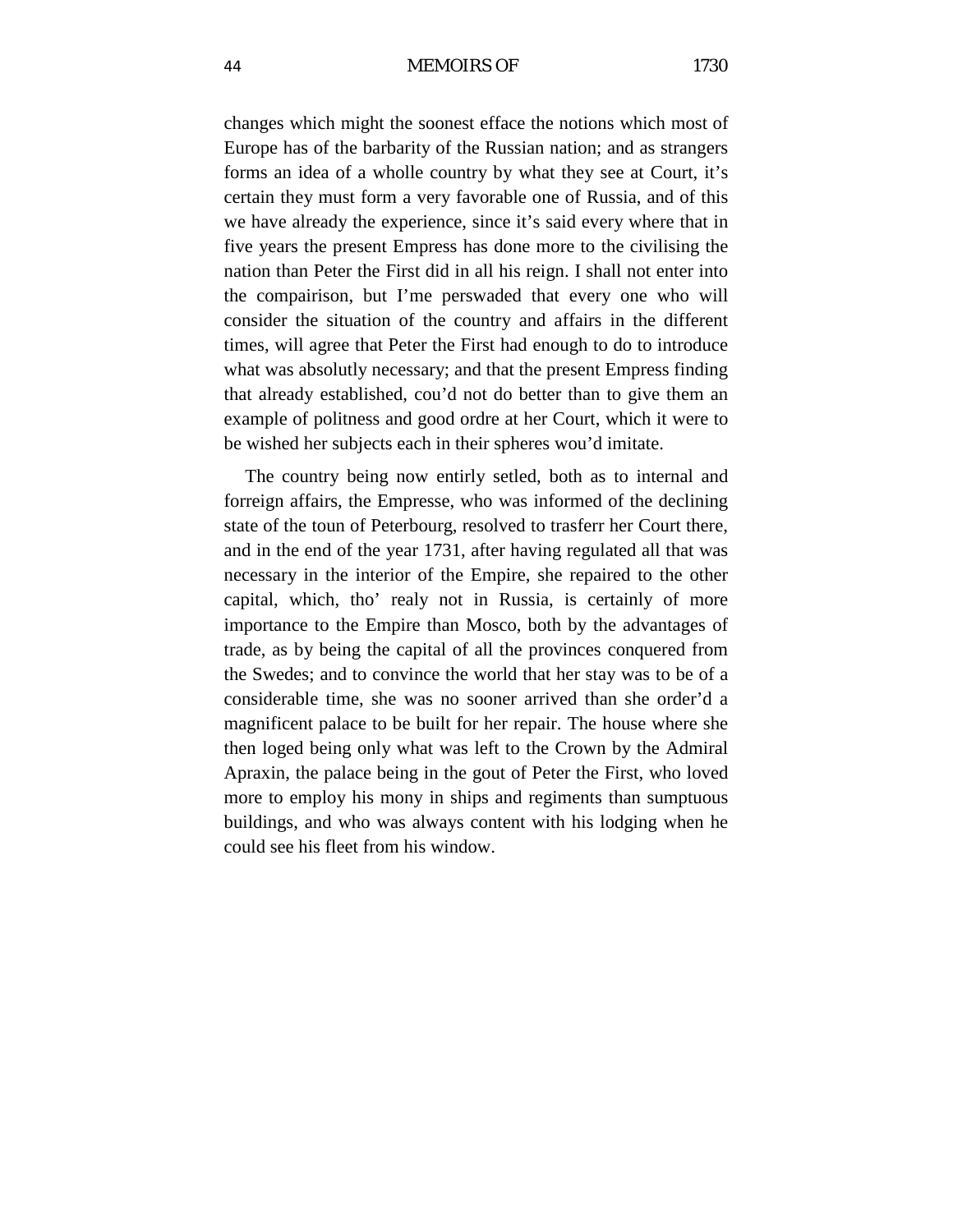changes which might the soonest efface the notions which most of Europe has of the barbarity of the Russian nation; and as strangers forms an idea of a wholle country by what they see at Court, it's certain they must form a very favorable one of Russia, and of this we have already the experience, since it's said every where that in five years the present Empress has done more to the civilising the nation than Peter the First did in all his reign. I shall not enter into the compairison, but I'me perswaded that every one who will consider the situation of the country and affairs in the different times, will agree that Peter the First had enough to do to introduce what was absolutly necessary; and that the present Empress finding that already established, cou'd not do better than to give them an example of politness and good ordre at her Court, which it were to be wished her subjects each in their spheres wou'd imitate.

The country being now entirly setled, both as to internal and forreign affairs, the Empresse, who was informed of the declining state of the toun of Peterbourg, resolved to trasferr her Court there, and in the end of the year 1731, after having regulated all that was necessary in the interior of the Empire, she repaired to the other capital, which, tho' realy not in Russia, is certainly of more importance to the Empire than Mosco, both by the advantages of trade, as by being the capital of all the provinces conquered from the Swedes; and to convince the world that her stay was to be of a considerable time, she was no sooner arrived than she order'd a magnificent palace to be built for her repair. The house where she then loged being only what was left to the Crown by the Admiral Apraxin, the palace being in the gout of Peter the First, who loved more to employ his mony in ships and regiments than sumptuous buildings, and who was always content with his lodging when he could see his fleet from his window.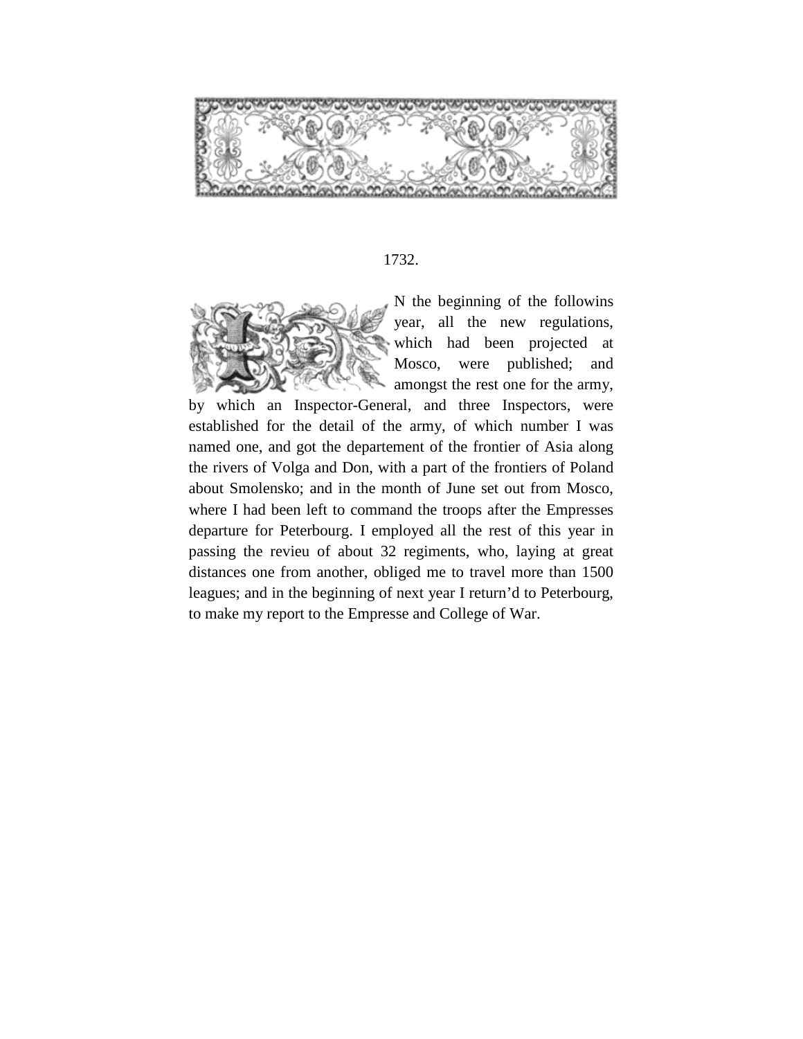## 1732.

IN the beginning of the followins year, all the new regulations, which had been projected at Mosco, were published; and amongst the rest one for the army, by which an Inspector-General, and three Inspectors, were established for the detail of the army, of which number I was named one, and got the departement of the frontier of Asia along the rivers of Volga and Don, with a part of the frontiers of Poland about Smolensko; and in the month of June set out from Mosco, where I had been left to command the troops after the Empresses departure for Peterbourg. I employed all the rest of this year in passing the revieu of about 32 regiments, who, laying at great distances one from another, obliged me to travel more than 1500 leagues; and in the beginning of next year I return'd to Peterbourg, to make my report to the Empresse and College of War.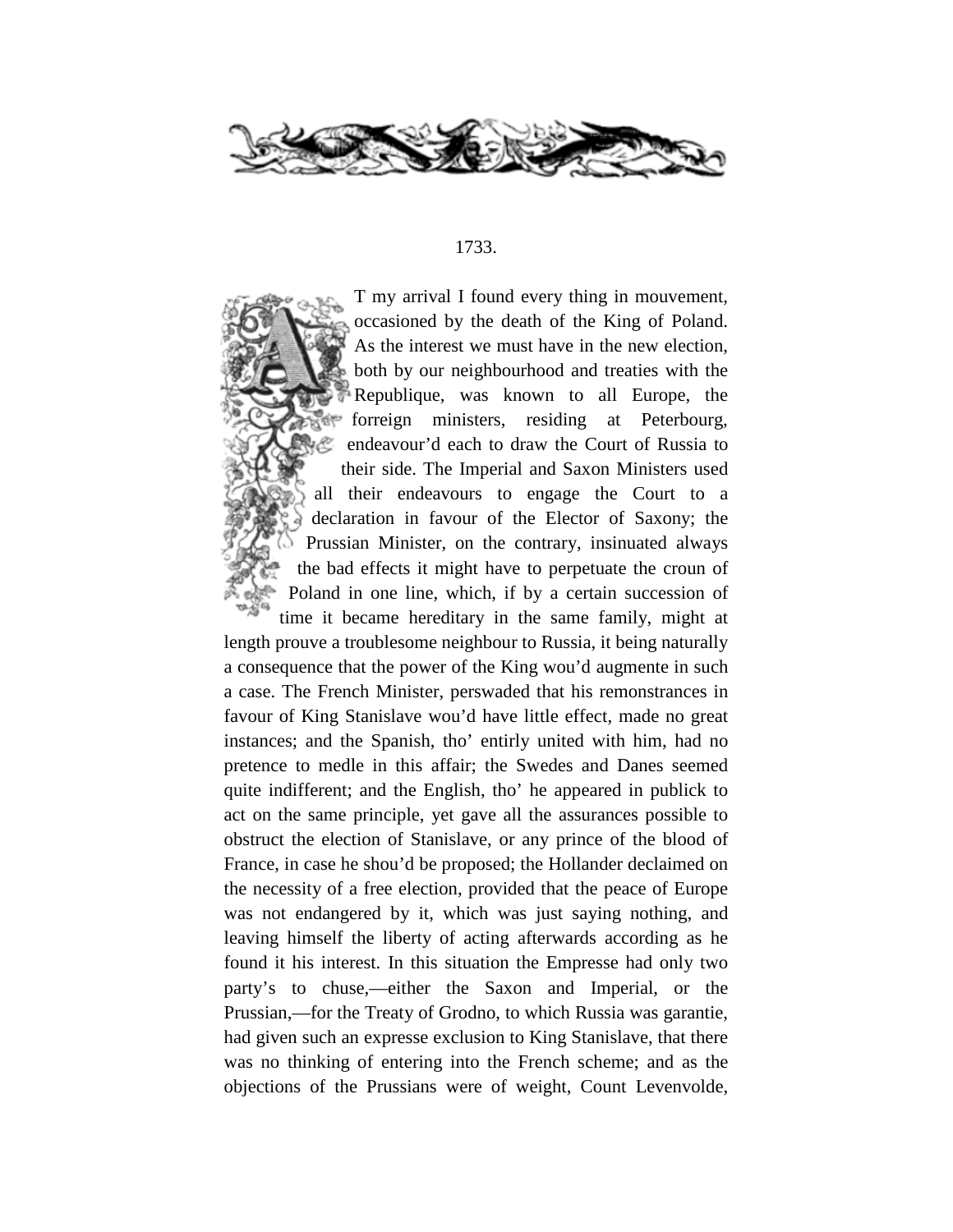1733.

AT my arrival I found every thing in mouvement, occasioned by the death of the King of Poland. As the interest we must have in the new election, both by our neighbourhood and treaties with the Republique, was known to all Europe, the forreign ministers, residing at Peterbourg, endeavour'd each to draw the Court of Russia to their side. The Imperial and Saxon Ministers used all their endeavours to engage the Court to a declaration in favour of the Elector of Saxony; the Prussian Minister, on the contrary, insinuated always the bad effects it might have to perpetuate the croun of Poland in one line, which, if by a certain succession of time it became hereditary in the same family, might at length prouve a troublesome neighbour to Russia, it being naturally a consequence that the power of the King wou'd augmente in such a case. The French Minister, perswaded that his remonstrances in favour of King Stanislave wou'd have little effect, made no great instances; and the Spanish, tho' entirly united with him, had no pretence to medle in this affair; the Swedes and Danes seemed quite indifferent; and the English, tho' he appeared in publick to act on the same principle, yet gave all the assurances possible to obstruct the election of Stanislave, or any prince of the blood of France, in case he shou'd be proposed; the Hollander declaimed on the necessity of a free election, provided that the peace of Europe was not endangered by it, which was just saying nothing, and leaving himself the liberty of acting afterwards according as he found it his interest. In this situation the Empresse had only two party's to chuse,—either the Saxon and Imperial, or the Prussian,—for the Treaty of Grodno, to which Russia was garantie, had given such an expresse exclusion to King Stanislave, that there was no thinking of entering into the French scheme; and as the objections of the Prussians were of weight, Count Levenvolde,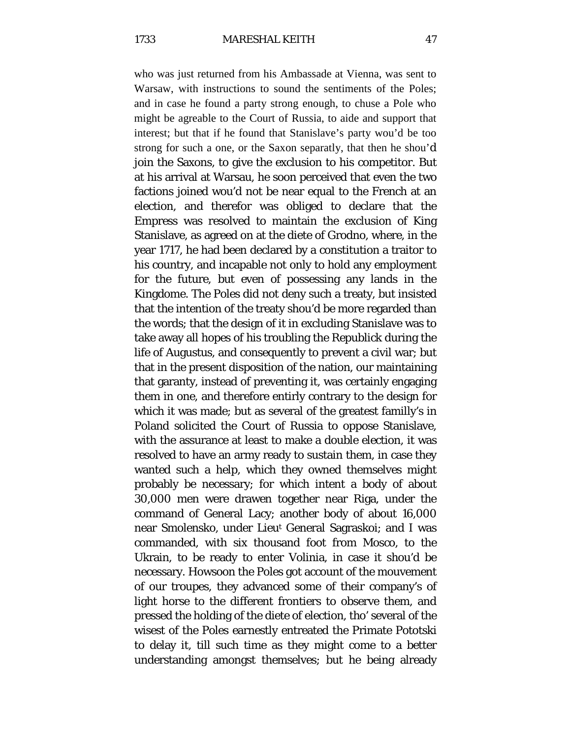who was just returned from his Ambassade at Vienna, was sent to Warsaw, with instructions to sound the sentiments of the Poles; and in case he found a party strong enough, to chuse a Pole who might be agreable to the Court of Russia, to aide and support that interest; but that if he found that Stanislave's party wou'd be too strong for such a one, or the Saxon separatly, that then he shou'd join the Saxons, to give the exclusion to his competitor. But at his arrival at Warsau, he soon perceived that even the two factions joined wou'd not be near equal to the French at an election, and therefor was obliged to declare that the Empress was resolved to maintain the exclusion of King Stanislave, as agreed on at the diete of Grodno, where, in the year 1717, he had been declared by a constitution a traitor to his country, and incapable not only to hold any employment for the future, but even of possessing any lands in the Kingdome. The Poles did not deny such a treaty, but insisted that the intention of the treaty shou'd be more regarded than the words; that the design of it in excluding Stanislave was to take away all hopes of his troubling the Republick during the life of Augustus, and consequently to prevent a civil war; but that in the present disposition of the nation, our maintaining that garanty, instead of preventing it, was certainly engaging them in one, and therefore entirly contrary to the design for which it was made; but as several of the greatest familly's in Poland solicited the Court of Russia to oppose Stanislave, with the assurance at least to make a double election, it was resolved to have an army ready to sustain them, in case they wanted such a help, which they owned themselves might probably be necessary; for which intent a body of about 30,000 men were drawen together near Riga, under the command of General Lacy; another body of about 16,000 near Smolensko, under Lieu[t] General Sagraskoi; and I was commanded, with six thousand foot from Mosco, to the Ukrain, to be ready to enter Volinia, in case it shou'd be necessary. Howsoon the Poles got account of the mouvement of our troupes, they advanced some of their company's of light horse to the different frontiers to observe them, and pressed the holding of the diete of election, tho' several of the wisest of the Poles earnestly entreated the Primate Pototski to delay it, till such time as they might come to a better understanding amongst themselves; but he being already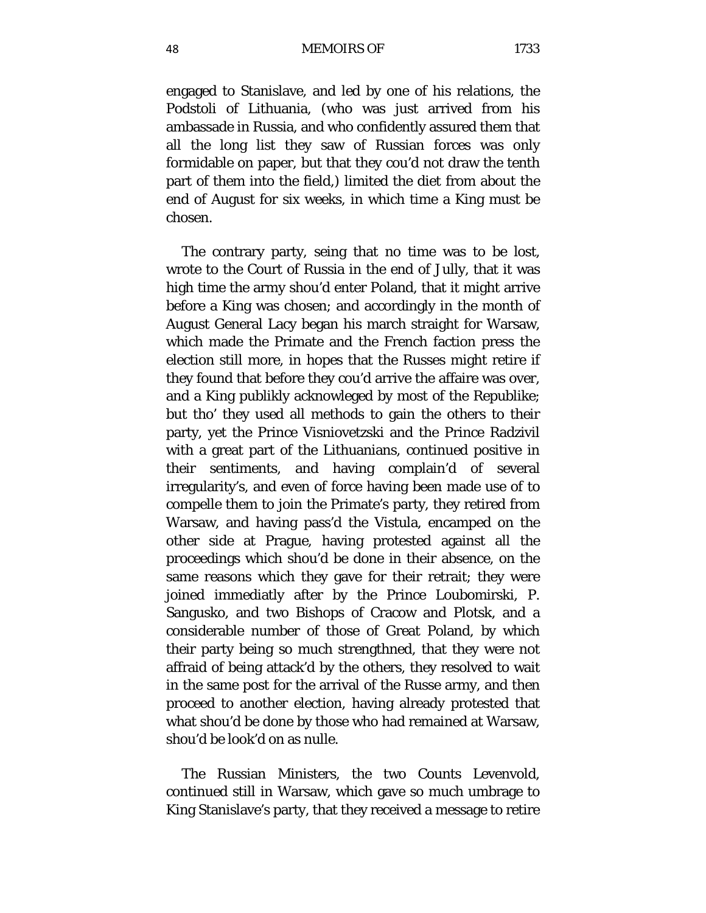engaged to Stanislave, and led by one of his relations, the Podstoli of Lithuania, (who was just arrived from his ambassade in Russia, and who confidently assured them that all the long list they saw of Russian forces was only formidable on paper, but that they cou'd not draw the tenth part of them into the field,) limited the diet from about the end of August for six weeks, in which time a King must be chosen.

The contrary party, seing that no time was to be lost, wrote to the Court of Russia in the end of Jully, that it was high time the army shou'd enter Poland, that it might arrive before a King was chosen; and accordingly in the month of August General Lacy began his march straight for Warsaw, which made the Primate and the French faction press the election still more, in hopes that the Russes might retire if they found that before they cou'd arrive the affaire was over, and a King publikly acknowleged by most of the Republike; but tho' they used all methods to gain the others to their party, yet the Prince Visniovetzski and the Prince Radzivil with a great part of the Lithuanians, continued positive in their sentiments, and having complain'd of several irregularity's, and even of force having been made use of to compelle them to join the Primate's party, they retired from Warsaw, and having pass'd the Vistula, encamped on the other side at Prague, having protested against all the proceedings which shou'd be done in their absence, on the same reasons which they gave for their retrait; they were joined immediatly after by the Prince Loubomirski, P. Sangusko, and two Bishops of Cracow and Plotsk, and a considerable number of those of Great Poland, by which their party being so much strengthned, that they were not affraid of being attack'd by the others, they resolved to wait in the same post for the arrival of the Russe army, and then proceed to another election, having already protested that what shou'd be done by those who had remained at Warsaw, shou'd be look'd on as nulle.

The Russian Ministers, the two Counts Levenvold, continued still in Warsaw, which gave so much umbrage to King Stanislave's party, that they received a message to retire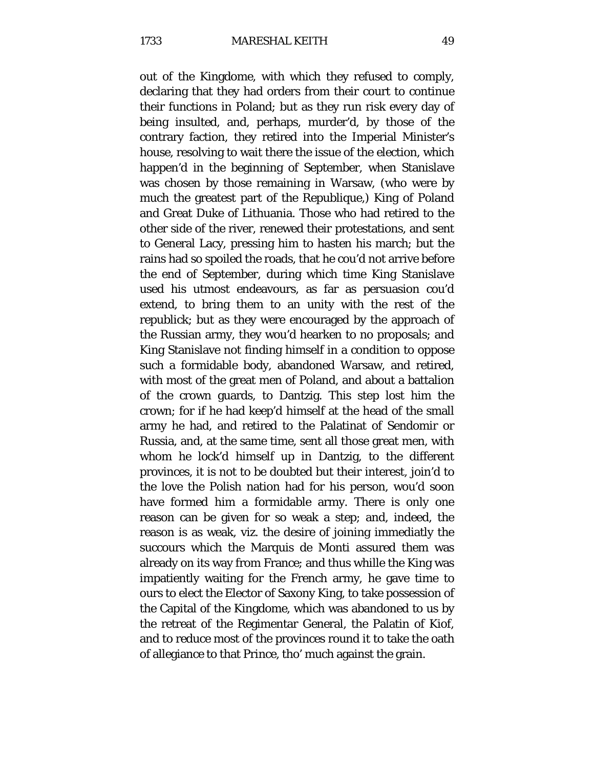out of the Kingdome, with which they refused to comply, declaring that they had orders from their court to continue their functions in Poland; but as they run risk every day of being insulted, and, perhaps, murder'd, by those of the contrary faction, they retired into the Imperial Minister's house, resolving to wait there the issue of the election, which happen'd in the beginning of September, when Stanislave was chosen by those remaining in Warsaw, (who were by much the greatest part of the Republique,) King of Poland and Great Duke of Lithuania. Those who had retired to the other side of the river, renewed their protestations, and sent to General Lacy, pressing him to hasten his march; but the rains had so spoiled the roads, that he cou'd not arrive before the end of September, during which time King Stanislave used his utmost endeavours, as far as persuasion cou'd extend, to bring them to an unity with the rest of the republick; but as they were encouraged by the approach of the Russian army, they wou'd hearken to no proposals; and King Stanislave not finding himself in a condition to oppose such a formidable body, abandoned Warsaw, and retired, with most of the great men of Poland, and about a battalion of the crown guards, to Dantzig. This step lost him the crown; for if he had keep'd himself at the head of the small army he had, and retired to the Palatinat of Sendomir or Russia, and, at the same time, sent all those great men, with whom he lock'd himself up in Dantzig, to the different provinces, it is not to be doubted but their interest, join'd to the love the Polish nation had for his person, wou'd soon have formed him a formidable army. There is only one reason can be given for so weak a step; and, indeed, the reason is as weak, viz. the desire of joining immediatly the succours which the Marquis de Monti assured them was already on its way from France; and thus whille the King was impatiently waiting for the French army, he gave time to ours to elect the Elector of Saxony King, to take possession of the Capital of the Kingdome, which was abandoned to us by the retreat of the Regimentar General, the Palatin of Kiof, and to reduce most of the provinces round it to take the oath of allegiance to that Prince, tho' much against the grain.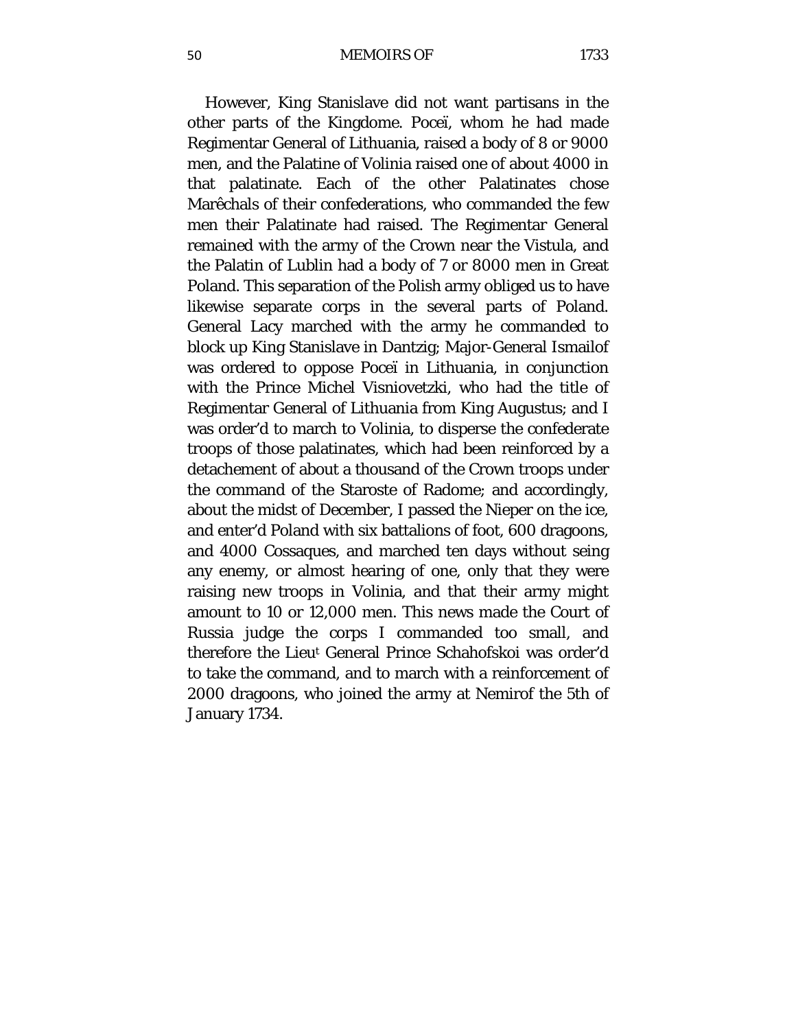However, King Stanislave did not want partisans in the other parts of the Kingdome. Poceï, whom he had made Regimentar General of Lithuania, raised a body of 8 or 9000 men, and the Palatine of Volinia raised one of about 4000 in that palatinate. Each of the other Palatinates chose Marêchals of their confederations, who commanded the few men their Palatinate had raised. The Regimentar General remained with the army of the Crown near the Vistula, and the Palatin of Lublin had a body of 7 or 8000 men in Great Poland. This separation of the Polish army obliged us to have likewise separate corps in the several parts of Poland. General Lacy marched with the army he commanded to block up King Stanislave in Dantzig; Major-General Ismailof was ordered to oppose Poceï in Lithuania, in conjunction with the Prince Michel Visniovetzki, who had the title of Regimentar General of Lithuania from King Augustus; and I was order'd to march to Volinia, to disperse the confederate troops of those palatinates, which had been reinforced by a detachement of about a thousand of the Crown troops under the command of the Staroste of Radome; and accordingly, about the midst of December, I passed the Nieper on the ice, and enter'd Poland with six battalions of foot, 600 dragoons, and 4000 Cossaques, and marched ten days without seing any enemy, or almost hearing of one, only that they were raising new troops in Volinia, and that their army might amount to 10 or 12,000 men. This news made the Court of Russia judge the corps I commanded too small, and therefore the Lieut General Prince Schahofskoi was order'd to take the command, and to march with a reinforcement of 2000 dragoons, who joined the army at Nemirof the 5th of January 1734.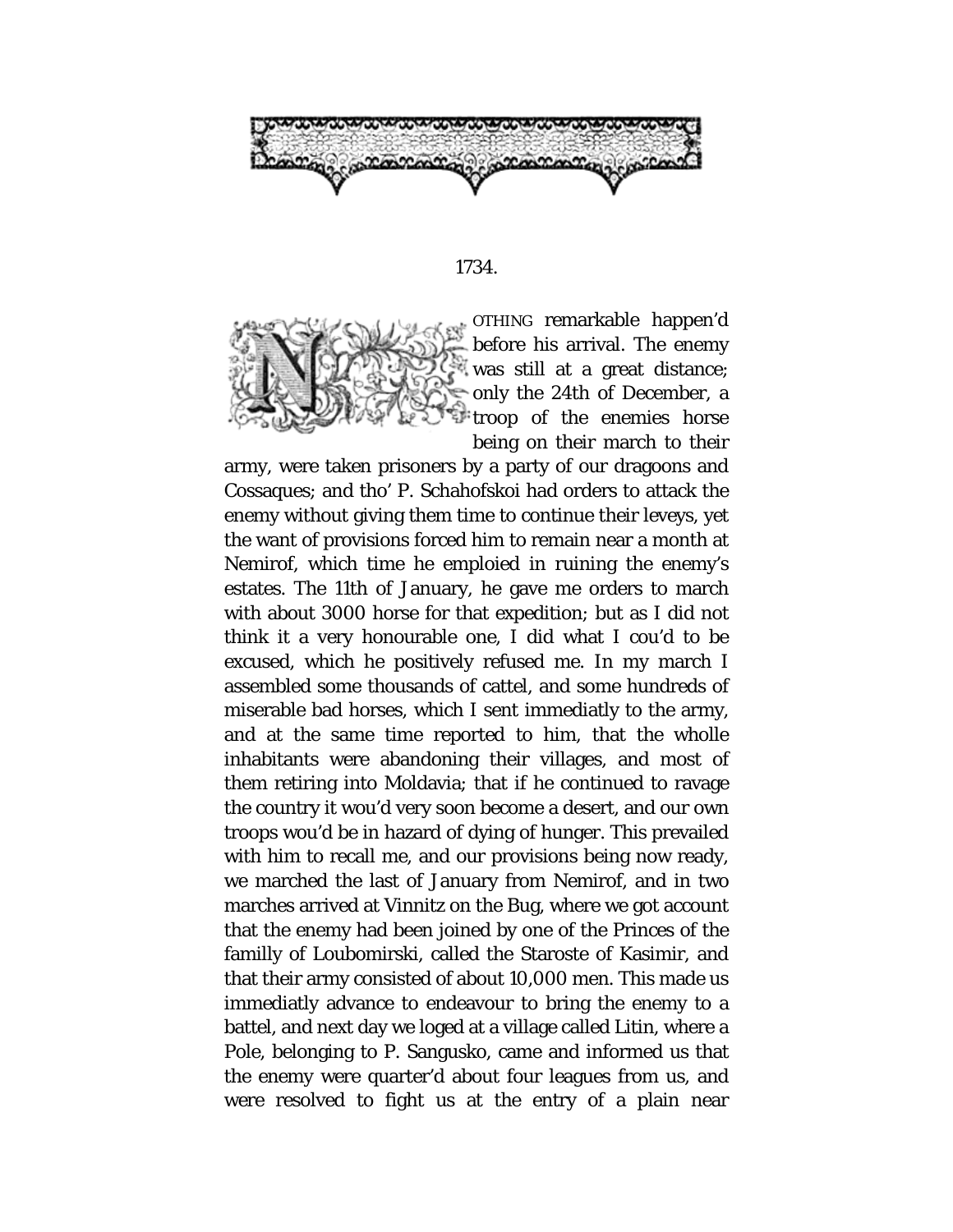1734.

NOTHING remarkable happen'd before his arrival. The enemy was still at a great distance; only the 24th of December, a troop of the enemies horse being on their march to their army, were taken prisoners by a party of our dragoons and Cossaques; and tho' P. Schahofskoi had orders to attack the enemy without giving them time to continue their leveys, yet the want of provisions forced him to remain near a month at Nemirof, which time he emploied in ruining the enemy's estates. The 11th of January, he gave me orders to march with about 3000 horse for that expedition; but as I did not think it a very honourable one, I did what I cou'd to be excused, which he positively refused me. In my march I assembled some thousands of cattel, and some hundreds of miserable bad horses, which I sent immediatly to the army, and at the same time reported to him, that the wholle inhabitants were abandoning their villages, and most of them retiring into Moldavia; that if he continued to ravage the country it wou'd very soon become a desert, and our own troops wou'd be in hazard of dying of hunger. This prevailed with him to recall me, and our provisions being now ready, we marched the last of January from Nemirof, and in two marches arrived at Vinnitz on the Bug, where we got account that the enemy had been joined by one of the Princes of the familly of Loubomirski, called the Staroste of Kasimir, and that their army consisted of about 10,000 men. This made us immediatly advance to endeavour to bring the enemy to a battel, and next day we loged at a village called Litin, where a Pole, belonging to P. Sangusko, came and informed us that the enemy were quarter'd about four leagues from us, and were resolved to fight us at the entry of a plain near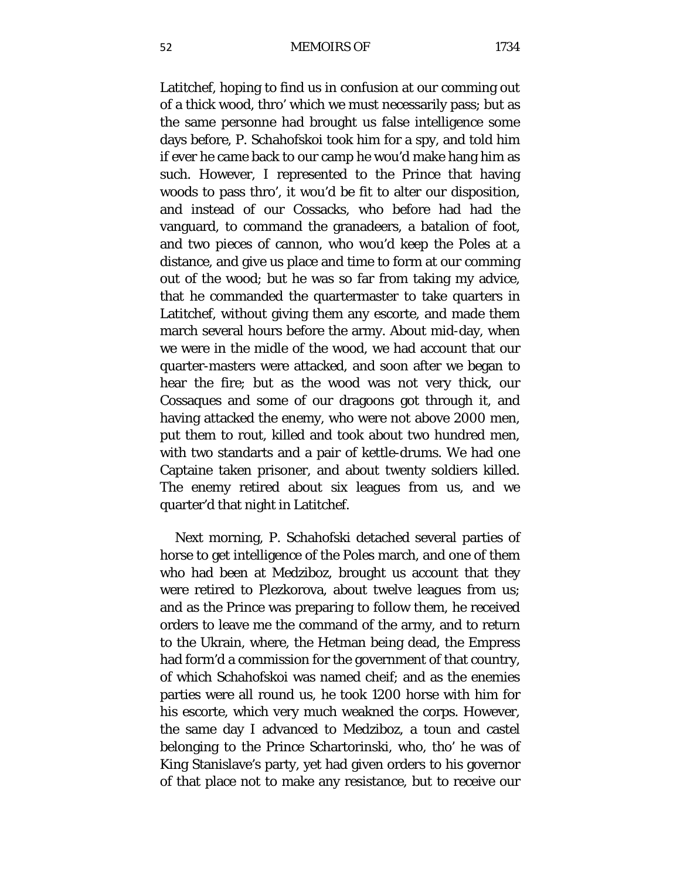Latitchef, hoping to find us in confusion at our comming out of a thick wood, thro' which we must necessarily pass; but as the same personne had brought us false intelligence some days before, P. Schahofskoi took him for a spy, and told him if ever he came back to our camp he wou'd make hang him as such. However, I represented to the Prince that having woods to pass thro', it wou'd be fit to alter our disposition, and instead of our Cossacks, who before had had the vanguard, to command the granadeers, a batalion of foot, and two pieces of cannon, who wou'd keep the Poles at a distance, and give us place and time to form at our comming out of the wood; but he was so far from taking my advice, that he commanded the quartermaster to take quarters in Latitchef, without giving them any escorte, and made them march several hours before the army. About mid-day, when we were in the midle of the wood, we had account that our quarter-masters were attacked, and soon after we began to hear the fire; but as the wood was not very thick, our Cossaques and some of our dragoons got through it, and having attacked the enemy, who were not above 2000 men, put them to rout, killed and took about two hundred men, with two standarts and a pair of kettle-drums. We had one Captaine taken prisoner, and about twenty soldiers killed. The enemy retired about six leagues from us, and we quarter'd that night in Latitchef.

Next morning, P. Schahofski detached several parties of horse to get intelligence of the Poles march, and one of them who had been at Medziboz, brought us account that they were retired to Plezkorova, about twelve leagues from us; and as the Prince was preparing to follow them, he received orders to leave me the command of the army, and to return to the Ukrain, where, the Hetman being dead, the Empress had form'd a commission for the government of that country, of which Schahofskoi was named cheif; and as the enemies parties were all round us, he took 1200 horse with him for his escorte, which very much weakned the corps. However, the same day I advanced to Medziboz, a toun and castel belonging to the Prince Schartorinski, who, tho' he was of King Stanislave's party, yet had given orders to his governor of that place not to make any resistance, but to receive our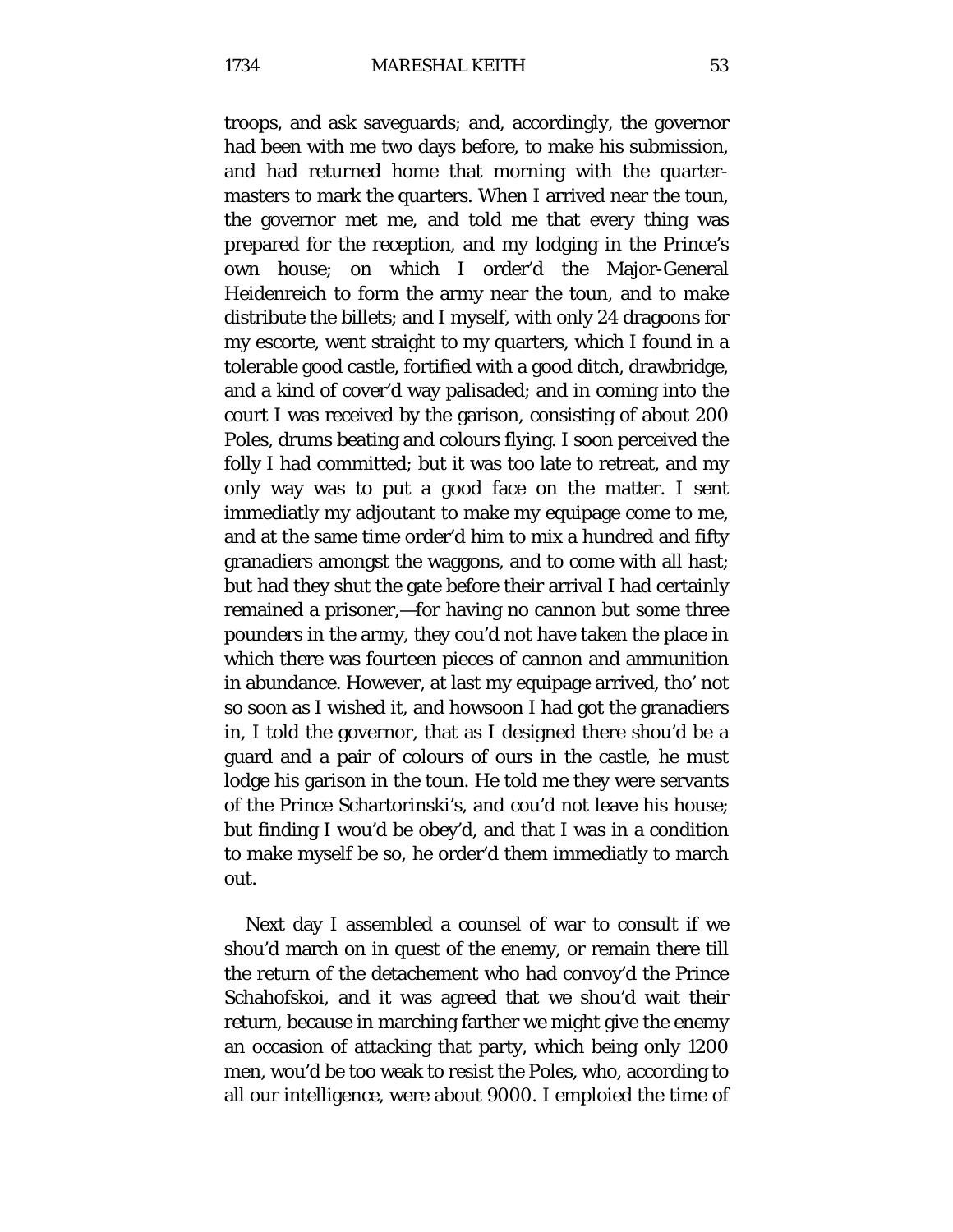troops, and ask saveguards; and, accordingly, the governor had been with me two days before, to make his submission, and had returned home that morning with the quarter-masters to mark the quarters. When I arrived near the toun, the governor met me, and told me that every thing was prepared for the reception, and my lodging in the Prince's own house; on which I order'd the Major-General Heidenreich to form the army near the toun, and to make distribute the billets; and I myself, with only 24 dragoons for my escorte, went straight to my quarters, which I found in a tolerable good castle, fortified with a good ditch, drawbridge, and a kind of cover'd way palisaded; and in coming into the court I was received by the garison, consisting of about 200 Poles, drums beating and colours flying. I soon perceived the folly I had committed; but it was too late to retreat, and my only way was to put a good face on the matter. I sent immediatly my adjoutant to make my equipage come to me, and at the same time order'd him to mix a hundred and fifty granadiers amongst the waggons, and to come with all hast; but had they shut the gate before their arrival I had certainly remained a prisoner,—for having no cannon but some three pounders in the army, they cou'd not have taken the place in which there was fourteen pieces of cannon and ammunition in abundance. However, at last my equipage arrived, tho' not so soon as I wished it, and howsoon I had got the granadiers in, I told the governor, that as I designed there shou'd be a guard and a pair of colours of ours in the castle, he must lodge his garison in the toun. He told me they were servants of the Prince Schartorinski's, and cou'd not leave his house; but finding I wou'd be obey'd, and that I was in a condition to make myself be so, he order'd them immediatly to march out.

Next day I assembled a counsel of war to consult if we shou'd march on in quest of the enemy, or remain there till the return of the detachement who had convoy'd the Prince Schahofskoi, and it was agreed that we shou'd wait their return, because in marching farther we might give the enemy an occasion of attacking that party, which being only 1200 men, wou'd be too weak to resist the Poles, who, according to all our intelligence, were about 9000. I emploied the time of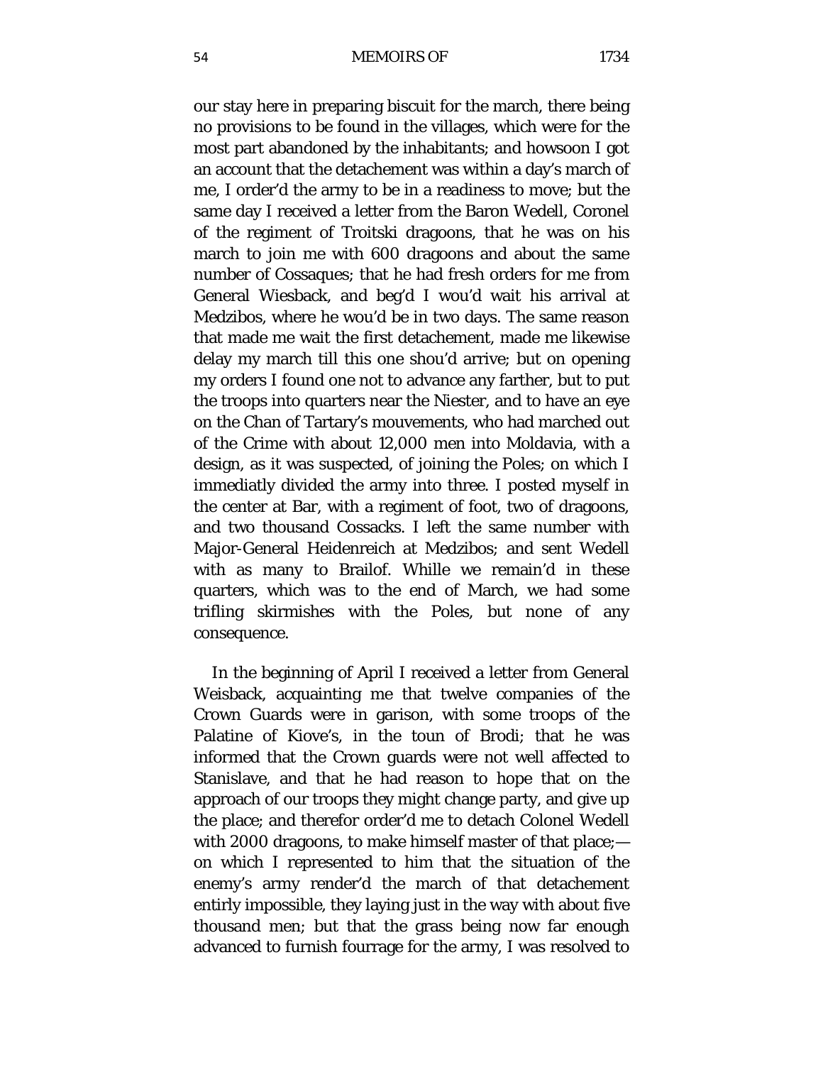our stay here in preparing biscuit for the march, there being no provisions to be found in the villages, which were for the most part abandoned by the inhabitants; and howsoon I got an account that the detachement was within a day's march of me, I order'd the army to be in a readiness to move; but the same day I received a letter from the Baron Wedell, Coronel of the regiment of Troitski dragoons, that he was on his march to join me with 600 dragoons and about the same number of Cossaques; that he had fresh orders for me from General Wiesback, and beg'd I wou'd wait his arrival at Medzibos, where he wou'd be in two days. The same reason that made me wait the first detachement, made me likewise delay my march till this one shou'd arrive; but on opening my orders I found one not to advance any farther, but to put the troops into quarters near the Niester, and to have an eye on the Chan of Tartary's mouvements, who had marched out of the Crime with about 12,000 men into Moldavia, with a design, as it was suspected, of joining the Poles; on which I immediatly divided the army into three. I posted myself in the center at Bar, with a regiment of foot, two of dragoons, and two thousand Cossacks. I left the same number with Major-General Heidenreich at Medzibos; and sent Wedell with as many to Brailof. Whille we remain'd in these quarters, which was to the end of March, we had some trifling skirmishes with the Poles, but none of any consequence.

In the beginning of April I received a letter from General Weisback, acquainting me that twelve companies of the Crown Guards were in garison, with some troops of the Palatine of Kiove's, in the toun of Brodi; that he was informed that the Crown guards were not well affected to Stanislave, and that he had reason to hope that on the approach of our troops they might change party, and give up the place; and therefor order'd me to detach Colonel Wedell with 2000 dragoons, to make himself master of that place;—on which I represented to him that the situation of the enemy's army render'd the march of that detachement entirly impossible, they laying just in the way with about five thousand men; but that the grass being now far enough advanced to furnish fourrage for the army, I was resolved to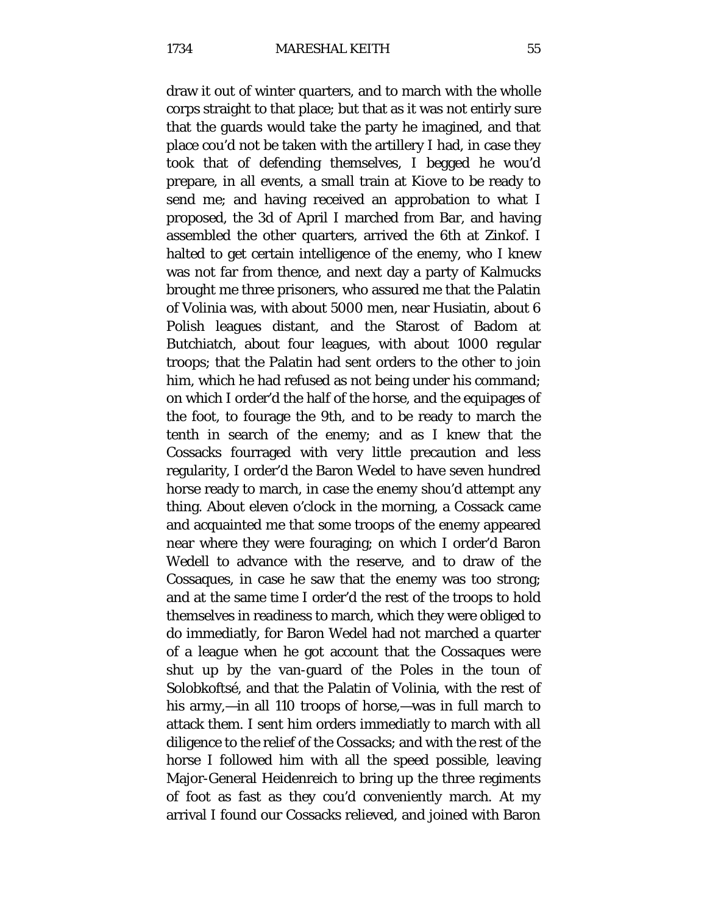draw it out of winter quarters, and to march with the wholle corps straight to that place; but that as it was not entirly sure that the guards would take the party he imagined, and that place cou'd not be taken with the artillery I had, in case they took that of defending themselves, I begged he wou'd prepare, in all events, a small train at Kiove to be ready to send me; and having received an approbation to what I proposed, the 3d of April I marched from Bar, and having assembled the other quarters, arrived the 6th at Zinkof. I halted to get certain intelligence of the enemy, who I knew was not far from thence, and next day a party of Kalmucks brought me three prisoners, who assured me that the Palatin of Volinia was, with about 5000 men, near Husiatin, about 6 Polish leagues distant, and the Starost of Badom at Butchiatch, about four leagues, with about 1000 regular troops; that the Palatin had sent orders to the other to join him, which he had refused as not being under his command; on which I order'd the half of the horse, and the equipages of the foot, to fourage the 9th, and to be ready to march the tenth in search of the enemy; and as I knew that the Cossacks fourraged with very little precaution and less regularity, I order'd the Baron Wedel to have seven hundred horse ready to march, in case the enemy shou'd attempt any thing. About eleven o'clock in the morning, a Cossack came and acquainted me that some troops of the enemy appeared near where they were fouraging; on which I order'd Baron Wedell to advance with the reserve, and to draw of the Cossaques, in case he saw that the enemy was too strong; and at the same time I order'd the rest of the troops to hold themselves in readiness to march, which they were obliged to do immediatly, for Baron Wedel had not marched a quarter of a league when he got account that the Cossaques were shut up by the van-guard of the Poles in the toun of Solobkoftsé, and that the Palatin of Volinia, with the rest of his army,—in all 110 troops of horse,—was in full march to attack them. I sent him orders immediatly to march with all diligence to the relief of the Cossacks; and with the rest of the horse I followed him with all the speed possible, leaving Major-General Heidenreich to bring up the three regiments of foot as fast as they cou'd conveniently march. At my arrival I found our Cossacks relieved, and joined with Baron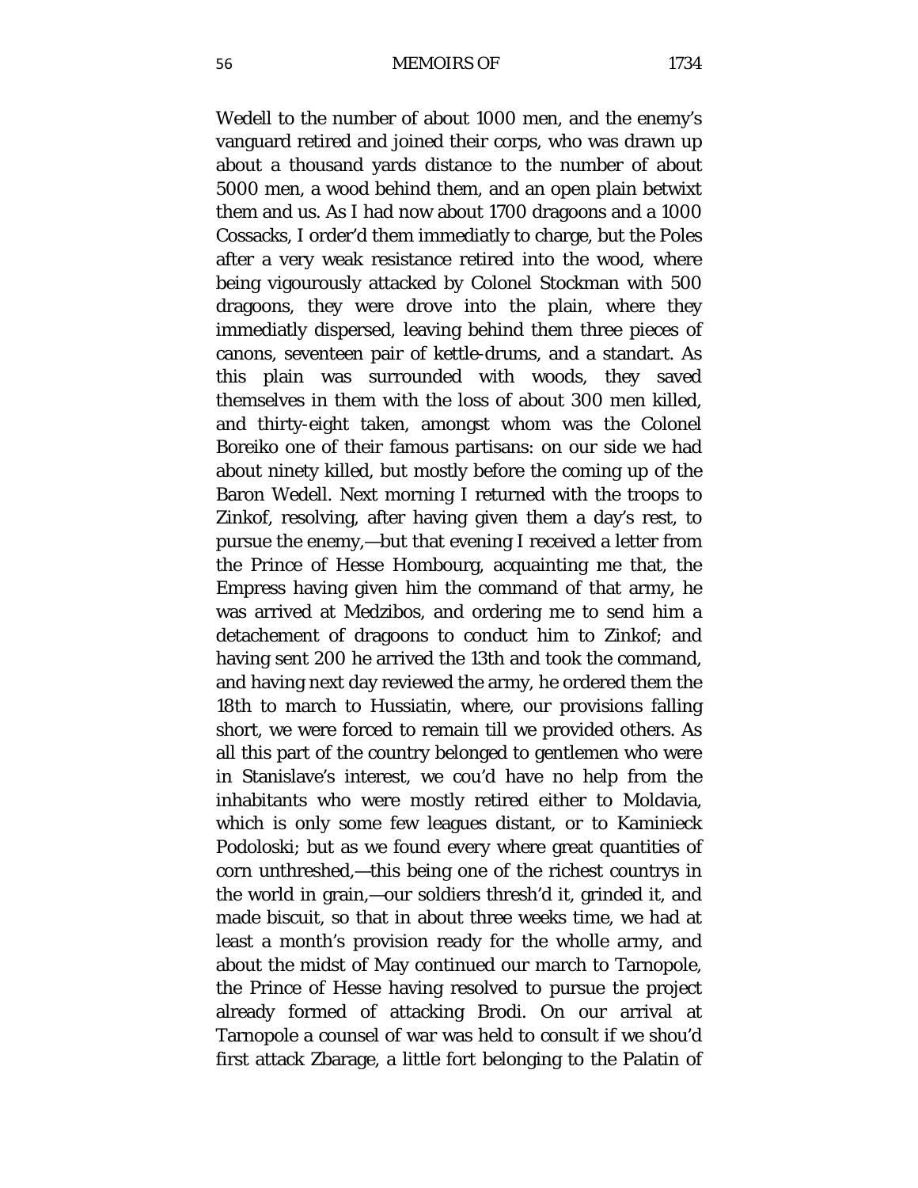Wedell to the number of about 1000 men, and the enemy's vanguard retired and joined their corps, who was drawn up about a thousand yards distance to the number of about 5000 men, a wood behind them, and an open plain betwixt them and us. As I had now about 1700 dragoons and a 1000 Cossacks, I order'd them immediatly to charge, but the Poles after a very weak resistance retired into the wood, where being vigourously attacked by Colonel Stockman with 500 dragoons, they were drove into the plain, where they immediatly dispersed, leaving behind them three pieces of canons, seventeen pair of kettle-drums, and a standart. As this plain was surrounded with woods, they saved themselves in them with the loss of about 300 men killed, and thirty-eight taken, amongst whom was the Colonel Boreiko one of their famous partisans: on our side we had about ninety killed, but mostly before the coming up of the Baron Wedell. Next morning I returned with the troops to Zinkof, resolving, after having given them a day's rest, to pursue the enemy,—but that evening I received a letter from the Prince of Hesse Hombourg, acquainting me that, the Empress having given him the command of that army, he was arrived at Medzibos, and ordering me to send him a detachement of dragoons to conduct him to Zinkof; and having sent 200 he arrived the 13th and took the command, and having next day reviewed the army, he ordered them the 18th to march to Hussiatin, where, our provisions falling short, we were forced to remain till we provided others. As all this part of the country belonged to gentlemen who were in Stanislave's interest, we cou'd have no help from the inhabitants who were mostly retired either to Moldavia, which is only some few leagues distant, or to Kaminieck Podoloski; but as we found every where great quantities of corn unthreshed,—this being one of the richest countrys in the world in grain,—our soldiers thresh'd it, grinded it, and made biscuit, so that in about three weeks time, we had at least a month's provision ready for the wholle army, and about the midst of May continued our march to Tarnopole, the Prince of Hesse having resolved to pursue the project already formed of attacking Brodi. On our arrival at Tarnopole a counsel of war was held to consult if we shou'd first attack Zbarage, a little fort belonging to the Palatin of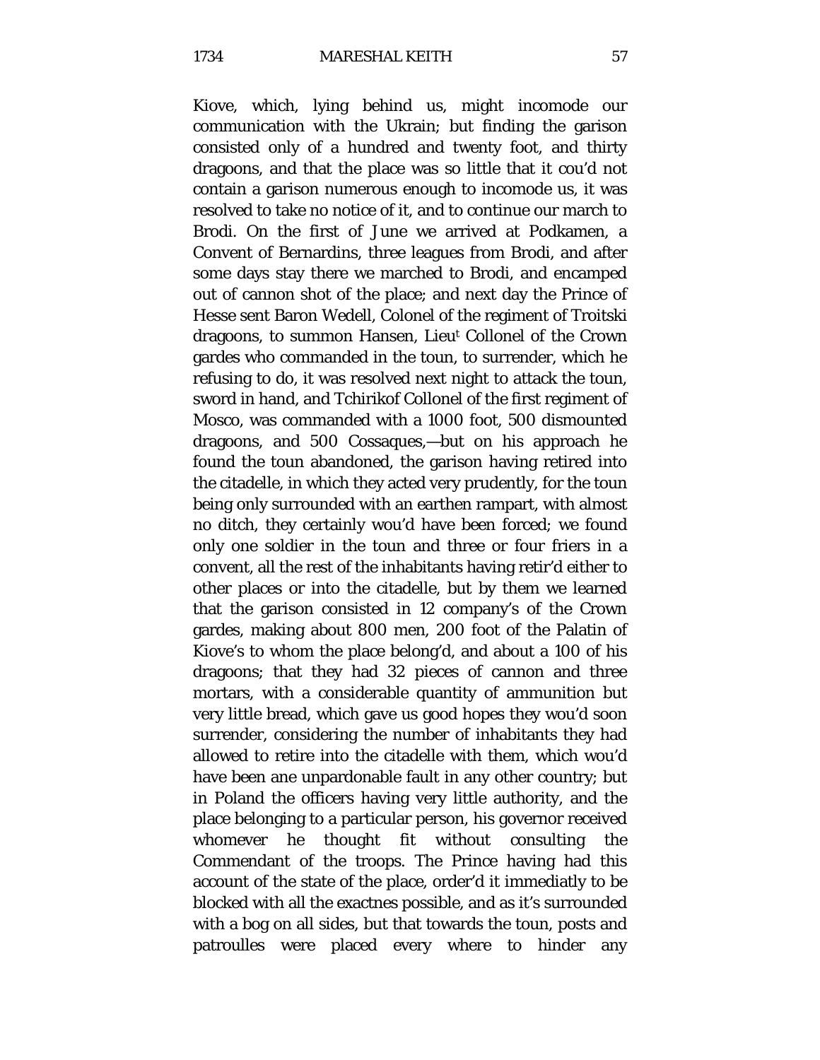Kiove, which, lying behind us, might incomode our communication with the Ukrain; but finding the garison consisted only of a hundred and twenty foot, and thirty dragoons, and that the place was so little that it cou'd not contain a garison numerous enough to incomode us, it was resolved to take no notice of it, and to continue our march to Brodi. On the first of June we arrived at Podkamen, a Convent of Bernardins, three leagues from Brodi, and after some days stay there we marched to Brodi, and encamped out of cannon shot of the place; and next day the Prince of Hesse sent Baron Wedell, Colonel of the regiment of Troitski dragoons, to summon Hansen, Lieu[t] Collonel of the Crown gardes who commanded in the toun, to surrender, which he refusing to do, it was resolved next night to attack the toun, sword in hand, and Tchirikof Collonel of the first regiment of Mosco, was commanded with a 1000 foot, 500 dismounted dragoons, and 500 Cossaques,—but on his approach he found the toun abandoned, the garison having retired into the citadelle, in which they acted very prudently, for the toun being only surrounded with an earthen rampart, with almost no ditch, they certainly wou'd have been forced; we found only one soldier in the toun and three or four friers in a convent, all the rest of the inhabitants having retir'd either to other places or into the citadelle, but by them we learned that the garison consisted in 12 company's of the Crown gardes, making about 800 men, 200 foot of the Palatin of Kiove's to whom the place belong'd, and about a 100 of his dragoons; that they had 32 pieces of cannon and three mortars, with a considerable quantity of ammunition but very little bread, which gave us good hopes they wou'd soon surrender, considering the number of inhabitants they had allowed to retire into the citadelle with them, which wou'd have been ane unpardonable fault in any other country; but in Poland the officers having very little authority, and the place belonging to a particular person, his governor received whomever he thought fit without consulting the Commendant of the troops. The Prince having had this account of the state of the place, order'd it immediatly to be blocked with all the exactnes possible, and as it's surrounded with a bog on all sides, but that towards the toun, posts and patroulles were placed every where to hinder any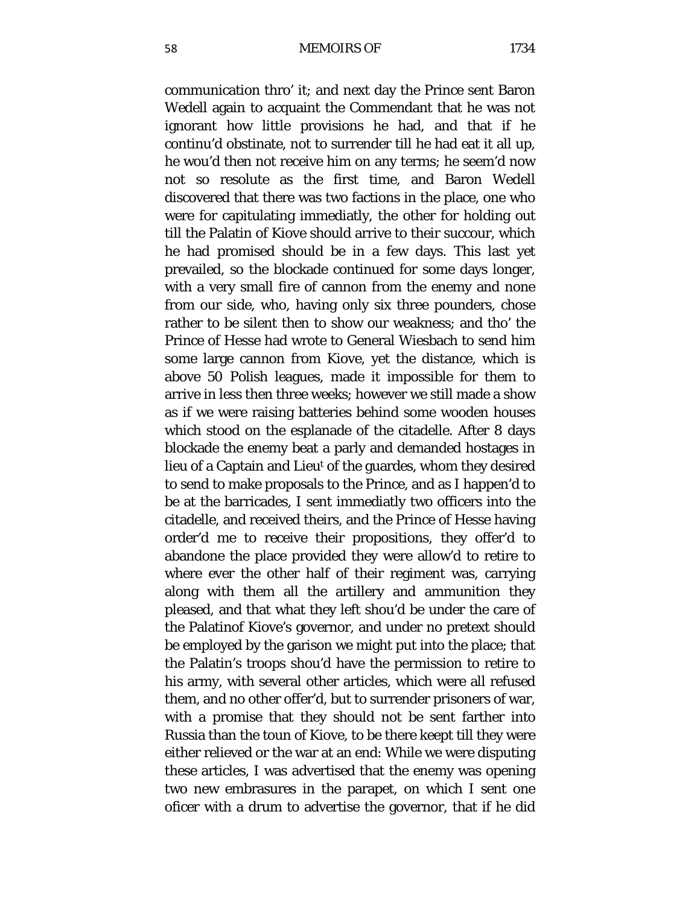communication thro' it; and next day the Prince sent Baron Wedell again to acquaint the Commendant that he was not ignorant how little provisions he had, and that if he continu'd obstinate, not to surrender till he had eat it all up, he wou'd then not receive him on any terms; he seem'd now not so resolute as the first time, and Baron Wedell discovered that there was two factions in the place, one who were for capitulating immediatly, the other for holding out till the Palatin of Kiove should arrive to their succour, which he had promised should be in a few days. This last yet prevailed, so the blockade continued for some days longer, with a very small fire of cannon from the enemy and none from our side, who, having only six three pounders, chose rather to be silent then to show our weakness; and tho' the Prince of Hesse had wrote to General Wiesbach to send him some large cannon from Kiove, yet the distance, which is above 50 Polish leagues, made it impossible for them to arrive in less then three weeks; however we still made a show as if we were raising batteries behind some wooden houses which stood on the esplanade of the citadelle. After 8 days blockade the enemy beat a parly and demanded hostages in lieu of a Captain and Lieu[t] of the guardes, whom they desired to send to make proposals to the Prince, and as I happen'd to be at the barricades, I sent immediatly two officers into the citadelle, and received theirs, and the Prince of Hesse having order'd me to receive their propositions, they offer'd to abandone the place provided they were allow'd to retire to where ever the other half of their regiment was, carrying along with them all the artillery and ammunition they pleased, and that what they left shou'd be under the care of the Palatinof Kiove's governor, and under no pretext should be employed by the garison we might put into the place; that the Palatin's troops shou'd have the permission to retire to his army, with several other articles, which were all refused them, and no other offer'd, but to surrender prisoners of war, with a promise that they should not be sent farther into Russia than the toun of Kiove, to be there keept till they were either relieved or the war at an end: While we were disputing these articles, I was advertised that the enemy was opening two new embrasures in the parapet, on which I sent one oficer with a drum to advertise the governor, that if he did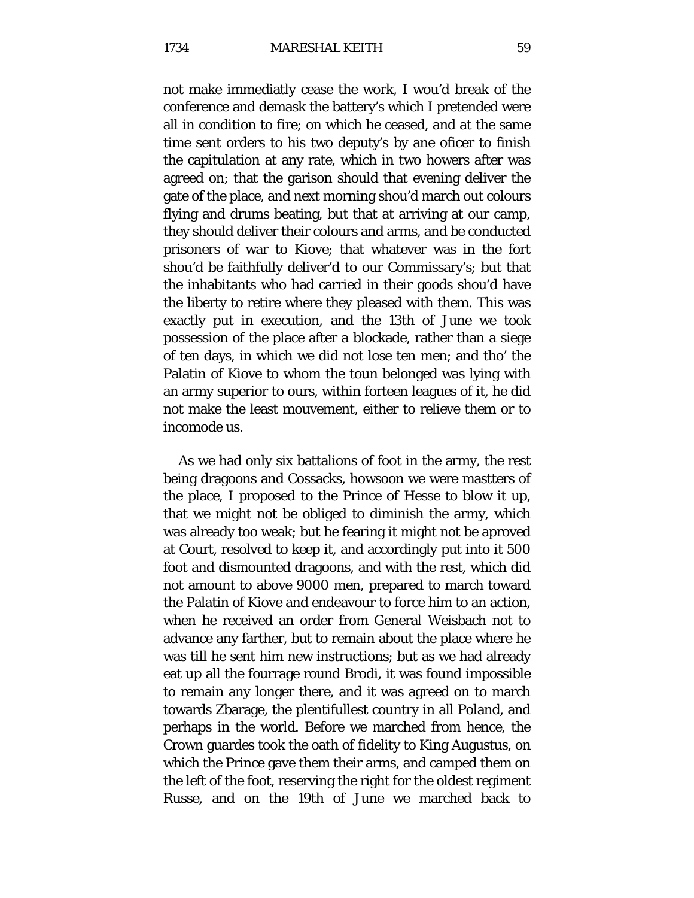not make immediatly cease the work, I wou'd break of the conference and demask the battery's which I pretended were all in condition to fire; on which he ceased, and at the same time sent orders to his two deputy's by ane oficer to finish the capitulation at any rate, which in two howers after was agreed on; that the garison should that evening deliver the gate of the place, and next morning shou'd march out colours flying and drums beating, but that at arriving at our camp, they should deliver their colours and arms, and be conducted prisoners of war to Kiove; that whatever was in the fort shou'd be faithfully deliver'd to our Commissary's; but that the inhabitants who had carried in their goods shou'd have the liberty to retire where they pleased with them. This was exactly put in execution, and the 13th of June we took possession of the place after a blockade, rather than a siege of ten days, in which we did not lose ten men; and tho' the Palatin of Kiove to whom the toun belonged was lying with an army superior to ours, within forteen leagues of it, he did not make the least mouvement, either to relieve them or to incomode us.

As we had only six battalions of foot in the army, the rest being dragoons and Cossacks, howsoon we were mastters of the place, I proposed to the Prince of Hesse to blow it up, that we might not be obliged to diminish the army, which was already too weak; but he fearing it might not be aproved at Court, resolved to keep it, and accordingly put into it 500 foot and dismounted dragoons, and with the rest, which did not amount to above 9000 men, prepared to march toward the Palatin of Kiove and endeavour to force him to an action, when he received an order from General Weisbach not to advance any farther, but to remain about the place where he was till he sent him new instructions; but as we had already eat up all the fourrage round Brodi, it was found impossible to remain any longer there, and it was agreed on to march towards Zbarage, the plentifullest country in all Poland, and perhaps in the world. Before we marched from hence, the Crown guardes took the oath of fidelity to King Augustus, on which the Prince gave them their arms, and camped them on the left of the foot, reserving the right for the oldest regiment Russe, and on the 19th of June we marched back to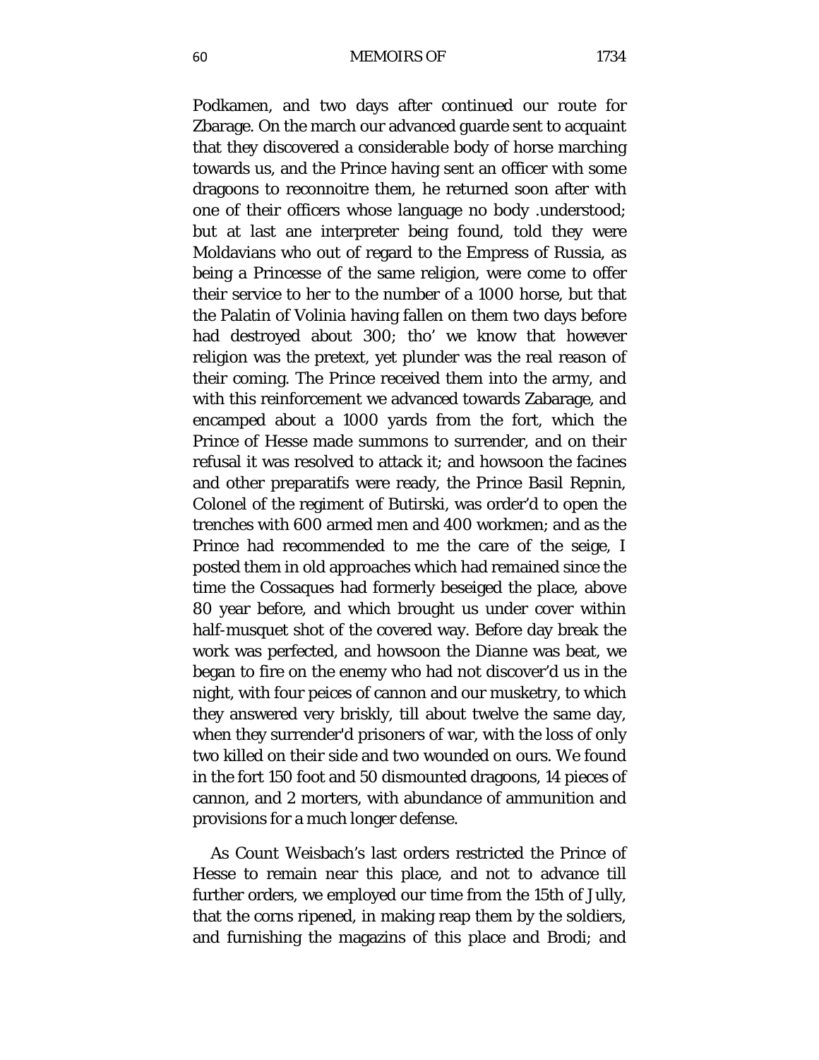Podkamen, and two days after continued our route for Zbarage. On the march our advanced guarde sent to acquaint that they discovered a considerable body of horse marching towards us, and the Prince having sent an officer with some dragoons to reconnoitre them, he returned soon after with one of their officers whose language no body .understood; but at last ane interpreter being found, told they were Moldavians who out of regard to the Empress of Russia, as being a Princesse of the same religion, were come to offer their service to her to the number of a 1000 horse, but that the Palatin of Volinia having fallen on them two days before had destroyed about 300; tho' we know that however religion was the pretext, yet plunder was the real reason of their coming. The Prince received them into the army, and with this reinforcement we advanced towards Zabarage, and encamped about a 1000 yards from the fort, which the Prince of Hesse made summons to surrender, and on their refusal it was resolved to attack it; and howsoon the facines and other preparatifs were ready, the Prince Basil Repnin, Colonel of the regiment of Butirski, was order'd to open the trenches with 600 armed men and 400 workmen; and as the Prince had recommended to me the care of the seige, I posted them in old approaches which had remained since the time the Cossaques had formerly beseiged the place, above 80 year before, and which brought us under cover within half-musquet shot of the covered way. Before day break the work was perfected, and howsoon the Dianne was beat, we began to fire on the enemy who had not discover'd us in the night, with four peices of cannon and our musketry, to which they answered very briskly, till about twelve the same day, when they surrender'd prisoners of war, with the loss of only two killed on their side and two wounded on ours. We found in the fort 150 foot and 50 dismounted dragoons, 14 pieces of cannon, and 2 morters, with abundance of ammunition and provisions for a much longer defense.

As Count Weisbach's last orders restricted the Prince of Hesse to remain near this place, and not to advance till further orders, we employed our time from the 15th of Jully, that the corns ripened, in making reap them by the soldiers, and furnishing the magazins of this place and Brodi; and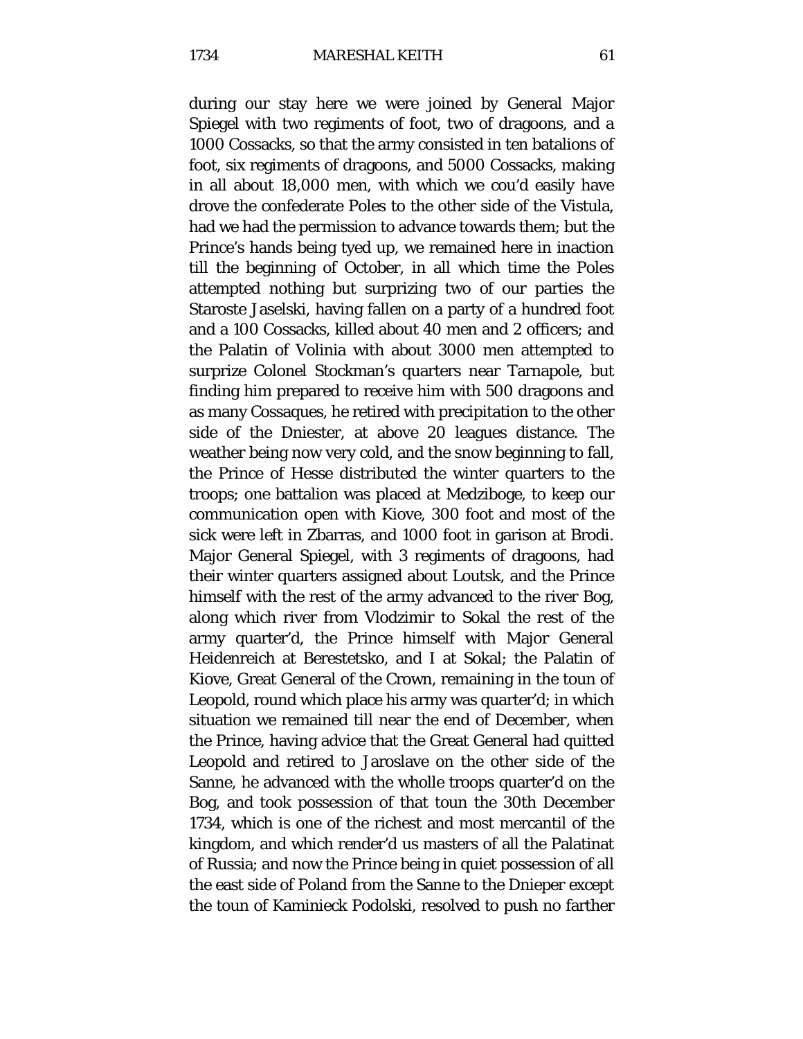during our stay here we were joined by General Major Spiegel with two regiments of foot, two of dragoons, and a 1000 Cossacks, so that the army consisted in ten batalions of foot, six regiments of dragoons, and 5000 Cossacks, making in all about 18,000 men, with which we cou'd easily have drove the confederate Poles to the other side of the Vistula, had we had the permission to advance towards them; but the Prince's hands being tyed up, we remained here in inaction till the beginning of October, in all which time the Poles attempted nothing but surprizing two of our parties the Staroste Jaselski, having fallen on a party of a hundred foot and a 100 Cossacks, killed about 40 men and 2 officers; and the Palatin of Volinia with about 3000 men attempted to surprize Colonel Stockman's quarters near Tarnapole, but finding him prepared to receive him with 500 dragoons and as many Cossaques, he retired with precipitation to the other side of the Dniester, at above 20 leagues distance. The weather being now very cold, and the snow beginning to fall, the Prince of Hesse distributed the winter quarters to the troops; one battalion was placed at Medziboge, to keep our communication open with Kiove, 300 foot and most of the sick were left in Zbarras, and 1000 foot in garison at Brodi. Major General Spiegel, with 3 regiments of dragoons, had their winter quarters assigned about Loutsk, and the Prince himself with the rest of the army advanced to the river Bog, along which river from Vlodzimir to Sokal the rest of the army quarter'd, the Prince himself with Major General Heidenreich at Berestetsko, and I at Sokal; the Palatin of Kiove, Great General of the Crown, remaining in the toun of Leopold, round which place his army was quarter'd; in which situation we remained till near the end of December, when the Prince, having advice that the Great General had quitted Leopold and retired to Jaroslave on the other side of the Sanne, he advanced with the wholle troops quarter'd on the Bog, and took possession of that toun the 30th December 1734, which is one of the richest and most mercantil of the kingdom, and which render'd us masters of all the Palatinat of Russia; and now the Prince being in quiet possession of all the east side of Poland from the Sanne to the Dnieper except the toun of Kaminieck Podolski, resolved to push no farther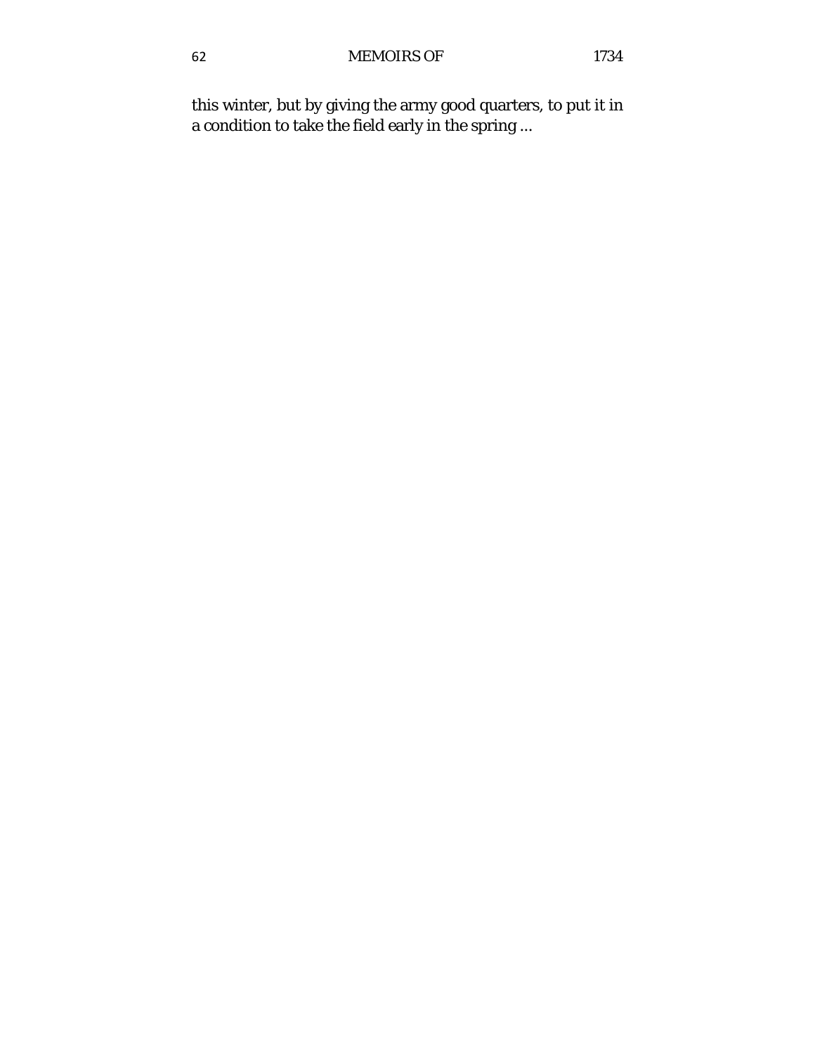this winter, but by giving the army good quarters, to put it in a condition to take the field early in the spring ...